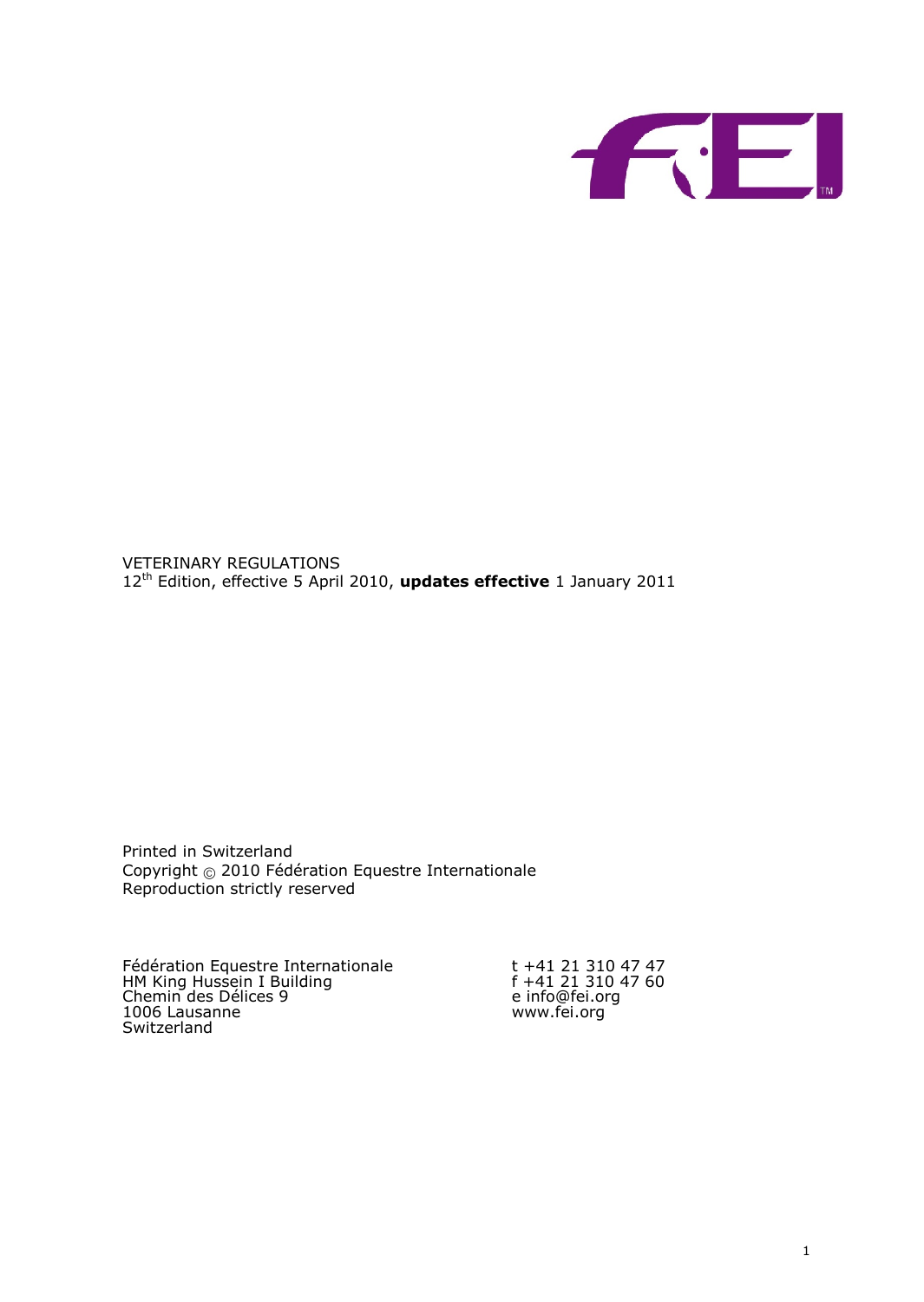VETERINARY REGULATIONS
12th Edition, effective 5 April 2010, **updates effective** 1 January 2011

Printed in Switzerland
Copyright © 2010 Fédération Equestre Internationale
Reproduction strictly reserved

Fédération Equestre Internationale
HM King Hussein I Building
Chemin des Délices 9
1006 Lausanne
Switzerland

t +41 21 310 47 47
f +41 21 310 47 60
e info@fei.org
www.fei.org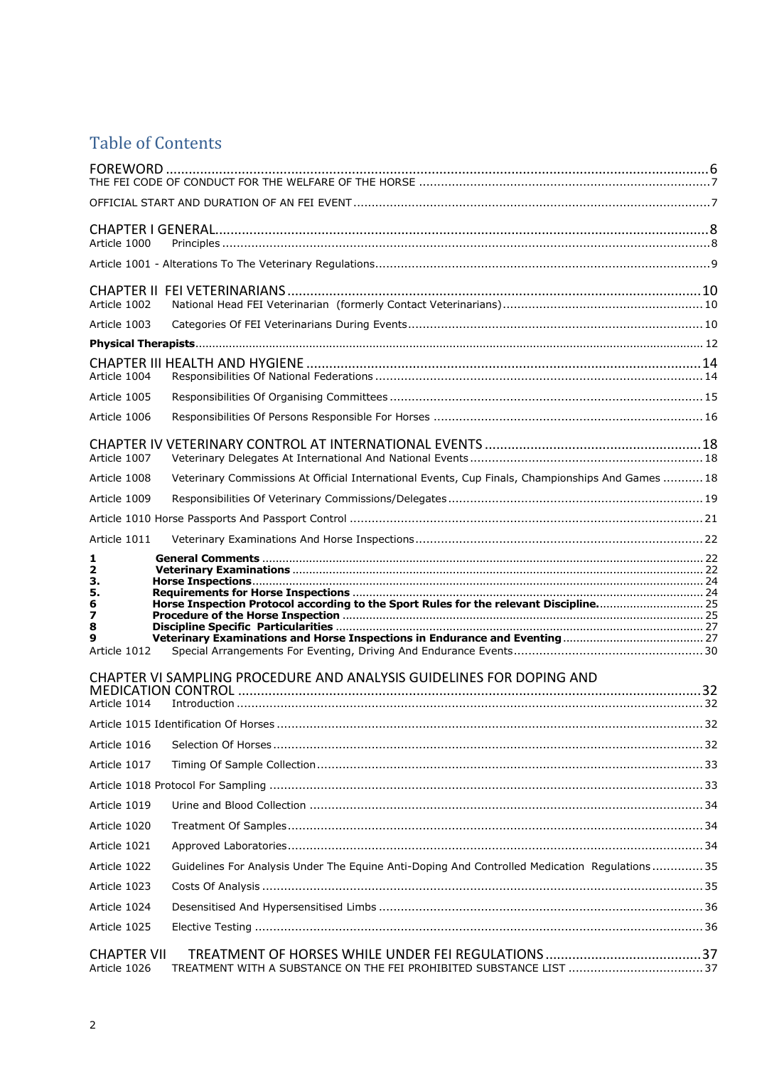# Table of Contents

FOREWORD ........ 6
THE FEI CODE OF CONDUCT FOR THE WELFARE OF THE HORSE ........ 7

OFFICIAL START AND DURATION OF AN FEI EVENT ........ 7

CHAPTER I GENERAL ........ 8
Article 1000 Principles ........ 8

Article 1001 - Alterations To The Veterinary Regulations ........ 9

CHAPTER II FEI VETERINARIANS ........ 10
Article 1002 National Head FEI Veterinarian (formerly Contact Veterinarians) ........ 10

Article 1003 Categories Of FEI Veterinarians During Events ........ 10

**Physical Therapists** ........ 12

CHAPTER III HEALTH AND HYGIENE ........ 14
Article 1004 Responsibilities Of National Federations ........ 14

Article 1005 Responsibilities Of Organising Committees ........ 15

Article 1006 Responsibilities Of Persons Responsible For Horses ........ 16

CHAPTER IV VETERINARY CONTROL AT INTERNATIONAL EVENTS ........ 18
Article 1007 Veterinary Delegates At International And National Events ........ 18

Article 1008 Veterinary Commissions At Official International Events, Cup Finals, Championships And Games ........ 18

Article 1009 Responsibilities Of Veterinary Commissions/Delegates ........ 19

Article 1010 Horse Passports And Passport Control ........ 21

Article 1011 Veterinary Examinations And Horse Inspections ........ 22

**1 General Comments** ........ 22
**2 Veterinary Examinations** ........ 22
**3. Horse Inspections** ........ 24
**5. Requirements for Horse Inspections** ........ 24
**6 Horse Inspection Protocol according to the Sport Rules for the relevant Discipline.** ........ 25
**7 Procedure of the Horse Inspection** ........ 25
**8 Discipline Specific Particularities** ........ 27
**9 Veterinary Examinations and Horse Inspections in Endurance and Eventing** ........ 27
Article 1012 Special Arrangements For Eventing, Driving And Endurance Events ........ 30

CHAPTER VI SAMPLING PROCEDURE AND ANALYSIS GUIDELINES FOR DOPING AND MEDICATION CONTROL ........ 32
Article 1014 Introduction ........ 32

Article 1015 Identification Of Horses ........ 32

Article 1016 Selection Of Horses ........ 32

Article 1017 Timing Of Sample Collection ........ 33

Article 1018 Protocol For Sampling ........ 33

Article 1019 Urine and Blood Collection ........ 34

Article 1020 Treatment Of Samples ........ 34

Article 1021 Approved Laboratories ........ 34

Article 1022 Guidelines For Analysis Under The Equine Anti-Doping And Controlled Medication Regulations ........ 35

Article 1023 Costs Of Analysis ........ 35

Article 1024 Desensitised And Hypersensitised Limbs ........ 36

Article 1025 Elective Testing ........ 36

CHAPTER VII TREATMENT OF HORSES WHILE UNDER FEI REGULATIONS ........ 37
Article 1026 TREATMENT WITH A SUBSTANCE ON THE FEI PROHIBITED SUBSTANCE LIST ........ 37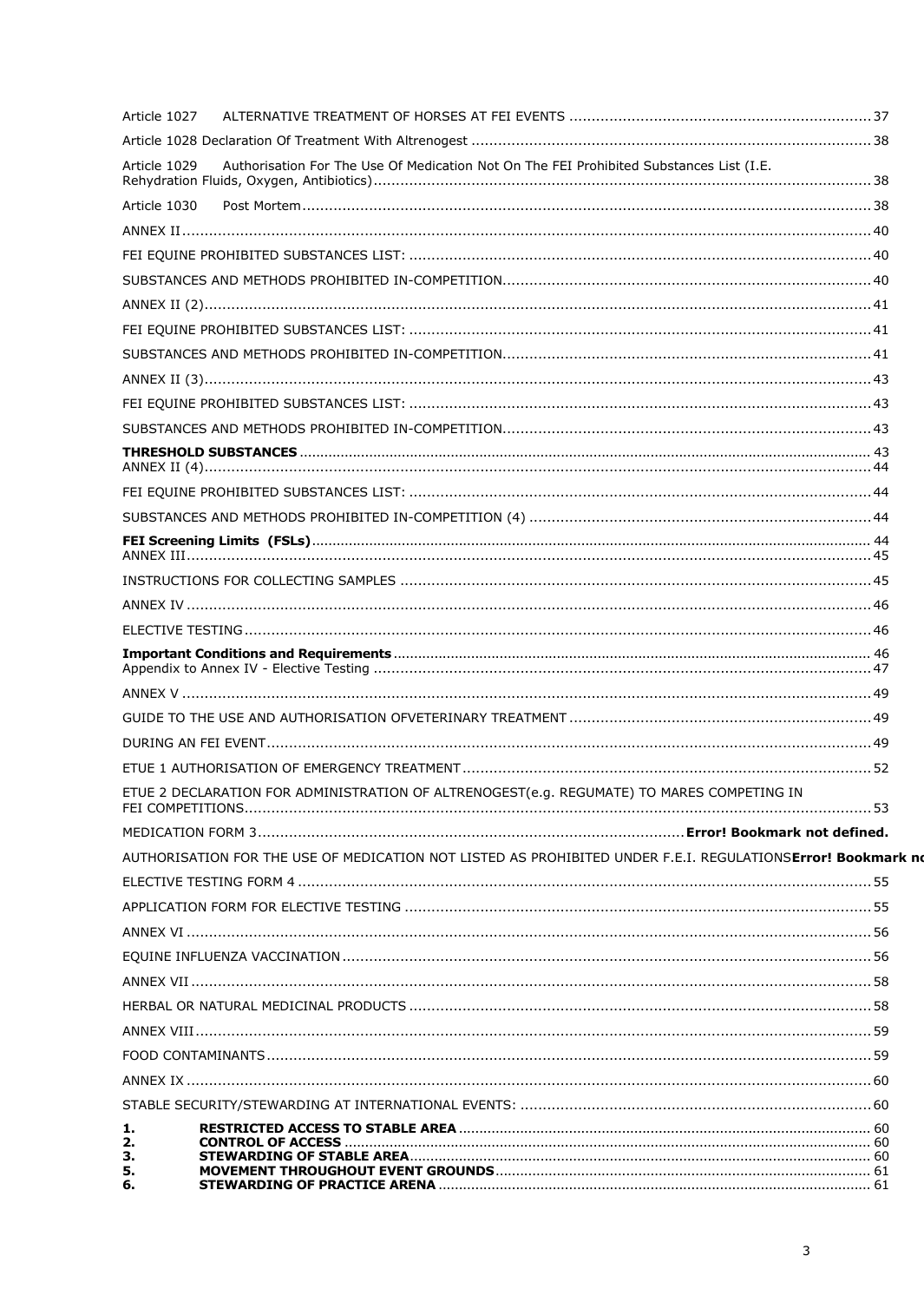Article 1027 ALTERNATIVE TREATMENT OF HORSES AT FEI EVENTS .................................................................. 37

Article 1028 Declaration Of Treatment With Altrenogest ...................................................................................... 38

Article 1029 Authorisation For The Use Of Medication Not On The FEI Prohibited Substances List (I.E. Rehydration Fluids, Oxygen, Antibiotics) ............................................................................................................ 38

Article 1030 Post Mortem ...................................................................................................................... 38

ANNEX II ................................................................................................................................................ 40

FEI EQUINE PROHIBITED SUBSTANCES LIST: ......................................................................................... 40

SUBSTANCES AND METHODS PROHIBITED IN-COMPETITION ..................................................................... 40

ANNEX II (2) ........................................................................................................................................... 41

FEI EQUINE PROHIBITED SUBSTANCES LIST: ......................................................................................... 41

SUBSTANCES AND METHODS PROHIBITED IN-COMPETITION ..................................................................... 41

ANNEX II (3) ........................................................................................................................................... 43

FEI EQUINE PROHIBITED SUBSTANCES LIST: ......................................................................................... 43

SUBSTANCES AND METHODS PROHIBITED IN-COMPETITION ..................................................................... 43

**THRESHOLD SUBSTANCES** ................................................................................................................. 43

ANNEX II (4) ........................................................................................................................................... 44

FEI EQUINE PROHIBITED SUBSTANCES LIST: ......................................................................................... 44

SUBSTANCES AND METHODS PROHIBITED IN-COMPETITION (4) ................................................................ 44

**FEI Screening Limits (FSLs)** ............................................................................................................... 44

ANNEX III ................................................................................................................................................ 45

INSTRUCTIONS FOR COLLECTING SAMPLES ........................................................................................... 45

ANNEX IV ................................................................................................................................................ 46

ELECTIVE TESTING ................................................................................................................................ 46

**Important Conditions and Requirements** ............................................................................................. 46

Appendix to Annex IV - Elective Testing ................................................................................................... 47

ANNEX V ................................................................................................................................................. 49

GUIDE TO THE USE AND AUTHORISATION OFVETERINARY TREATMENT .................................................... 49

DURING AN FEI EVENT ........................................................................................................................... 49

ETUE 1 AUTHORISATION OF EMERGENCY TREATMENT ............................................................................ 52

ETUE 2 DECLARATION FOR ADMINISTRATION OF ALTRENOGEST(e.g. REGUMATE) TO MARES COMPETING IN FEI COMPETITIONS ................................................................................................................................ 53

MEDICATION FORM 3 .......................................................................................... **Error! Bookmark not defined.**

AUTHORISATION FOR THE USE OF MEDICATION NOT LISTED AS PROHIBITED UNDER F.E.I. REGULATIONS**Error! Bookmark nc**

ELECTIVE TESTING FORM 4 .................................................................................................................... 55

APPLICATION FORM FOR ELECTIVE TESTING .......................................................................................... 55

ANNEX VI ................................................................................................................................................ 56

EQUINE INFLUENZA VACCINATION .......................................................................................................... 56

ANNEX VII ............................................................................................................................................... 58

HERBAL OR NATURAL MEDICINAL PRODUCTS .......................................................................................... 58

ANNEX VIII .............................................................................................................................................. 59

FOOD CONTAMINANTS ............................................................................................................................ 59

ANNEX IX ................................................................................................................................................ 60

STABLE SECURITY/STEWARDING AT INTERNATIONAL EVENTS: ................................................................ 60

**1. RESTRICTED ACCESS TO STABLE AREA** ......................................................................................... 60
**2. CONTROL OF ACCESS** ...................................................................................................................... 60
**3. STEWARDING OF STABLE AREA** ....................................................................................................... 60
**5. MOVEMENT THROUGHOUT EVENT GROUNDS** .................................................................................. 61
**6. STEWARDING OF PRACTICE ARENA** ................................................................................................. 61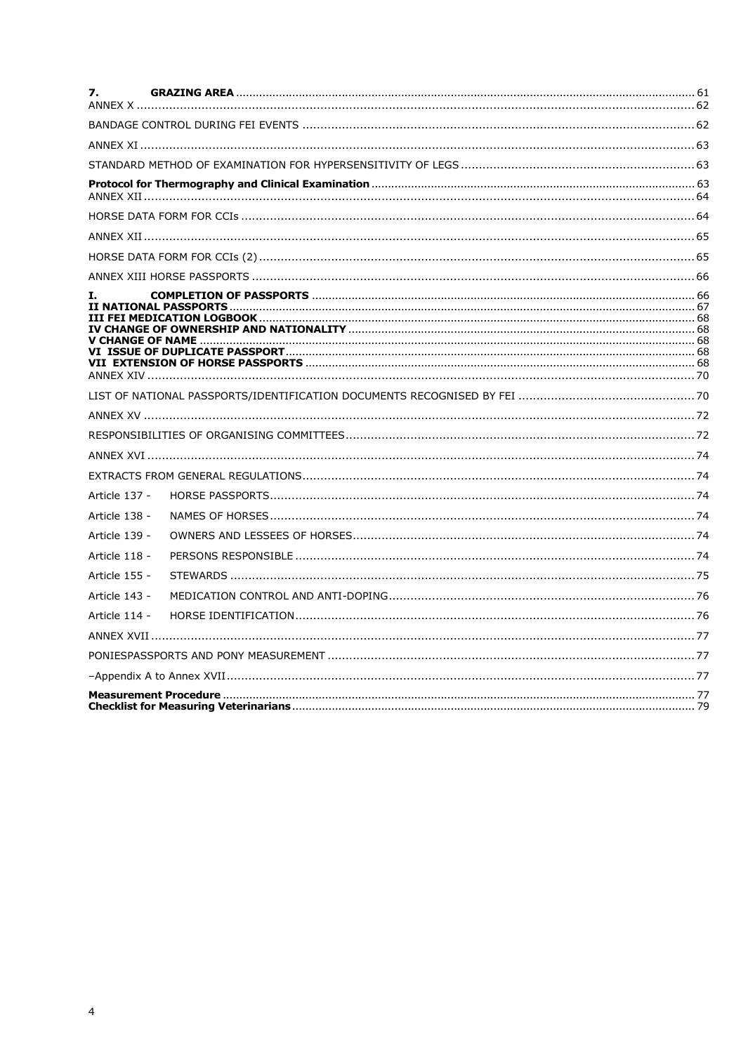**7. GRAZING AREA** ........................................................................................................................................ 61
ANNEX X ........................................................................................................................................................... 62

BANDAGE CONTROL DURING FEI EVENTS ............................................................................................. 62

ANNEX XI ......................................................................................................................................................... 63

STANDARD METHOD OF EXAMINATION FOR HYPERSENSITIVITY OF LEGS ................................................................. 63

**Protocol for Thermography and Clinical Examination** ................................................................................................ 63
ANNEX XII ....................................................................................................................................................... 64

HORSE DATA FORM FOR CCIs ............................................................................................................................. 64

ANNEX XII ....................................................................................................................................................... 65

HORSE DATA FORM FOR CCIs (2) ........................................................................................................................ 65

ANNEX XIII HORSE PASSPORTS .......................................................................................................................... 66

**I. COMPLETION OF PASSPORTS** .................................................................................................................. 66
**II NATIONAL PASSPORTS** ......................................................................................................................... 67
**III FEI MEDICATION LOGBOOK** ................................................................................................................. 68
**IV CHANGE OF OWNERSHIP AND NATIONALITY** ....................................................................................... 68
**V CHANGE OF NAME** ................................................................................................................................... 68
**VI ISSUE OF DUPLICATE PASSPORT** ......................................................................................................... 68
**VII EXTENSION OF HORSE PASSPORTS** ....................................................................................................... 68
ANNEX XIV ...................................................................................................................................................... 70

LIST OF NATIONAL PASSPORTS/IDENTIFICATION DOCUMENTS RECOGNISED BY FEI ................................................. 70

ANNEX XV ........................................................................................................................................................ 72

RESPONSIBILITIES OF ORGANISING COMMITTEES ................................................................................................ 72

ANNEX XVI ...................................................................................................................................................... 74

EXTRACTS FROM GENERAL REGULATIONS ............................................................................................................ 74

Article 137 - HORSE PASSPORTS ...................................................................................................................... 74

Article 138 - NAMES OF HORSES ...................................................................................................................... 74

Article 139 - OWNERS AND LESSEES OF HORSES ............................................................................................... 74

Article 118 - PERSONS RESPONSIBLE ............................................................................................................... 74

Article 155 - STEWARDS ................................................................................................................................. 75

Article 143 - MEDICATION CONTROL AND ANTI-DOPING ..................................................................................... 76

Article 114 - HORSE IDENTIFICATION ............................................................................................................... 76

ANNEX XVII ..................................................................................................................................................... 77

PONIESPASSPORTS AND PONY MEASUREMENT ...................................................................................................... 77

–Appendix A to Annex XVII ................................................................................................................................. 77

**Measurement Procedure** .................................................................................................................................. 77
**Checklist for Measuring Veterinarians** ................................................................................................................ 79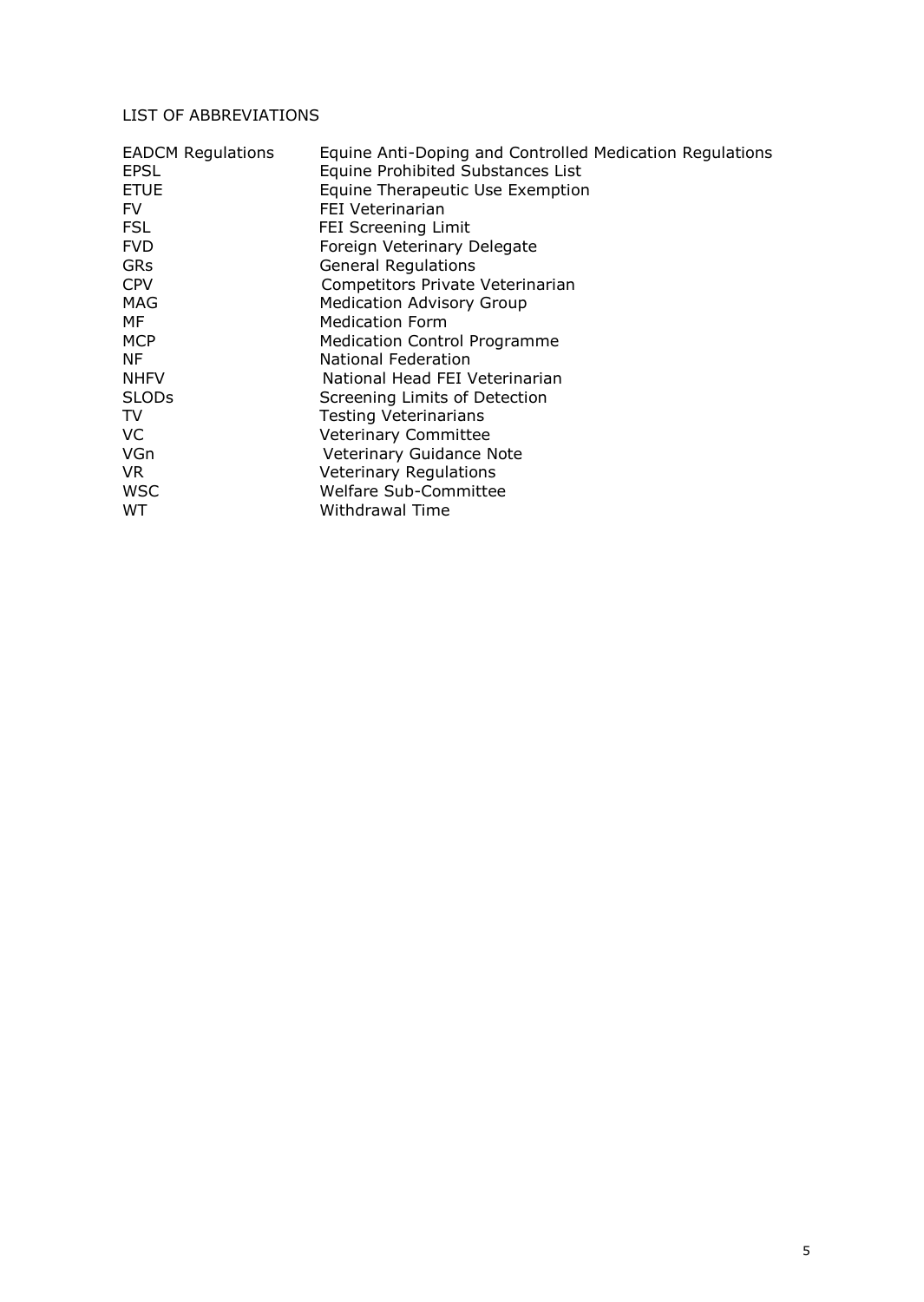## LIST OF ABBREVIATIONS

| | |
|---|---|
| EADCM Regulations | Equine Anti-Doping and Controlled Medication Regulations |
| EPSL | Equine Prohibited Substances List |
| ETUE | Equine Therapeutic Use Exemption |
| FV | FEI Veterinarian |
| FSL | FEI Screening Limit |
| FVD | Foreign Veterinary Delegate |
| GRs | General Regulations |
| CPV | Competitors Private Veterinarian |
| MAG | Medication Advisory Group |
| MF | Medication Form |
| MCP | Medication Control Programme |
| NF | National Federation |
| NHFV | National Head FEI Veterinarian |
| SLODs | Screening Limits of Detection |
| TV | Testing Veterinarians |
| VC | Veterinary Committee |
| VGn | Veterinary Guidance Note |
| VR | Veterinary Regulations |
| WSC | Welfare Sub-Committee |
| WT | Withdrawal Time |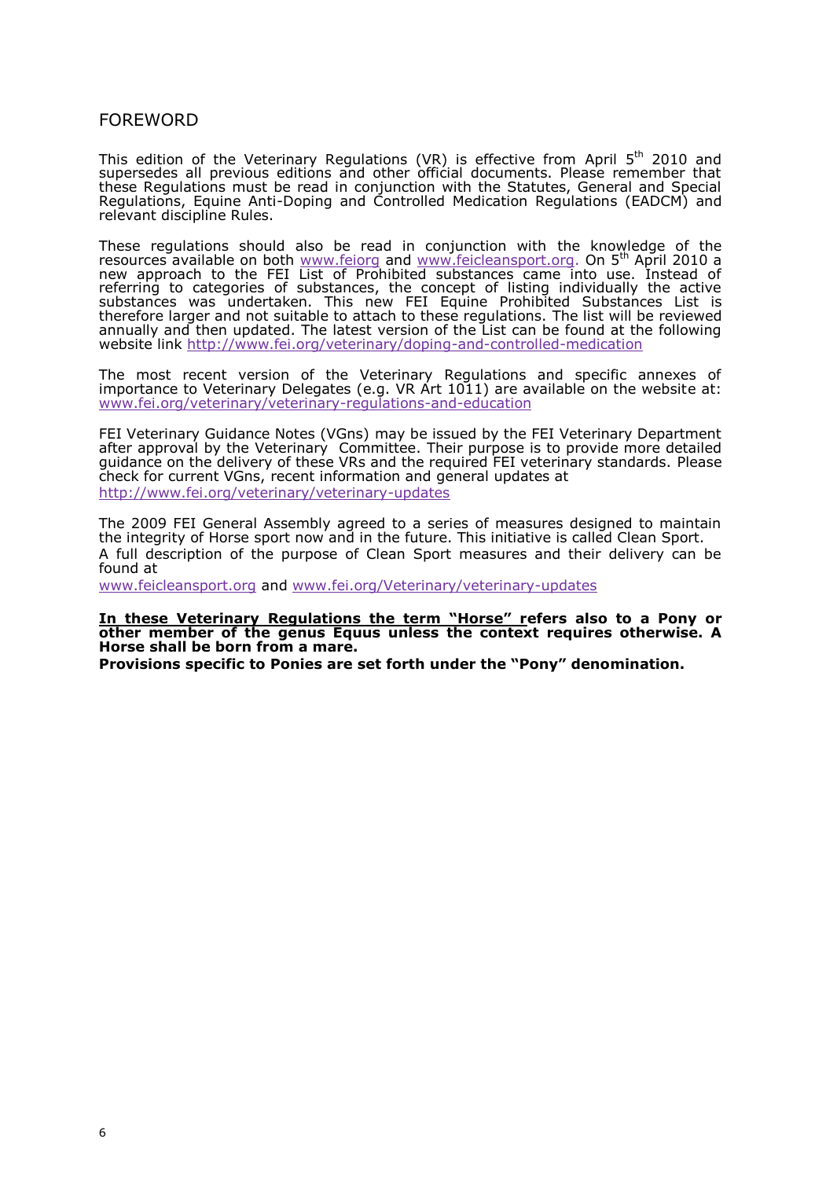# FOREWORD

This edition of the Veterinary Regulations (VR) is effective from April 5th 2010 and supersedes all previous editions and other official documents. Please remember that these Regulations must be read in conjunction with the Statutes, General and Special Regulations, Equine Anti-Doping and Controlled Medication Regulations (EADCM) and relevant discipline Rules.

These regulations should also be read in conjunction with the knowledge of the resources available on both www.feiorg and www.feicleansport.org. On 5th April 2010 a new approach to the FEI List of Prohibited substances came into use. Instead of referring to categories of substances, the concept of listing individually the active substances was undertaken. This new FEI Equine Prohibited Substances List is therefore larger and not suitable to attach to these regulations. The list will be reviewed annually and then updated. The latest version of the List can be found at the following website link http://www.fei.org/veterinary/doping-and-controlled-medication

The most recent version of the Veterinary Regulations and specific annexes of importance to Veterinary Delegates (e.g. VR Art 1011) are available on the website at: www.fei.org/veterinary/veterinary-regulations-and-education

FEI Veterinary Guidance Notes (VGns) may be issued by the FEI Veterinary Department after approval by the Veterinary Committee. Their purpose is to provide more detailed guidance on the delivery of these VRs and the required FEI veterinary standards. Please check for current VGns, recent information and general updates at http://www.fei.org/veterinary/veterinary-updates

The 2009 FEI General Assembly agreed to a series of measures designed to maintain the integrity of Horse sport now and in the future. This initiative is called Clean Sport.
A full description of the purpose of Clean Sport measures and their delivery can be found at
www.feicleansport.org and www.fei.org/Veterinary/veterinary-updates

**In these Veterinary Regulations the term "Horse" refers also to a Pony or other member of the genus Equus unless the context requires otherwise. A Horse shall be born from a mare.**
**Provisions specific to Ponies are set forth under the "Pony" denomination.**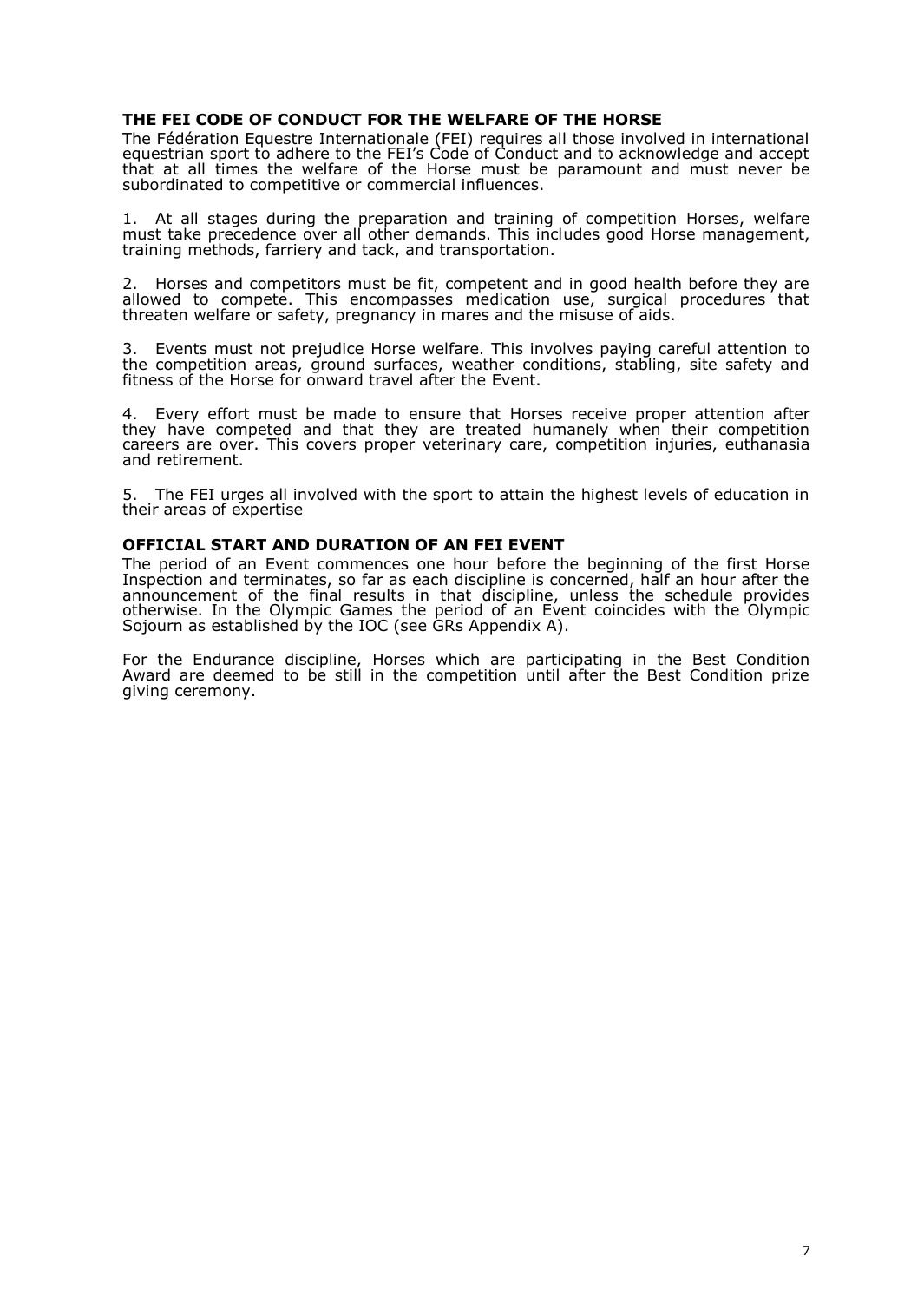## THE FEI CODE OF CONDUCT FOR THE WELFARE OF THE HORSE

The Fédération Equestre Internationale (FEI) requires all those involved in international equestrian sport to adhere to the FEI's Code of Conduct and to acknowledge and accept that at all times the welfare of the Horse must be paramount and must never be subordinated to competitive or commercial influences.

1. At all stages during the preparation and training of competition Horses, welfare must take precedence over all other demands. This includes good Horse management, training methods, farriery and tack, and transportation.

2. Horses and competitors must be fit, competent and in good health before they are allowed to compete. This encompasses medication use, surgical procedures that threaten welfare or safety, pregnancy in mares and the misuse of aids.

3. Events must not prejudice Horse welfare. This involves paying careful attention to the competition areas, ground surfaces, weather conditions, stabling, site safety and fitness of the Horse for onward travel after the Event.

4. Every effort must be made to ensure that Horses receive proper attention after they have competed and that they are treated humanely when their competition careers are over. This covers proper veterinary care, competition injuries, euthanasia and retirement.

5. The FEI urges all involved with the sport to attain the highest levels of education in their areas of expertise

## OFFICIAL START AND DURATION OF AN FEI EVENT

The period of an Event commences one hour before the beginning of the first Horse Inspection and terminates, so far as each discipline is concerned, half an hour after the announcement of the final results in that discipline, unless the schedule provides otherwise. In the Olympic Games the period of an Event coincides with the Olympic Sojourn as established by the IOC (see GRs Appendix A).

For the Endurance discipline, Horses which are participating in the Best Condition Award are deemed to be still in the competition until after the Best Condition prize giving ceremony.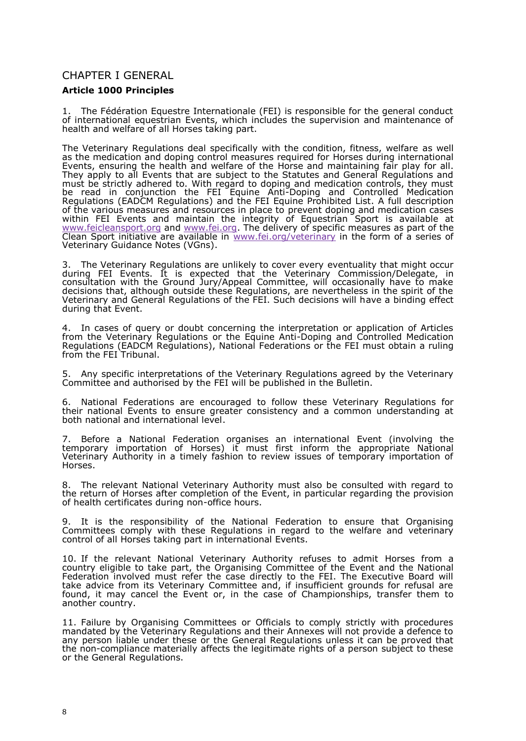# CHAPTER I GENERAL

## Article 1000 Principles

1. The Fédération Equestre Internationale (FEI) is responsible for the general conduct of international equestrian Events, which includes the supervision and maintenance of health and welfare of all Horses taking part.

The Veterinary Regulations deal specifically with the condition, fitness, welfare as well as the medication and doping control measures required for Horses during international Events, ensuring the health and welfare of the Horse and maintaining fair play for all. They apply to all Events that are subject to the Statutes and General Regulations and must be strictly adhered to. With regard to doping and medication controls, they must be read in conjunction the FEI Equine Anti-Doping and Controlled Medication Regulations (EADCM Regulations) and the FEI Equine Prohibited List. A full description of the various measures and resources in place to prevent doping and medication cases within FEI Events and maintain the integrity of Equestrian Sport is available at www.feicleansport.org and www.fei.org. The delivery of specific measures as part of the Clean Sport initiative are available in www.fei.org/veterinary in the form of a series of Veterinary Guidance Notes (VGns).

3. The Veterinary Regulations are unlikely to cover every eventuality that might occur during FEI Events. It is expected that the Veterinary Commission/Delegate, in consultation with the Ground Jury/Appeal Committee, will occasionally have to make decisions that, although outside these Regulations, are nevertheless in the spirit of the Veterinary and General Regulations of the FEI. Such decisions will have a binding effect during that Event.

4. In cases of query or doubt concerning the interpretation or application of Articles from the Veterinary Regulations or the Equine Anti-Doping and Controlled Medication Regulations (EADCM Regulations), National Federations or the FEI must obtain a ruling from the FEI Tribunal.

5. Any specific interpretations of the Veterinary Regulations agreed by the Veterinary Committee and authorised by the FEI will be published in the Bulletin.

6. National Federations are encouraged to follow these Veterinary Regulations for their national Events to ensure greater consistency and a common understanding at both national and international level.

7. Before a National Federation organises an international Event (involving the temporary importation of Horses) it must first inform the appropriate National Veterinary Authority in a timely fashion to review issues of temporary importation of Horses.

8. The relevant National Veterinary Authority must also be consulted with regard to the return of Horses after completion of the Event, in particular regarding the provision of health certificates during non-office hours.

9. It is the responsibility of the National Federation to ensure that Organising Committees comply with these Regulations in regard to the welfare and veterinary control of all Horses taking part in international Events.

10. If the relevant National Veterinary Authority refuses to admit Horses from a country eligible to take part, the Organising Committee of the Event and the National Federation involved must refer the case directly to the FEI. The Executive Board will take advice from its Veterinary Committee and, if insufficient grounds for refusal are found, it may cancel the Event or, in the case of Championships, transfer them to another country.

11. Failure by Organising Committees or Officials to comply strictly with procedures mandated by the Veterinary Regulations and their Annexes will not provide a defence to any person liable under these or the General Regulations unless it can be proved that the non-compliance materially affects the legitimate rights of a person subject to these or the General Regulations.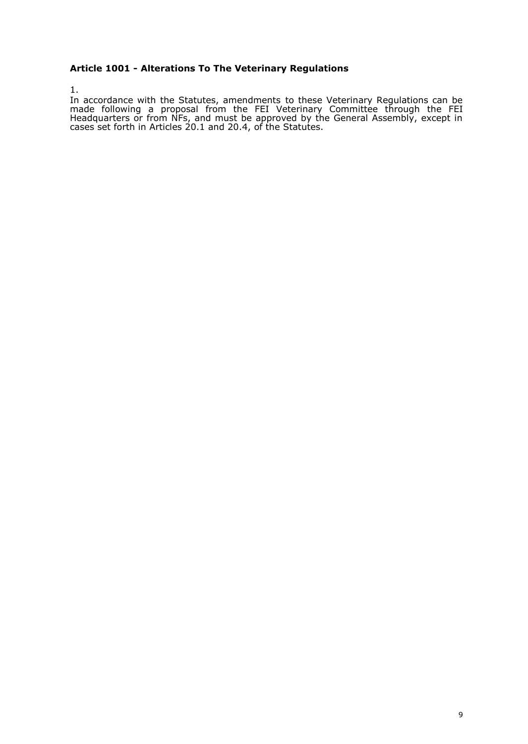### Article 1001 - Alterations To The Veterinary Regulations

1.

In accordance with the Statutes, amendments to these Veterinary Regulations can be made following a proposal from the FEI Veterinary Committee through the FEI Headquarters or from NFs, and must be approved by the General Assembly, except in cases set forth in Articles 20.1 and 20.4, of the Statutes.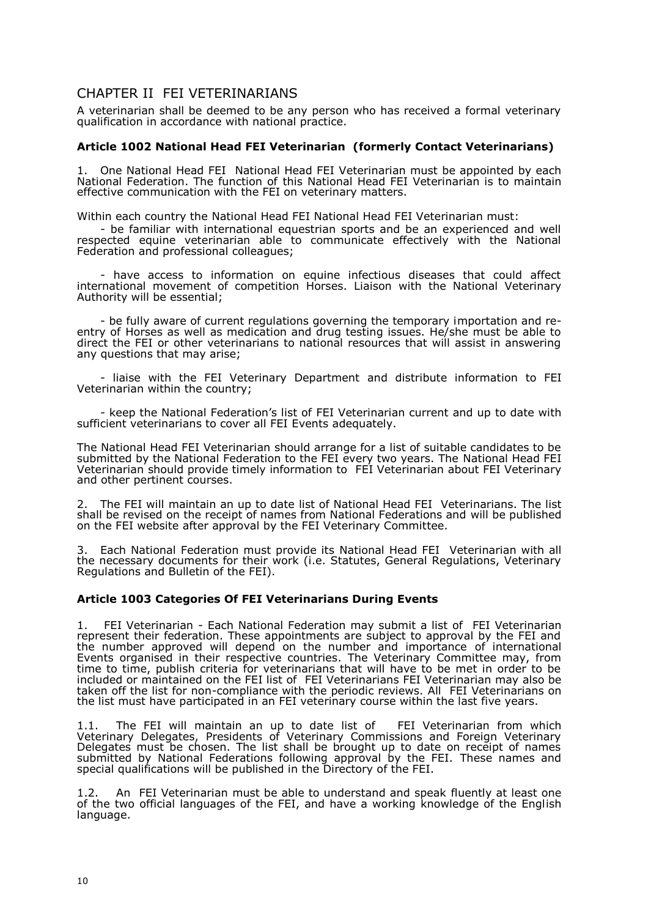## CHAPTER II FEI VETERINARIANS

A veterinarian shall be deemed to be any person who has received a formal veterinary qualification in accordance with national practice.

### Article 1002 National Head FEI Veterinarian (formerly Contact Veterinarians)

1. One National Head FEI National Head FEI Veterinarian must be appointed by each National Federation. The function of this National Head FEI Veterinarian is to maintain effective communication with the FEI on veterinary matters.

Within each country the National Head FEI National Head FEI Veterinarian must:

- be familiar with international equestrian sports and be an experienced and well respected equine veterinarian able to communicate effectively with the National Federation and professional colleagues;

- have access to information on equine infectious diseases that could affect international movement of competition Horses. Liaison with the National Veterinary Authority will be essential;

- be fully aware of current regulations governing the temporary importation and re-entry of Horses as well as medication and drug testing issues. He/she must be able to direct the FEI or other veterinarians to national resources that will assist in answering any questions that may arise;

- liaise with the FEI Veterinary Department and distribute information to FEI Veterinarian within the country;

- keep the National Federation's list of FEI Veterinarian current and up to date with sufficient veterinarians to cover all FEI Events adequately.

The National Head FEI Veterinarian should arrange for a list of suitable candidates to be submitted by the National Federation to the FEI every two years. The National Head FEI Veterinarian should provide timely information to FEI Veterinarian about FEI Veterinary and other pertinent courses.

2. The FEI will maintain an up to date list of National Head FEI Veterinarians. The list shall be revised on the receipt of names from National Federations and will be published on the FEI website after approval by the FEI Veterinary Committee.

3. Each National Federation must provide its National Head FEI Veterinarian with all the necessary documents for their work (i.e. Statutes, General Regulations, Veterinary Regulations and Bulletin of the FEI).

### Article 1003 Categories Of FEI Veterinarians During Events

1. FEI Veterinarian - Each National Federation may submit a list of FEI Veterinarian represent their federation. These appointments are subject to approval by the FEI and the number approved will depend on the number and importance of international Events organised in their respective countries. The Veterinary Committee may, from time to time, publish criteria for veterinarians that will have to be met in order to be included or maintained on the FEI list of FEI Veterinarians FEI Veterinarian may also be taken off the list for non-compliance with the periodic reviews. All FEI Veterinarians on the list must have participated in an FEI veterinary course within the last five years.

1.1. The FEI will maintain an up to date list of FEI Veterinarian from which Veterinary Delegates, Presidents of Veterinary Commissions and Foreign Veterinary Delegates must be chosen. The list shall be brought up to date on receipt of names submitted by National Federations following approval by the FEI. These names and special qualifications will be published in the Directory of the FEI.

1.2. An FEI Veterinarian must be able to understand and speak fluently at least one of the two official languages of the FEI, and have a working knowledge of the English language.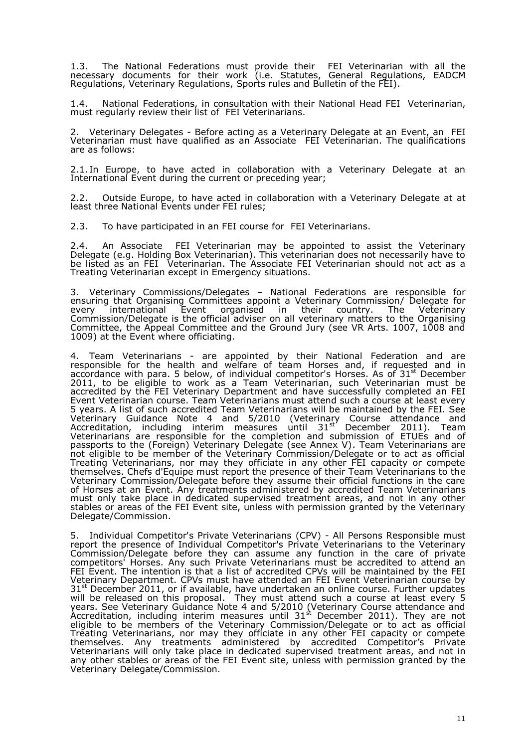1.3. The National Federations must provide their FEI Veterinarian with all the necessary documents for their work (i.e. Statutes, General Regulations, EADCM Regulations, Veterinary Regulations, Sports rules and Bulletin of the FEI).

1.4. National Federations, in consultation with their National Head FEI Veterinarian, must regularly review their list of FEI Veterinarians.

2. Veterinary Delegates - Before acting as a Veterinary Delegate at an Event, an FEI Veterinarian must have qualified as an Associate FEI Veterinarian. The qualifications are as follows:

2.1. In Europe, to have acted in collaboration with a Veterinary Delegate at an International Event during the current or preceding year;

2.2. Outside Europe, to have acted in collaboration with a Veterinary Delegate at at least three National Events under FEI rules;

2.3. To have participated in an FEI course for FEI Veterinarians.

2.4. An Associate FEI Veterinarian may be appointed to assist the Veterinary Delegate (e.g. Holding Box Veterinarian). This veterinarian does not necessarily have to be listed as an FEI Veterinarian. The Associate FEI Veterinarian should not act as a Treating Veterinarian except in Emergency situations.

3. Veterinary Commissions/Delegates – National Federations are responsible for ensuring that Organising Committees appoint a Veterinary Commission/ Delegate for every international Event organised in their country. The Veterinary Commission/Delegate is the official adviser on all veterinary matters to the Organising Committee, the Appeal Committee and the Ground Jury (see VR Arts. 1007, 1008 and 1009) at the Event where officiating.

4. Team Veterinarians - are appointed by their National Federation and are responsible for the health and welfare of team Horses and, if requested and in accordance with para. 5 below, of individual competitor's Horses. As of 31st December 2011, to be eligible to work as a Team Veterinarian, such Veterinarian must be accredited by the FEI Veterinary Department and have successfully completed an FEI Event Veterinarian course. Team Veterinarians must attend such a course at least every 5 years. A list of such accredited Team Veterinarians will be maintained by the FEI. See Veterinary Guidance Note 4 and 5/2010 (Veterinary Course attendance and Accreditation, including interim measures until 31st December 2011). Team Veterinarians are responsible for the completion and submission of ETUEs and of passports to the (Foreign) Veterinary Delegate (see Annex V). Team Veterinarians are not eligible to be member of the Veterinary Commission/Delegate or to act as official Treating Veterinarians, nor may they officiate in any other FEI capacity or compete themselves. Chefs d'Equipe must report the presence of their Team Veterinarians to the Veterinary Commission/Delegate before they assume their official functions in the care of Horses at an Event. Any treatments administered by accredited Team Veterinarians must only take place in dedicated supervised treatment areas, and not in any other stables or areas of the FEI Event site, unless with permission granted by the Veterinary Delegate/Commission.

5. Individual Competitor's Private Veterinarians (CPV) - All Persons Responsible must report the presence of Individual Competitor's Private Veterinarians to the Veterinary Commission/Delegate before they can assume any function in the care of private competitors' Horses. Any such Private Veterinarians must be accredited to attend an FEI Event. The intention is that a list of accredited CPVs will be maintained by the FEI Veterinary Department. CPVs must have attended an FEI Event Veterinarian course by 31st December 2011, or if available, have undertaken an online course. Further updates will be released on this proposal. They must attend such a course at least every 5 years. See Veterinary Guidance Note 4 and 5/2010 (Veterinary Course attendance and Accreditation, including interim measures until 31st December 2011). They are not eligible to be members of the Veterinary Commission/Delegate or to act as official Treating Veterinarians, nor may they officiate in any other FEI capacity or compete themselves. Any treatments administered by accredited Competitor's Private Veterinarians will only take place in dedicated supervised treatment areas, and not in any other stables or areas of the FEI Event site, unless with permission granted by the Veterinary Delegate/Commission.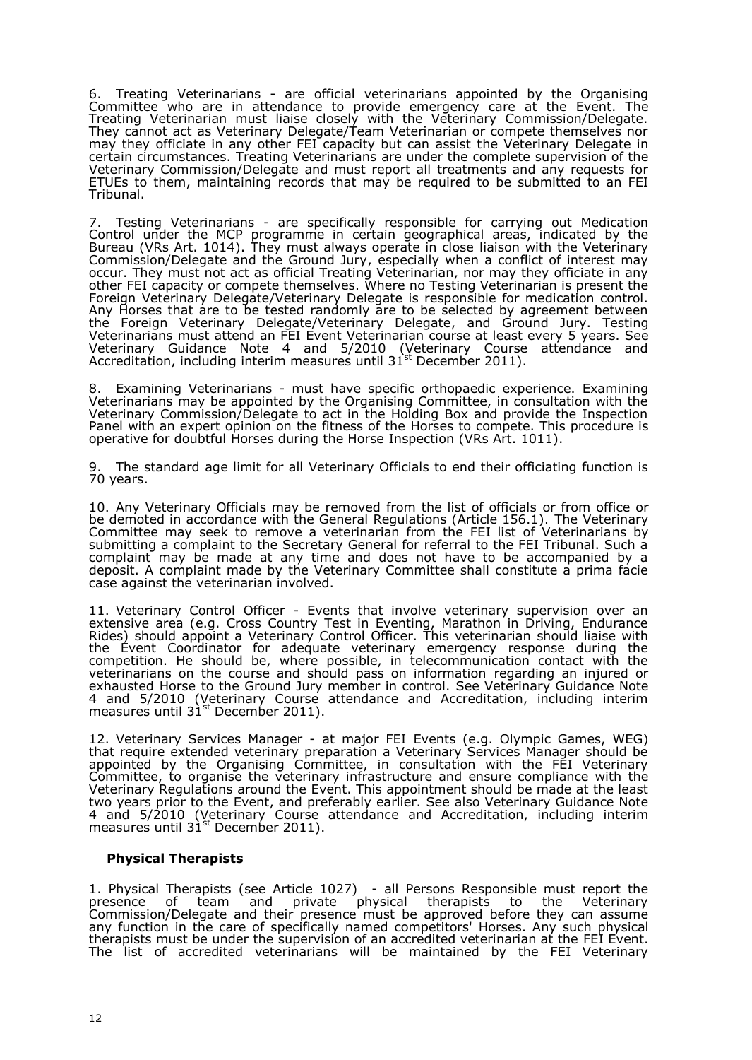6. Treating Veterinarians - are official veterinarians appointed by the Organising Committee who are in attendance to provide emergency care at the Event. The Treating Veterinarian must liaise closely with the Veterinary Commission/Delegate. They cannot act as Veterinary Delegate/Team Veterinarian or compete themselves nor may they officiate in any other FEI capacity but can assist the Veterinary Delegate in certain circumstances. Treating Veterinarians are under the complete supervision of the Veterinary Commission/Delegate and must report all treatments and any requests for ETUEs to them, maintaining records that may be required to be submitted to an FEI Tribunal.

7. Testing Veterinarians - are specifically responsible for carrying out Medication Control under the MCP programme in certain geographical areas, indicated by the Bureau (VRs Art. 1014). They must always operate in close liaison with the Veterinary Commission/Delegate and the Ground Jury, especially when a conflict of interest may occur. They must not act as official Treating Veterinarian, nor may they officiate in any other FEI capacity or compete themselves. Where no Testing Veterinarian is present the Foreign Veterinary Delegate/Veterinary Delegate is responsible for medication control. Any Horses that are to be tested randomly are to be selected by agreement between the Foreign Veterinary Delegate/Veterinary Delegate, and Ground Jury. Testing Veterinarians must attend an FEI Event Veterinarian course at least every 5 years. See Veterinary Guidance Note 4 and 5/2010 (Veterinary Course attendance and Accreditation, including interim measures until 31st December 2011).

8. Examining Veterinarians - must have specific orthopaedic experience. Examining Veterinarians may be appointed by the Organising Committee, in consultation with the Veterinary Commission/Delegate to act in the Holding Box and provide the Inspection Panel with an expert opinion on the fitness of the Horses to compete. This procedure is operative for doubtful Horses during the Horse Inspection (VRs Art. 1011).

9. The standard age limit for all Veterinary Officials to end their officiating function is 70 years.

10. Any Veterinary Officials may be removed from the list of officials or from office or be demoted in accordance with the General Regulations (Article 156.1). The Veterinary Committee may seek to remove a veterinarian from the FEI list of Veterinarians by submitting a complaint to the Secretary General for referral to the FEI Tribunal. Such a complaint may be made at any time and does not have to be accompanied by a deposit. A complaint made by the Veterinary Committee shall constitute a prima facie case against the veterinarian involved.

11. Veterinary Control Officer - Events that involve veterinary supervision over an extensive area (e.g. Cross Country Test in Eventing, Marathon in Driving, Endurance Rides) should appoint a Veterinary Control Officer. This veterinarian should liaise with the Event Coordinator for adequate veterinary emergency response during the competition. He should be, where possible, in telecommunication contact with the veterinarians on the course and should pass on information regarding an injured or exhausted Horse to the Ground Jury member in control. See Veterinary Guidance Note 4 and 5/2010 (Veterinary Course attendance and Accreditation, including interim measures until 31st December 2011).

12. Veterinary Services Manager - at major FEI Events (e.g. Olympic Games, WEG) that require extended veterinary preparation a Veterinary Services Manager should be appointed by the Organising Committee, in consultation with the FEI Veterinary Committee, to organise the veterinary infrastructure and ensure compliance with the Veterinary Regulations around the Event. This appointment should be made at the least two years prior to the Event, and preferably earlier. See also Veterinary Guidance Note 4 and 5/2010 (Veterinary Course attendance and Accreditation, including interim measures until 31st December 2011).

**Physical Therapists**

1. Physical Therapists (see Article 1027) - all Persons Responsible must report the presence of team and private physical therapists to the Veterinary Commission/Delegate and their presence must be approved before they can assume any function in the care of specifically named competitors' Horses. Any such physical therapists must be under the supervision of an accredited veterinarian at the FEI Event. The list of accredited veterinarians will be maintained by the FEI Veterinary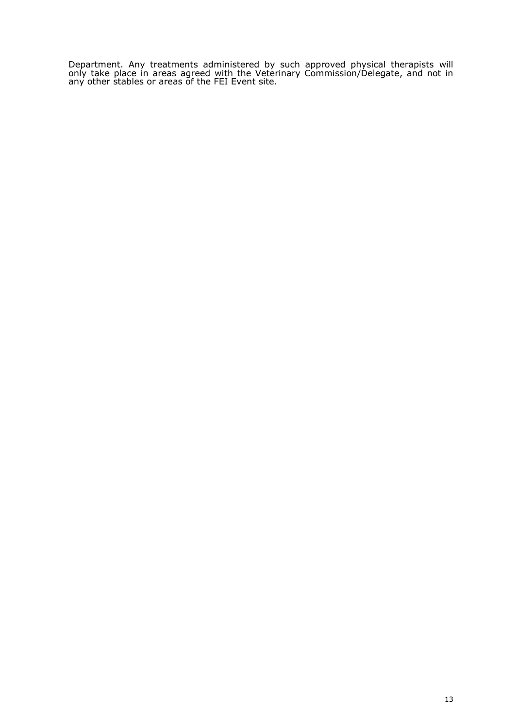Department. Any treatments administered by such approved physical therapists will only take place in areas agreed with the Veterinary Commission/Delegate, and not in any other stables or areas of the FEI Event site.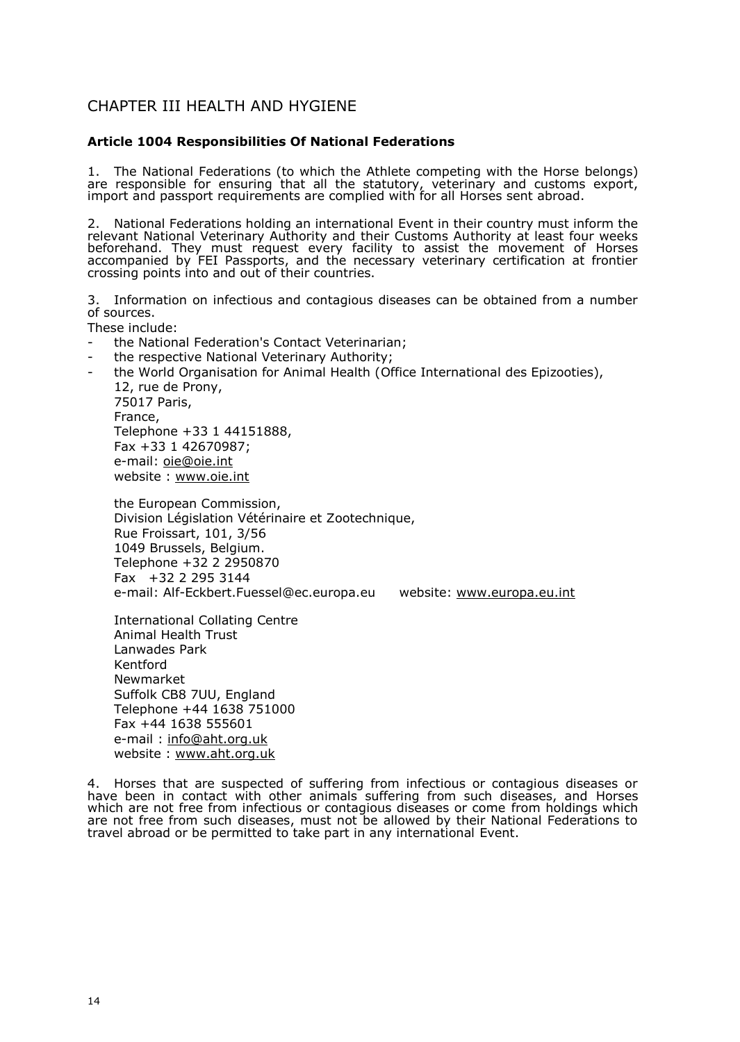## CHAPTER III HEALTH AND HYGIENE

### Article 1004 Responsibilities Of National Federations

1. The National Federations (to which the Athlete competing with the Horse belongs) are responsible for ensuring that all the statutory, veterinary and customs export, import and passport requirements are complied with for all Horses sent abroad.

2. National Federations holding an international Event in their country must inform the relevant National Veterinary Authority and their Customs Authority at least four weeks beforehand. They must request every facility to assist the movement of Horses accompanied by FEI Passports, and the necessary veterinary certification at frontier crossing points into and out of their countries.

3. Information on infectious and contagious diseases can be obtained from a number of sources.

These include:

- the National Federation's Contact Veterinarian;
- the respective National Veterinary Authority;
- the World Organisation for Animal Health (Office International des Epizooties),
  12, rue de Prony,
  75017 Paris,
  France,
  Telephone +33 1 44151888,
  Fax +33 1 42670987;
  e-mail: oie@oie.int
  website : www.oie.int

  the European Commission,
  Division Législation Vétérinaire et Zootechnique,
  Rue Froissart, 101, 3/56
  1049 Brussels, Belgium.
  Telephone +32 2 2950870
  Fax +32 2 295 3144
  e-mail: Alf-Eckbert.Fuessel@ec.europa.eu website: www.europa.eu.int

  International Collating Centre
  Animal Health Trust
  Lanwades Park
  Kentford
  Newmarket
  Suffolk CB8 7UU, England
  Telephone +44 1638 751000
  Fax +44 1638 555601
  e-mail : info@aht.org.uk
  website : www.aht.org.uk

4. Horses that are suspected of suffering from infectious or contagious diseases or have been in contact with other animals suffering from such diseases, and Horses which are not free from infectious or contagious diseases or come from holdings which are not free from such diseases, must not be allowed by their National Federations to travel abroad or be permitted to take part in any international Event.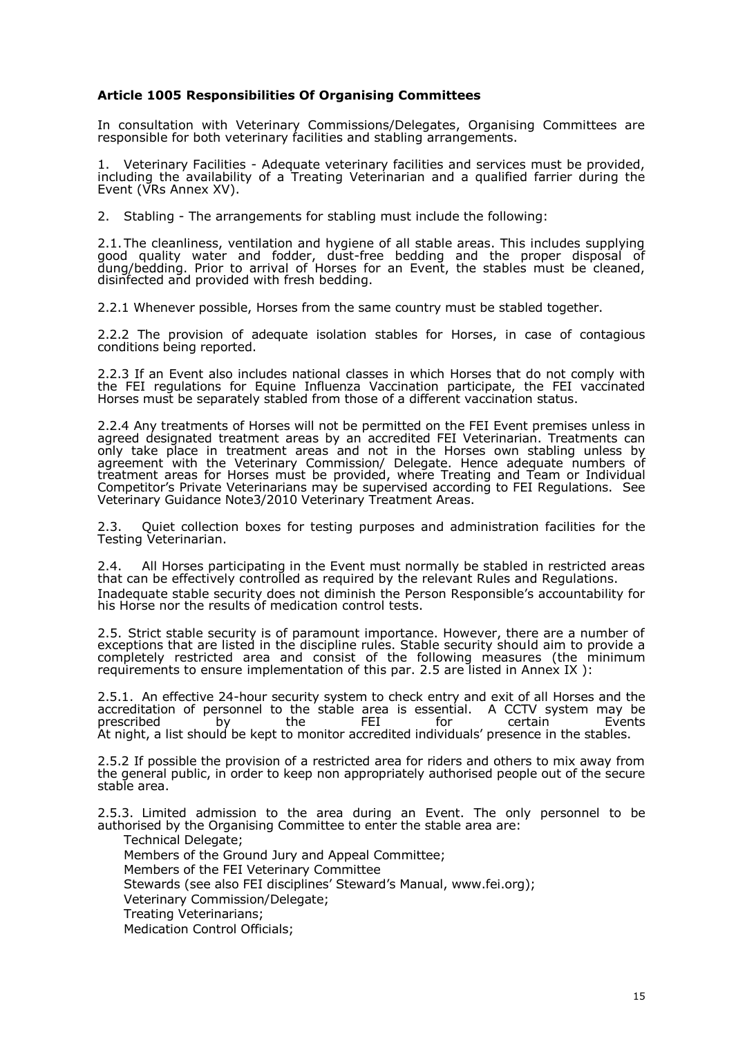**Article 1005 Responsibilities Of Organising Committees**

In consultation with Veterinary Commissions/Delegates, Organising Committees are responsible for both veterinary facilities and stabling arrangements.

1. Veterinary Facilities - Adequate veterinary facilities and services must be provided, including the availability of a Treating Veterinarian and a qualified farrier during the Event (VRs Annex XV).

2. Stabling - The arrangements for stabling must include the following:

2.1. The cleanliness, ventilation and hygiene of all stable areas. This includes supplying good quality water and fodder, dust-free bedding and the proper disposal of dung/bedding. Prior to arrival of Horses for an Event, the stables must be cleaned, disinfected and provided with fresh bedding.

2.2.1 Whenever possible, Horses from the same country must be stabled together.

2.2.2 The provision of adequate isolation stables for Horses, in case of contagious conditions being reported.

2.2.3 If an Event also includes national classes in which Horses that do not comply with the FEI regulations for Equine Influenza Vaccination participate, the FEI vaccinated Horses must be separately stabled from those of a different vaccination status.

2.2.4 Any treatments of Horses will not be permitted on the FEI Event premises unless in agreed designated treatment areas by an accredited FEI Veterinarian. Treatments can only take place in treatment areas and not in the Horses own stabling unless by agreement with the Veterinary Commission/ Delegate. Hence adequate numbers of treatment areas for Horses must be provided, where Treating and Team or Individual Competitor's Private Veterinarians may be supervised according to FEI Regulations. See Veterinary Guidance Note3/2010 Veterinary Treatment Areas.

2.3. Quiet collection boxes for testing purposes and administration facilities for the Testing Veterinarian.

2.4. All Horses participating in the Event must normally be stabled in restricted areas that can be effectively controlled as required by the relevant Rules and Regulations.
Inadequate stable security does not diminish the Person Responsible's accountability for his Horse nor the results of medication control tests.

2.5. Strict stable security is of paramount importance. However, there are a number of exceptions that are listed in the discipline rules. Stable security should aim to provide a completely restricted area and consist of the following measures (the minimum requirements to ensure implementation of this par. 2.5 are listed in Annex IX ):

2.5.1. An effective 24-hour security system to check entry and exit of all Horses and the accreditation of personnel to the stable area is essential. A CCTV system may be prescribed by the FEI for certain Events
At night, a list should be kept to monitor accredited individuals' presence in the stables.

2.5.2 If possible the provision of a restricted area for riders and others to mix away from the general public, in order to keep non appropriately authorised people out of the secure stable area.

2.5.3. Limited admission to the area during an Event. The only personnel to be authorised by the Organising Committee to enter the stable area are:

- Technical Delegate;
- Members of the Ground Jury and Appeal Committee;
- Members of the FEI Veterinary Committee
- Stewards (see also FEI disciplines' Steward's Manual, www.fei.org);
- Veterinary Commission/Delegate;
- Treating Veterinarians;
- Medication Control Officials;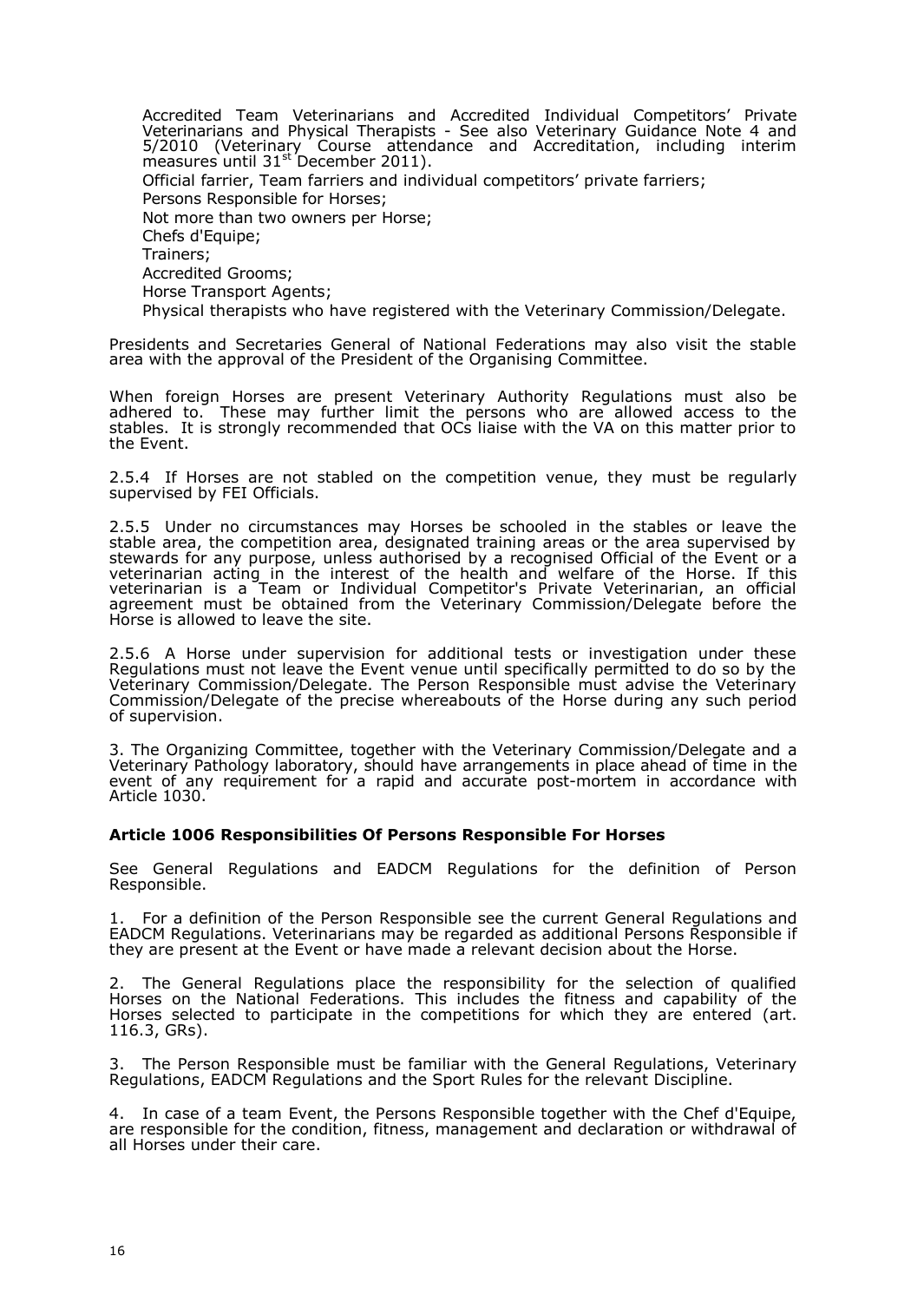Accredited Team Veterinarians and Accredited Individual Competitors' Private Veterinarians and Physical Therapists - See also Veterinary Guidance Note 4 and 5/2010 (Veterinary Course attendance and Accreditation, including interim measures until 31st December 2011).

Official farrier, Team farriers and individual competitors' private farriers;

Persons Responsible for Horses;

Not more than two owners per Horse;

Chefs d'Equipe;

Trainers;

Accredited Grooms;

Horse Transport Agents;

Physical therapists who have registered with the Veterinary Commission/Delegate.

Presidents and Secretaries General of National Federations may also visit the stable area with the approval of the President of the Organising Committee.

When foreign Horses are present Veterinary Authority Regulations must also be adhered to. These may further limit the persons who are allowed access to the stables. It is strongly recommended that OCs liaise with the VA on this matter prior to the Event.

2.5.4 If Horses are not stabled on the competition venue, they must be regularly supervised by FEI Officials.

2.5.5 Under no circumstances may Horses be schooled in the stables or leave the stable area, the competition area, designated training areas or the area supervised by stewards for any purpose, unless authorised by a recognised Official of the Event or a veterinarian acting in the interest of the health and welfare of the Horse. If this veterinarian is a Team or Individual Competitor's Private Veterinarian, an official agreement must be obtained from the Veterinary Commission/Delegate before the Horse is allowed to leave the site.

2.5.6 A Horse under supervision for additional tests or investigation under these Regulations must not leave the Event venue until specifically permitted to do so by the Veterinary Commission/Delegate. The Person Responsible must advise the Veterinary Commission/Delegate of the precise whereabouts of the Horse during any such period of supervision.

3. The Organizing Committee, together with the Veterinary Commission/Delegate and a Veterinary Pathology laboratory, should have arrangements in place ahead of time in the event of any requirement for a rapid and accurate post-mortem in accordance with Article 1030.

### Article 1006 Responsibilities Of Persons Responsible For Horses

See General Regulations and EADCM Regulations for the definition of Person Responsible.

1. For a definition of the Person Responsible see the current General Regulations and EADCM Regulations. Veterinarians may be regarded as additional Persons Responsible if they are present at the Event or have made a relevant decision about the Horse.

2. The General Regulations place the responsibility for the selection of qualified Horses on the National Federations. This includes the fitness and capability of the Horses selected to participate in the competitions for which they are entered (art. 116.3, GRs).

3. The Person Responsible must be familiar with the General Regulations, Veterinary Regulations, EADCM Regulations and the Sport Rules for the relevant Discipline.

4. In case of a team Event, the Persons Responsible together with the Chef d'Equipe, are responsible for the condition, fitness, management and declaration or withdrawal of all Horses under their care.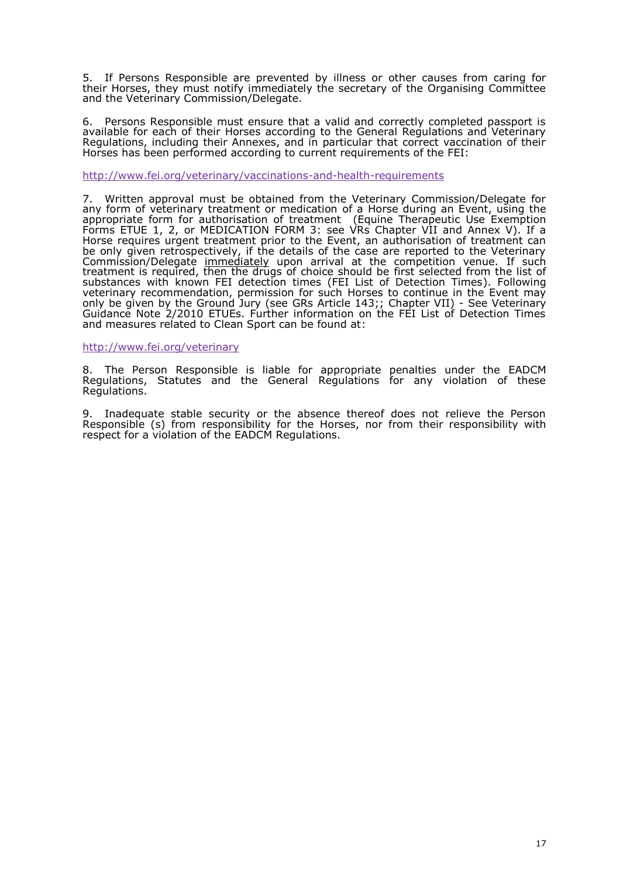5. If Persons Responsible are prevented by illness or other causes from caring for their Horses, they must notify immediately the secretary of the Organising Committee and the Veterinary Commission/Delegate.

6. Persons Responsible must ensure that a valid and correctly completed passport is available for each of their Horses according to the General Regulations and Veterinary Regulations, including their Annexes, and in particular that correct vaccination of their Horses has been performed according to current requirements of the FEI:

http://www.fei.org/veterinary/vaccinations-and-health-requirements

7. Written approval must be obtained from the Veterinary Commission/Delegate for any form of veterinary treatment or medication of a Horse during an Event, using the appropriate form for authorisation of treatment (Equine Therapeutic Use Exemption Forms ETUE 1, 2, or MEDICATION FORM 3: see VRs Chapter VII and Annex V). If a Horse requires urgent treatment prior to the Event, an authorisation of treatment can be only given retrospectively, if the details of the case are reported to the Veterinary Commission/Delegate <u>immediately</u> upon arrival at the competition venue. If such treatment is required, then the drugs of choice should be first selected from the list of substances with known FEI detection times (FEI List of Detection Times). Following veterinary recommendation, permission for such Horses to continue in the Event may only be given by the Ground Jury (see GRs Article 143;; Chapter VII) - See Veterinary Guidance Note 2/2010 ETUEs. Further information on the FEI List of Detection Times and measures related to Clean Sport can be found at:

http://www.fei.org/veterinary

8. The Person Responsible is liable for appropriate penalties under the EADCM Regulations, Statutes and the General Regulations for any violation of these Regulations.

9. Inadequate stable security or the absence thereof does not relieve the Person Responsible (s) from responsibility for the Horses, nor from their responsibility with respect for a violation of the EADCM Regulations.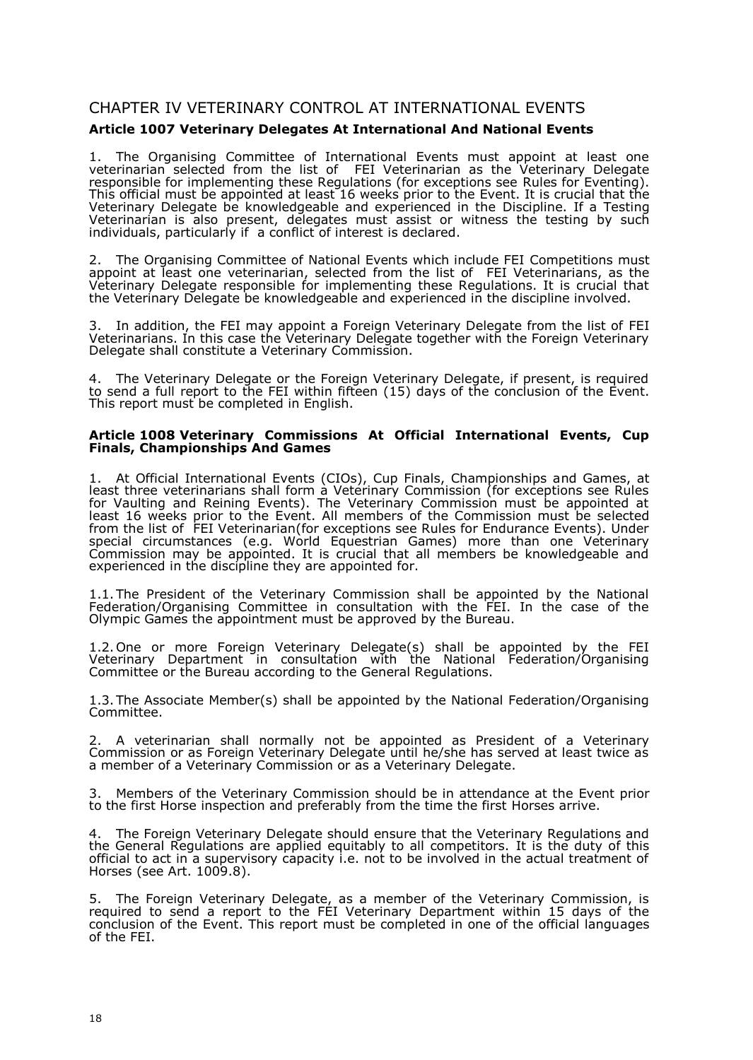## CHAPTER IV VETERINARY CONTROL AT INTERNATIONAL EVENTS

### Article 1007 Veterinary Delegates At International And National Events

1. The Organising Committee of International Events must appoint at least one veterinarian selected from the list of FEI Veterinarian as the Veterinary Delegate responsible for implementing these Regulations (for exceptions see Rules for Eventing). This official must be appointed at least 16 weeks prior to the Event. It is crucial that the Veterinary Delegate be knowledgeable and experienced in the Discipline. If a Testing Veterinarian is also present, delegates must assist or witness the testing by such individuals, particularly if a conflict of interest is declared.

2. The Organising Committee of National Events which include FEI Competitions must appoint at least one veterinarian, selected from the list of FEI Veterinarians, as the Veterinary Delegate responsible for implementing these Regulations. It is crucial that the Veterinary Delegate be knowledgeable and experienced in the discipline involved.

3. In addition, the FEI may appoint a Foreign Veterinary Delegate from the list of FEI Veterinarians. In this case the Veterinary Delegate together with the Foreign Veterinary Delegate shall constitute a Veterinary Commission.

4. The Veterinary Delegate or the Foreign Veterinary Delegate, if present, is required to send a full report to the FEI within fifteen (15) days of the conclusion of the Event. This report must be completed in English.

### Article 1008 Veterinary Commissions At Official International Events, Cup Finals, Championships And Games

1. At Official International Events (CIOs), Cup Finals, Championships and Games, at least three veterinarians shall form a Veterinary Commission (for exceptions see Rules for Vaulting and Reining Events). The Veterinary Commission must be appointed at least 16 weeks prior to the Event. All members of the Commission must be selected from the list of FEI Veterinarian(for exceptions see Rules for Endurance Events). Under special circumstances (e.g. World Equestrian Games) more than one Veterinary Commission may be appointed. It is crucial that all members be knowledgeable and experienced in the discipline they are appointed for.

1.1. The President of the Veterinary Commission shall be appointed by the National Federation/Organising Committee in consultation with the FEI. In the case of the Olympic Games the appointment must be approved by the Bureau.

1.2. One or more Foreign Veterinary Delegate(s) shall be appointed by the FEI Veterinary Department in consultation with the National Federation/Organising Committee or the Bureau according to the General Regulations.

1.3. The Associate Member(s) shall be appointed by the National Federation/Organising Committee.

2. A veterinarian shall normally not be appointed as President of a Veterinary Commission or as Foreign Veterinary Delegate until he/she has served at least twice as a member of a Veterinary Commission or as a Veterinary Delegate.

3. Members of the Veterinary Commission should be in attendance at the Event prior to the first Horse inspection and preferably from the time the first Horses arrive.

4. The Foreign Veterinary Delegate should ensure that the Veterinary Regulations and the General Regulations are applied equitably to all competitors. It is the duty of this official to act in a supervisory capacity i.e. not to be involved in the actual treatment of Horses (see Art. 1009.8).

5. The Foreign Veterinary Delegate, as a member of the Veterinary Commission, is required to send a report to the FEI Veterinary Department within 15 days of the conclusion of the Event. This report must be completed in one of the official languages of the FEI.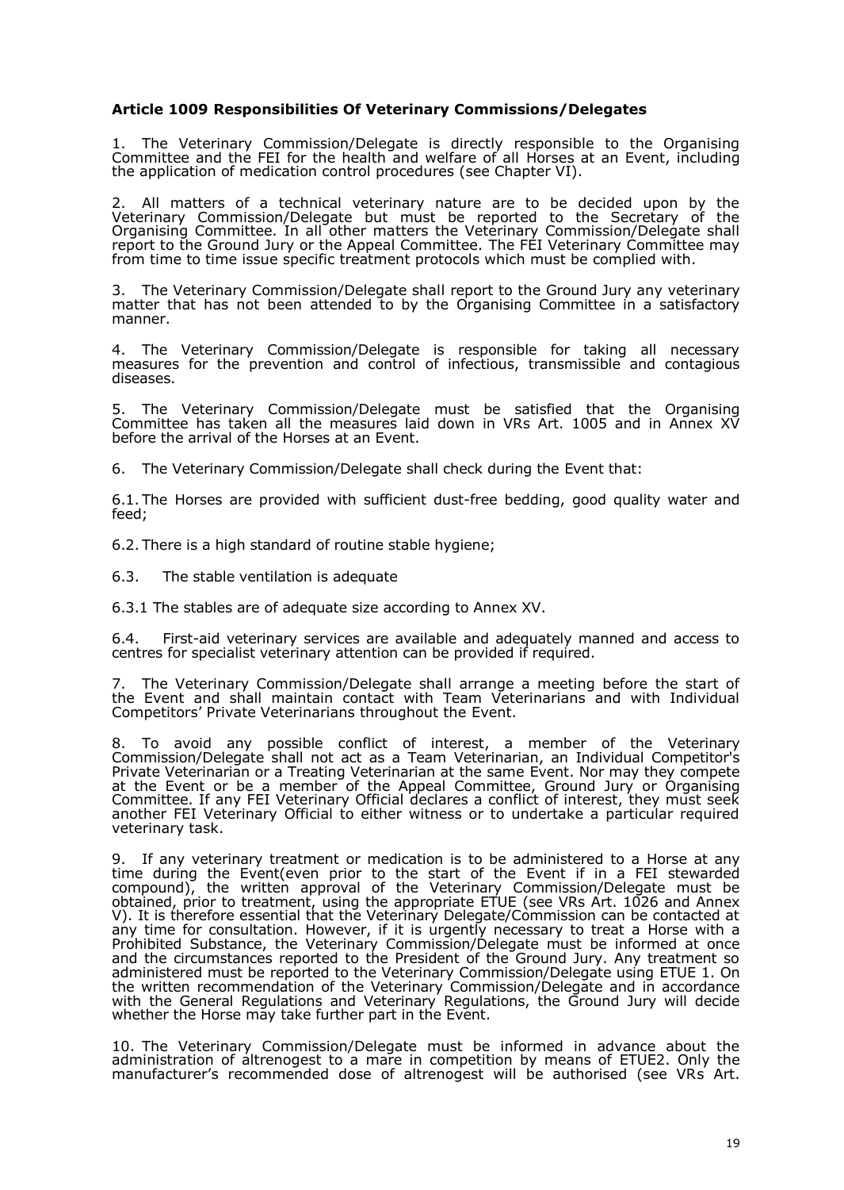### Article 1009 Responsibilities Of Veterinary Commissions/Delegates

1. The Veterinary Commission/Delegate is directly responsible to the Organising Committee and the FEI for the health and welfare of all Horses at an Event, including the application of medication control procedures (see Chapter VI).

2. All matters of a technical veterinary nature are to be decided upon by the Veterinary Commission/Delegate but must be reported to the Secretary of the Organising Committee. In all other matters the Veterinary Commission/Delegate shall report to the Ground Jury or the Appeal Committee. The FEI Veterinary Committee may from time to time issue specific treatment protocols which must be complied with.

3. The Veterinary Commission/Delegate shall report to the Ground Jury any veterinary matter that has not been attended to by the Organising Committee in a satisfactory manner.

4. The Veterinary Commission/Delegate is responsible for taking all necessary measures for the prevention and control of infectious, transmissible and contagious diseases.

5. The Veterinary Commission/Delegate must be satisfied that the Organising Committee has taken all the measures laid down in VRs Art. 1005 and in Annex XV before the arrival of the Horses at an Event.

6. The Veterinary Commission/Delegate shall check during the Event that:

6.1. The Horses are provided with sufficient dust-free bedding, good quality water and feed;

6.2. There is a high standard of routine stable hygiene;

6.3. The stable ventilation is adequate

6.3.1 The stables are of adequate size according to Annex XV.

6.4. First-aid veterinary services are available and adequately manned and access to centres for specialist veterinary attention can be provided if required.

7. The Veterinary Commission/Delegate shall arrange a meeting before the start of the Event and shall maintain contact with Team Veterinarians and with Individual Competitors' Private Veterinarians throughout the Event.

8. To avoid any possible conflict of interest, a member of the Veterinary Commission/Delegate shall not act as a Team Veterinarian, an Individual Competitor's Private Veterinarian or a Treating Veterinarian at the same Event. Nor may they compete at the Event or be a member of the Appeal Committee, Ground Jury or Organising Committee. If any FEI Veterinary Official declares a conflict of interest, they must seek another FEI Veterinary Official to either witness or to undertake a particular required veterinary task.

9. If any veterinary treatment or medication is to be administered to a Horse at any time during the Event(even prior to the start of the Event if in a FEI stewarded compound), the written approval of the Veterinary Commission/Delegate must be obtained, prior to treatment, using the appropriate ETUE (see VRs Art. 1026 and Annex V). It is therefore essential that the Veterinary Delegate/Commission can be contacted at any time for consultation. However, if it is urgently necessary to treat a Horse with a Prohibited Substance, the Veterinary Commission/Delegate must be informed at once and the circumstances reported to the President of the Ground Jury. Any treatment so administered must be reported to the Veterinary Commission/Delegate using ETUE 1. On the written recommendation of the Veterinary Commission/Delegate and in accordance with the General Regulations and Veterinary Regulations, the Ground Jury will decide whether the Horse may take further part in the Event.

10. The Veterinary Commission/Delegate must be informed in advance about the administration of altrenogest to a mare in competition by means of ETUE2. Only the manufacturer's recommended dose of altrenogest will be authorised (see VRs Art.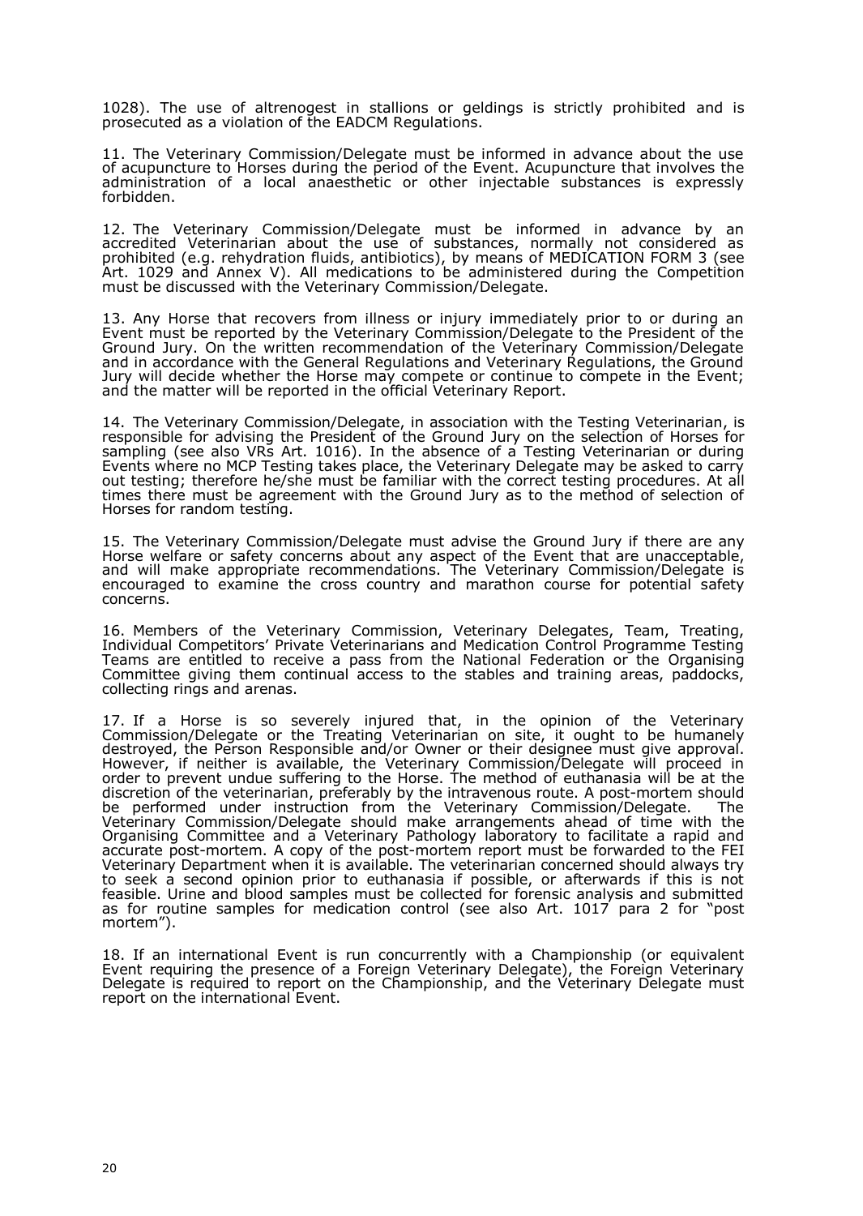1028). The use of altrenogest in stallions or geldings is strictly prohibited and is prosecuted as a violation of the EADCM Regulations.

11. The Veterinary Commission/Delegate must be informed in advance about the use of acupuncture to Horses during the period of the Event. Acupuncture that involves the administration of a local anaesthetic or other injectable substances is expressly forbidden.

12. The Veterinary Commission/Delegate must be informed in advance by an accredited Veterinarian about the use of substances, normally not considered as prohibited (e.g. rehydration fluids, antibiotics), by means of MEDICATION FORM 3 (see Art. 1029 and Annex V). All medications to be administered during the Competition must be discussed with the Veterinary Commission/Delegate.

13. Any Horse that recovers from illness or injury immediately prior to or during an Event must be reported by the Veterinary Commission/Delegate to the President of the Ground Jury. On the written recommendation of the Veterinary Commission/Delegate and in accordance with the General Regulations and Veterinary Regulations, the Ground Jury will decide whether the Horse may compete or continue to compete in the Event; and the matter will be reported in the official Veterinary Report.

14. The Veterinary Commission/Delegate, in association with the Testing Veterinarian, is responsible for advising the President of the Ground Jury on the selection of Horses for sampling (see also VRs Art. 1016). In the absence of a Testing Veterinarian or during Events where no MCP Testing takes place, the Veterinary Delegate may be asked to carry out testing; therefore he/she must be familiar with the correct testing procedures. At all times there must be agreement with the Ground Jury as to the method of selection of Horses for random testing.

15. The Veterinary Commission/Delegate must advise the Ground Jury if there are any Horse welfare or safety concerns about any aspect of the Event that are unacceptable, and will make appropriate recommendations. The Veterinary Commission/Delegate is encouraged to examine the cross country and marathon course for potential safety concerns.

16. Members of the Veterinary Commission, Veterinary Delegates, Team, Treating, Individual Competitors' Private Veterinarians and Medication Control Programme Testing Teams are entitled to receive a pass from the National Federation or the Organising Committee giving them continual access to the stables and training areas, paddocks, collecting rings and arenas.

17. If a Horse is so severely injured that, in the opinion of the Veterinary Commission/Delegate or the Treating Veterinarian on site, it ought to be humanely destroyed, the Person Responsible and/or Owner or their designee must give approval. However, if neither is available, the Veterinary Commission/Delegate will proceed in order to prevent undue suffering to the Horse. The method of euthanasia will be at the discretion of the veterinarian, preferably by the intravenous route. A post-mortem should be performed under instruction from the Veterinary Commission/Delegate. The Veterinary Commission/Delegate should make arrangements ahead of time with the Organising Committee and a Veterinary Pathology laboratory to facilitate a rapid and accurate post-mortem. A copy of the post-mortem report must be forwarded to the FEI Veterinary Department when it is available. The veterinarian concerned should always try to seek a second opinion prior to euthanasia if possible, or afterwards if this is not feasible. Urine and blood samples must be collected for forensic analysis and submitted as for routine samples for medication control (see also Art. 1017 para 2 for "post mortem").

18. If an international Event is run concurrently with a Championship (or equivalent Event requiring the presence of a Foreign Veterinary Delegate), the Foreign Veterinary Delegate is required to report on the Championship, and the Veterinary Delegate must report on the international Event.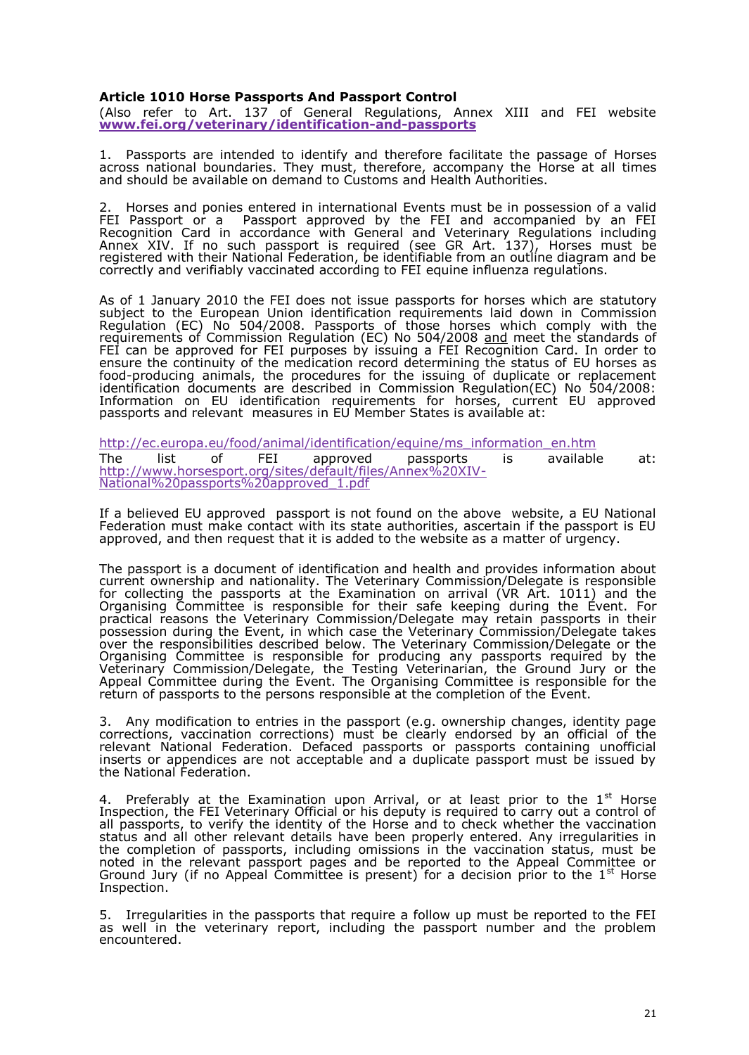**Article 1010 Horse Passports And Passport Control**

(Also refer to Art. 137 of General Regulations, Annex XIII and FEI website **www.fei.org/veterinary/identification-and-passports**

1. Passports are intended to identify and therefore facilitate the passage of Horses across national boundaries. They must, therefore, accompany the Horse at all times and should be available on demand to Customs and Health Authorities.

2. Horses and ponies entered in international Events must be in possession of a valid FEI Passport or a Passport approved by the FEI and accompanied by an FEI Recognition Card in accordance with General and Veterinary Regulations including Annex XIV. If no such passport is required (see GR Art. 137), Horses must be registered with their National Federation, be identifiable from an outline diagram and be correctly and verifiably vaccinated according to FEI equine influenza regulations.

As of 1 January 2010 the FEI does not issue passports for horses which are statutory subject to the European Union identification requirements laid down in Commission Regulation (EC) No 504/2008. Passports of those horses which comply with the requirements of Commission Regulation (EC) No 504/2008 and meet the standards of FEI can be approved for FEI purposes by issuing a FEI Recognition Card. In order to ensure the continuity of the medication record determining the status of EU horses as food-producing animals, the procedures for the issuing of duplicate or replacement identification documents are described in Commission Regulation(EC) No 504/2008: Information on EU identification requirements for horses, current EU approved passports and relevant measures in EU Member States is available at:

http://ec.europa.eu/food/animal/identification/equine/ms_information_en.htm

The list of FEI approved passports is available at: http://www.horsesport.org/sites/default/files/Annex%20XIV-National%20passports%20approved_1.pdf

If a believed EU approved passport is not found on the above website, a EU National Federation must make contact with its state authorities, ascertain if the passport is EU approved, and then request that it is added to the website as a matter of urgency.

The passport is a document of identification and health and provides information about current ownership and nationality. The Veterinary Commission/Delegate is responsible for collecting the passports at the Examination on arrival (VR Art. 1011) and the Organising Committee is responsible for their safe keeping during the Event. For practical reasons the Veterinary Commission/Delegate may retain passports in their possession during the Event, in which case the Veterinary Commission/Delegate takes over the responsibilities described below. The Veterinary Commission/Delegate or the Organising Committee is responsible for producing any passports required by the Veterinary Commission/Delegate, the Testing Veterinarian, the Ground Jury or the Appeal Committee during the Event. The Organising Committee is responsible for the return of passports to the persons responsible at the completion of the Event.

3. Any modification to entries in the passport (e.g. ownership changes, identity page corrections, vaccination corrections) must be clearly endorsed by an official of the relevant National Federation. Defaced passports or passports containing unofficial inserts or appendices are not acceptable and a duplicate passport must be issued by the National Federation.

4. Preferably at the Examination upon Arrival, or at least prior to the 1st Horse Inspection, the FEI Veterinary Official or his deputy is required to carry out a control of all passports, to verify the identity of the Horse and to check whether the vaccination status and all other relevant details have been properly entered. Any irregularities in the completion of passports, including omissions in the vaccination status, must be noted in the relevant passport pages and be reported to the Appeal Committee or Ground Jury (if no Appeal Committee is present) for a decision prior to the 1st Horse Inspection.

5. Irregularities in the passports that require a follow up must be reported to the FEI as well in the veterinary report, including the passport number and the problem encountered.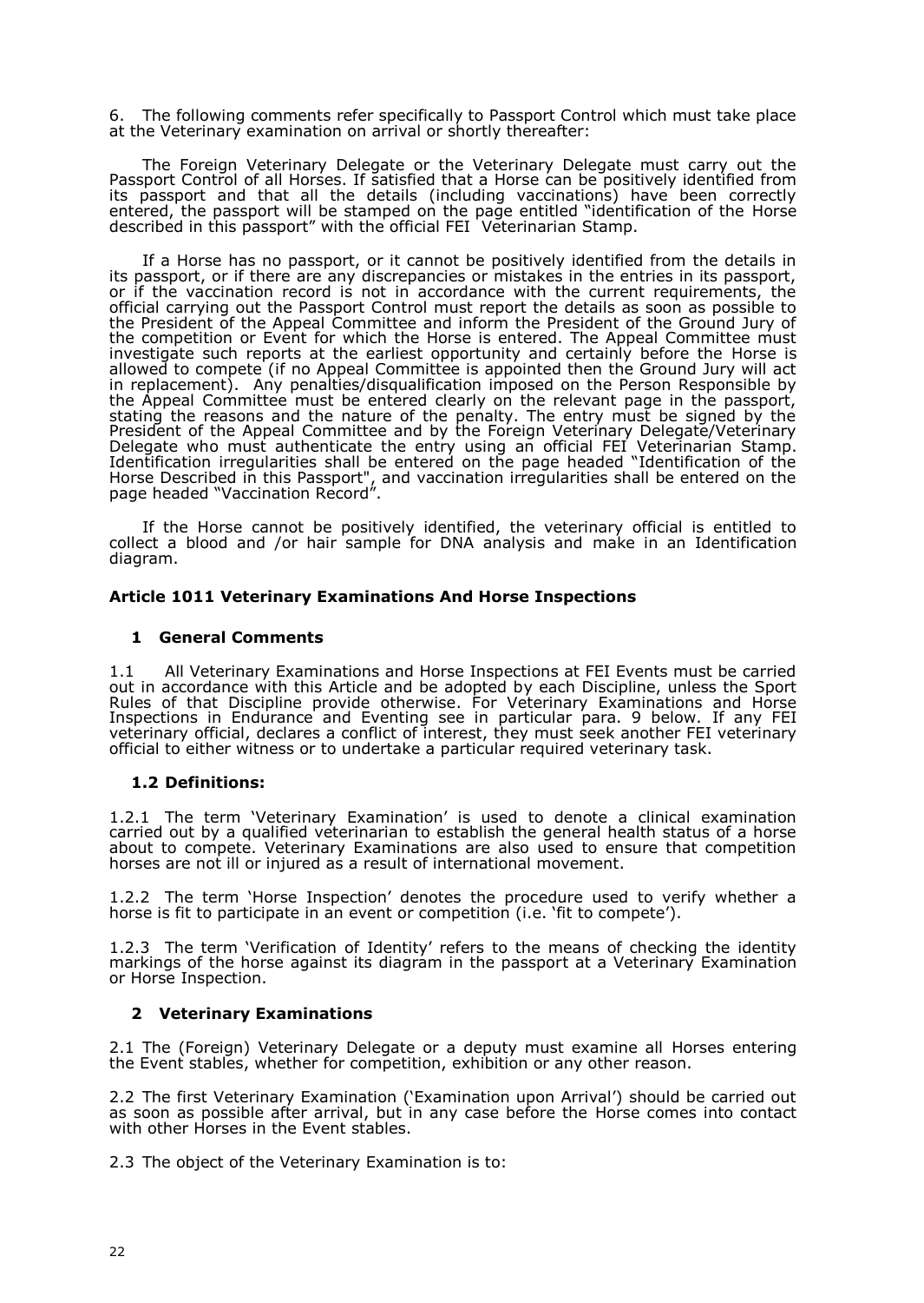6. The following comments refer specifically to Passport Control which must take place at the Veterinary examination on arrival or shortly thereafter:

The Foreign Veterinary Delegate or the Veterinary Delegate must carry out the Passport Control of all Horses. If satisfied that a Horse can be positively identified from its passport and that all the details (including vaccinations) have been correctly entered, the passport will be stamped on the page entitled "identification of the Horse described in this passport" with the official FEI Veterinarian Stamp.

If a Horse has no passport, or it cannot be positively identified from the details in its passport, or if there are any discrepancies or mistakes in the entries in its passport, or if the vaccination record is not in accordance with the current requirements, the official carrying out the Passport Control must report the details as soon as possible to the President of the Appeal Committee and inform the President of the Ground Jury of the competition or Event for which the Horse is entered. The Appeal Committee must investigate such reports at the earliest opportunity and certainly before the Horse is allowed to compete (if no Appeal Committee is appointed then the Ground Jury will act in replacement). Any penalties/disqualification imposed on the Person Responsible by the Appeal Committee must be entered clearly on the relevant page in the passport, stating the reasons and the nature of the penalty. The entry must be signed by the President of the Appeal Committee and by the Foreign Veterinary Delegate/Veterinary Delegate who must authenticate the entry using an official FEI Veterinarian Stamp. Identification irregularities shall be entered on the page headed "Identification of the Horse Described in this Passport", and vaccination irregularities shall be entered on the page headed "Vaccination Record".

If the Horse cannot be positively identified, the veterinary official is entitled to collect a blood and /or hair sample for DNA analysis and make in an Identification diagram.

### Article 1011 Veterinary Examinations And Horse Inspections

#### 1 General Comments

1.1 All Veterinary Examinations and Horse Inspections at FEI Events must be carried out in accordance with this Article and be adopted by each Discipline, unless the Sport Rules of that Discipline provide otherwise. For Veterinary Examinations and Horse Inspections in Endurance and Eventing see in particular para. 9 below. If any FEI veterinary official, declares a conflict of interest, they must seek another FEI veterinary official to either witness or to undertake a particular required veterinary task.

#### 1.2 Definitions:

1.2.1 The term 'Veterinary Examination' is used to denote a clinical examination carried out by a qualified veterinarian to establish the general health status of a horse about to compete. Veterinary Examinations are also used to ensure that competition horses are not ill or injured as a result of international movement.

1.2.2 The term 'Horse Inspection' denotes the procedure used to verify whether a horse is fit to participate in an event or competition (i.e. 'fit to compete').

1.2.3 The term 'Verification of Identity' refers to the means of checking the identity markings of the horse against its diagram in the passport at a Veterinary Examination or Horse Inspection.

#### 2 Veterinary Examinations

2.1 The (Foreign) Veterinary Delegate or a deputy must examine all Horses entering the Event stables, whether for competition, exhibition or any other reason.

2.2 The first Veterinary Examination ('Examination upon Arrival') should be carried out as soon as possible after arrival, but in any case before the Horse comes into contact with other Horses in the Event stables.

2.3 The object of the Veterinary Examination is to: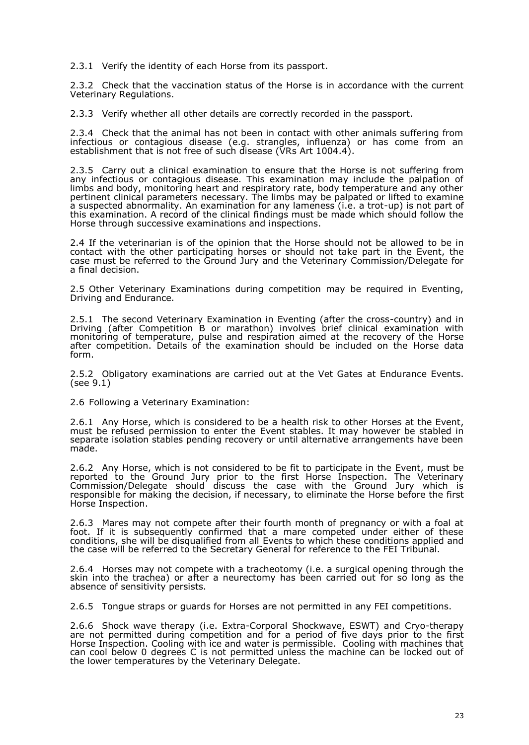2.3.1 Verify the identity of each Horse from its passport.

2.3.2 Check that the vaccination status of the Horse is in accordance with the current Veterinary Regulations.

2.3.3 Verify whether all other details are correctly recorded in the passport.

2.3.4 Check that the animal has not been in contact with other animals suffering from infectious or contagious disease (e.g. strangles, influenza) or has come from an establishment that is not free of such disease (VRs Art 1004.4).

2.3.5 Carry out a clinical examination to ensure that the Horse is not suffering from any infectious or contagious disease. This examination may include the palpation of limbs and body, monitoring heart and respiratory rate, body temperature and any other pertinent clinical parameters necessary. The limbs may be palpated or lifted to examine a suspected abnormality. An examination for any lameness (i.e. a trot-up) is not part of this examination. A record of the clinical findings must be made which should follow the Horse through successive examinations and inspections.

2.4 If the veterinarian is of the opinion that the Horse should not be allowed to be in contact with the other participating horses or should not take part in the Event, the case must be referred to the Ground Jury and the Veterinary Commission/Delegate for a final decision.

2.5 Other Veterinary Examinations during competition may be required in Eventing, Driving and Endurance.

2.5.1 The second Veterinary Examination in Eventing (after the cross-country) and in Driving (after Competition B or marathon) involves brief clinical examination with monitoring of temperature, pulse and respiration aimed at the recovery of the Horse after competition. Details of the examination should be included on the Horse data form.

2.5.2 Obligatory examinations are carried out at the Vet Gates at Endurance Events. (see 9.1)

2.6 Following a Veterinary Examination:

2.6.1 Any Horse, which is considered to be a health risk to other Horses at the Event, must be refused permission to enter the Event stables. It may however be stabled in separate isolation stables pending recovery or until alternative arrangements have been made.

2.6.2 Any Horse, which is not considered to be fit to participate in the Event, must be reported to the Ground Jury prior to the first Horse Inspection. The Veterinary Commission/Delegate should discuss the case with the Ground Jury which is responsible for making the decision, if necessary, to eliminate the Horse before the first Horse Inspection.

2.6.3 Mares may not compete after their fourth month of pregnancy or with a foal at foot. If it is subsequently confirmed that a mare competed under either of these conditions, she will be disqualified from all Events to which these conditions applied and the case will be referred to the Secretary General for reference to the FEI Tribunal.

2.6.4 Horses may not compete with a tracheotomy (i.e. a surgical opening through the skin into the trachea) or after a neurectomy has been carried out for so long as the absence of sensitivity persists.

2.6.5 Tongue straps or guards for Horses are not permitted in any FEI competitions.

2.6.6 Shock wave therapy (i.e. Extra-Corporal Shockwave, ESWT) and Cryo-therapy are not permitted during competition and for a period of five days prior to the first Horse Inspection. Cooling with ice and water is permissible. Cooling with machines that can cool below 0 degrees C is not permitted unless the machine can be locked out of the lower temperatures by the Veterinary Delegate.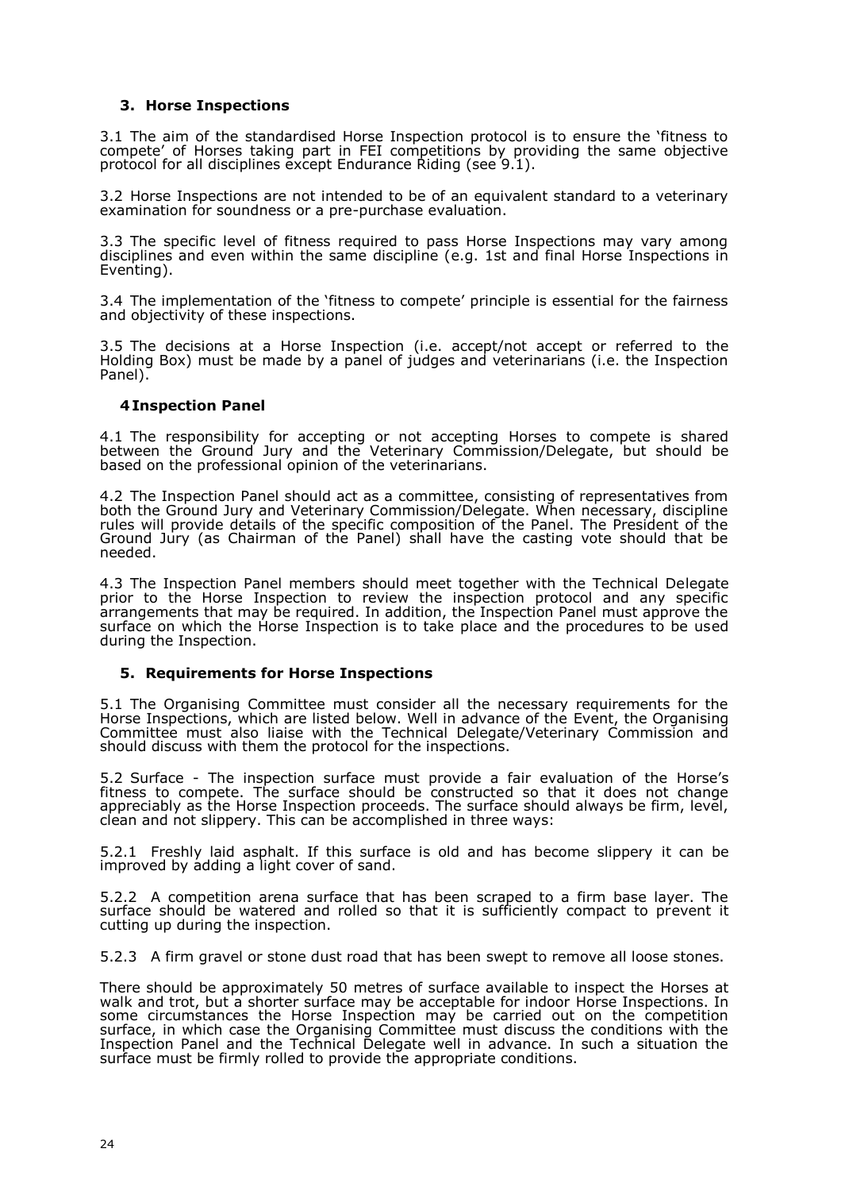### 3. Horse Inspections

3.1 The aim of the standardised Horse Inspection protocol is to ensure the 'fitness to compete' of Horses taking part in FEI competitions by providing the same objective protocol for all disciplines except Endurance Riding (see 9.1).

3.2 Horse Inspections are not intended to be of an equivalent standard to a veterinary examination for soundness or a pre-purchase evaluation.

3.3 The specific level of fitness required to pass Horse Inspections may vary among disciplines and even within the same discipline (e.g. 1st and final Horse Inspections in Eventing).

3.4 The implementation of the 'fitness to compete' principle is essential for the fairness and objectivity of these inspections.

3.5 The decisions at a Horse Inspection (i.e. accept/not accept or referred to the Holding Box) must be made by a panel of judges and veterinarians (i.e. the Inspection Panel).

### 4 Inspection Panel

4.1 The responsibility for accepting or not accepting Horses to compete is shared between the Ground Jury and the Veterinary Commission/Delegate, but should be based on the professional opinion of the veterinarians.

4.2 The Inspection Panel should act as a committee, consisting of representatives from both the Ground Jury and Veterinary Commission/Delegate. When necessary, discipline rules will provide details of the specific composition of the Panel. The President of the Ground Jury (as Chairman of the Panel) shall have the casting vote should that be needed.

4.3 The Inspection Panel members should meet together with the Technical Delegate prior to the Horse Inspection to review the inspection protocol and any specific arrangements that may be required. In addition, the Inspection Panel must approve the surface on which the Horse Inspection is to take place and the procedures to be used during the Inspection.

### 5. Requirements for Horse Inspections

5.1 The Organising Committee must consider all the necessary requirements for the Horse Inspections, which are listed below. Well in advance of the Event, the Organising Committee must also liaise with the Technical Delegate/Veterinary Commission and should discuss with them the protocol for the inspections.

5.2 Surface - The inspection surface must provide a fair evaluation of the Horse's fitness to compete. The surface should be constructed so that it does not change appreciably as the Horse Inspection proceeds. The surface should always be firm, level, clean and not slippery. This can be accomplished in three ways:

5.2.1 Freshly laid asphalt. If this surface is old and has become slippery it can be improved by adding a light cover of sand.

5.2.2 A competition arena surface that has been scraped to a firm base layer. The surface should be watered and rolled so that it is sufficiently compact to prevent it cutting up during the inspection.

5.2.3 A firm gravel or stone dust road that has been swept to remove all loose stones.

There should be approximately 50 metres of surface available to inspect the Horses at walk and trot, but a shorter surface may be acceptable for indoor Horse Inspections. In some circumstances the Horse Inspection may be carried out on the competition surface, in which case the Organising Committee must discuss the conditions with the Inspection Panel and the Technical Delegate well in advance. In such a situation the surface must be firmly rolled to provide the appropriate conditions.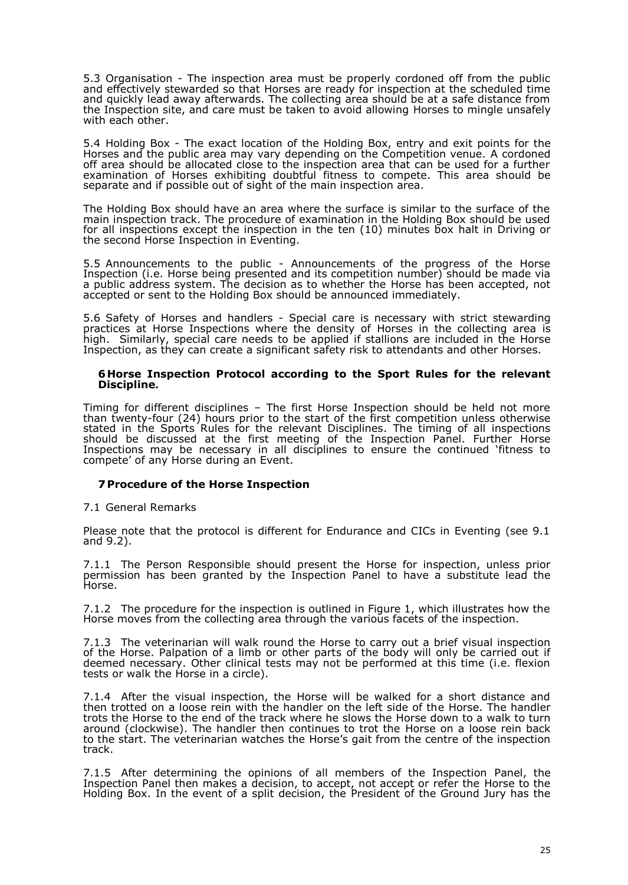5.3 Organisation - The inspection area must be properly cordoned off from the public and effectively stewarded so that Horses are ready for inspection at the scheduled time and quickly lead away afterwards. The collecting area should be at a safe distance from the Inspection site, and care must be taken to avoid allowing Horses to mingle unsafely with each other.

5.4 Holding Box - The exact location of the Holding Box, entry and exit points for the Horses and the public area may vary depending on the Competition venue. A cordoned off area should be allocated close to the inspection area that can be used for a further examination of Horses exhibiting doubtful fitness to compete. This area should be separate and if possible out of sight of the main inspection area.

The Holding Box should have an area where the surface is similar to the surface of the main inspection track. The procedure of examination in the Holding Box should be used for all inspections except the inspection in the ten (10) minutes box halt in Driving or the second Horse Inspection in Eventing.

5.5 Announcements to the public - Announcements of the progress of the Horse Inspection (i.e. Horse being presented and its competition number) should be made via a public address system. The decision as to whether the Horse has been accepted, not accepted or sent to the Holding Box should be announced immediately.

5.6 Safety of Horses and handlers - Special care is necessary with strict stewarding practices at Horse Inspections where the density of Horses in the collecting area is high. Similarly, special care needs to be applied if stallions are included in the Horse Inspection, as they can create a significant safety risk to attendants and other Horses.

## 6 Horse Inspection Protocol according to the Sport Rules for the relevant Discipline.

Timing for different disciplines – The first Horse Inspection should be held not more than twenty-four (24) hours prior to the start of the first competition unless otherwise stated in the Sports Rules for the relevant Disciplines. The timing of all inspections should be discussed at the first meeting of the Inspection Panel. Further Horse Inspections may be necessary in all disciplines to ensure the continued 'fitness to compete' of any Horse during an Event.

## 7 Procedure of the Horse Inspection

7.1 General Remarks

Please note that the protocol is different for Endurance and CICs in Eventing (see 9.1 and 9.2).

7.1.1 The Person Responsible should present the Horse for inspection, unless prior permission has been granted by the Inspection Panel to have a substitute lead the Horse.

7.1.2 The procedure for the inspection is outlined in Figure 1, which illustrates how the Horse moves from the collecting area through the various facets of the inspection.

7.1.3 The veterinarian will walk round the Horse to carry out a brief visual inspection of the Horse. Palpation of a limb or other parts of the body will only be carried out if deemed necessary. Other clinical tests may not be performed at this time (i.e. flexion tests or walk the Horse in a circle).

7.1.4 After the visual inspection, the Horse will be walked for a short distance and then trotted on a loose rein with the handler on the left side of the Horse. The handler trots the Horse to the end of the track where he slows the Horse down to a walk to turn around (clockwise). The handler then continues to trot the Horse on a loose rein back to the start. The veterinarian watches the Horse's gait from the centre of the inspection track.

7.1.5 After determining the opinions of all members of the Inspection Panel, the Inspection Panel then makes a decision, to accept, not accept or refer the Horse to the Holding Box. In the event of a split decision, the President of the Ground Jury has the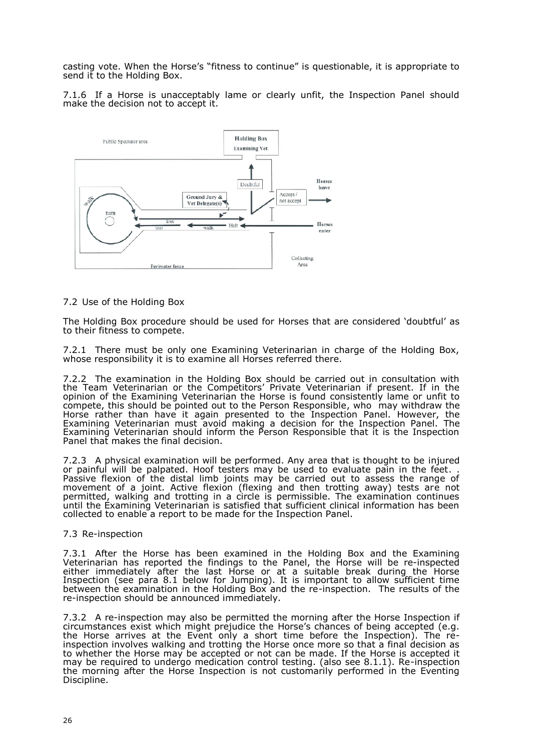casting vote. When the Horse's "fitness to continue" is questionable, it is appropriate to send it to the Holding Box.

7.1.6 If a Horse is unacceptably lame or clearly unfit, the Inspection Panel should make the decision not to accept it.

7.2 Use of the Holding Box

The Holding Box procedure should be used for Horses that are considered 'doubtful' as to their fitness to compete.

7.2.1 There must be only one Examining Veterinarian in charge of the Holding Box, whose responsibility it is to examine all Horses referred there.

7.2.2 The examination in the Holding Box should be carried out in consultation with the Team Veterinarian or the Competitors' Private Veterinarian if present. If in the opinion of the Examining Veterinarian the Horse is found consistently lame or unfit to compete, this should be pointed out to the Person Responsible, who may withdraw the Horse rather than have it again presented to the Inspection Panel. However, the Examining Veterinarian must avoid making a decision for the Inspection Panel. The Examining Veterinarian should inform the Person Responsible that it is the Inspection Panel that makes the final decision.

7.2.3 A physical examination will be performed. Any area that is thought to be injured or painful will be palpated. Hoof testers may be used to evaluate pain in the feet. . Passive flexion of the distal limb joints may be carried out to assess the range of movement of a joint. Active flexion (flexing and then trotting away) tests are not permitted, walking and trotting in a circle is permissible. The examination continues until the Examining Veterinarian is satisfied that sufficient clinical information has been collected to enable a report to be made for the Inspection Panel.

7.3 Re-inspection

7.3.1 After the Horse has been examined in the Holding Box and the Examining Veterinarian has reported the findings to the Panel, the Horse will be re-inspected either immediately after the last Horse or at a suitable break during the Horse Inspection (see para 8.1 below for Jumping). It is important to allow sufficient time between the examination in the Holding Box and the re-inspection. The results of the re-inspection should be announced immediately.

7.3.2 A re-inspection may also be permitted the morning after the Horse Inspection if circumstances exist which might prejudice the Horse's chances of being accepted (e.g. the Horse arrives at the Event only a short time before the Inspection). The re-inspection involves walking and trotting the Horse once more so that a final decision as to whether the Horse may be accepted or not can be made. If the Horse is accepted it may be required to undergo medication control testing. (also see 8.1.1). Re-inspection the morning after the Horse Inspection is not customarily performed in the Eventing Discipline.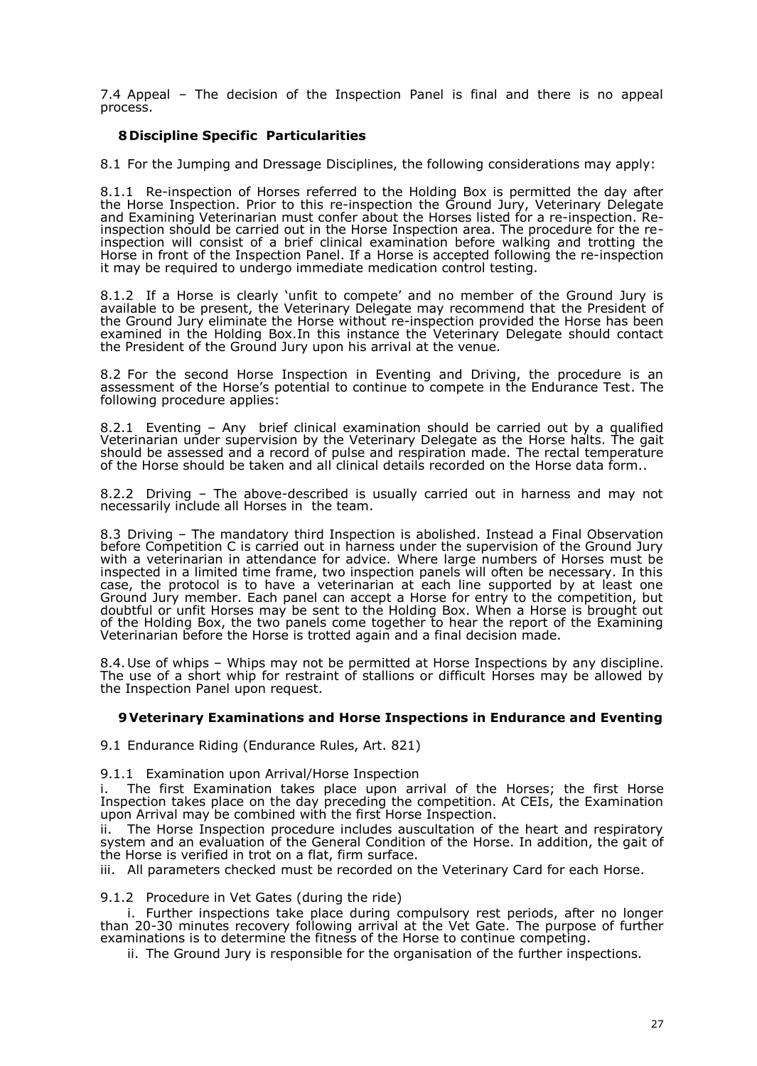7.4 Appeal – The decision of the Inspection Panel is final and there is no appeal process.

## 8 Discipline Specific Particularities

8.1 For the Jumping and Dressage Disciplines, the following considerations may apply:

8.1.1 Re-inspection of Horses referred to the Holding Box is permitted the day after the Horse Inspection. Prior to this re-inspection the Ground Jury, Veterinary Delegate and Examining Veterinarian must confer about the Horses listed for a re-inspection. Re-inspection should be carried out in the Horse Inspection area. The procedure for the re-inspection will consist of a brief clinical examination before walking and trotting the Horse in front of the Inspection Panel. If a Horse is accepted following the re-inspection it may be required to undergo immediate medication control testing.

8.1.2 If a Horse is clearly 'unfit to compete' and no member of the Ground Jury is available to be present, the Veterinary Delegate may recommend that the President of the Ground Jury eliminate the Horse without re-inspection provided the Horse has been examined in the Holding Box.In this instance the Veterinary Delegate should contact the President of the Ground Jury upon his arrival at the venue.

8.2 For the second Horse Inspection in Eventing and Driving, the procedure is an assessment of the Horse's potential to continue to compete in the Endurance Test. The following procedure applies:

8.2.1 Eventing – Any brief clinical examination should be carried out by a qualified Veterinarian under supervision by the Veterinary Delegate as the Horse halts. The gait should be assessed and a record of pulse and respiration made. The rectal temperature of the Horse should be taken and all clinical details recorded on the Horse data form..

8.2.2 Driving – The above-described is usually carried out in harness and may not necessarily include all Horses in the team.

8.3 Driving – The mandatory third Inspection is abolished. Instead a Final Observation before Competition C is carried out in harness under the supervision of the Ground Jury with a veterinarian in attendance for advice. Where large numbers of Horses must be inspected in a limited time frame, two inspection panels will often be necessary. In this case, the protocol is to have a veterinarian at each line supported by at least one Ground Jury member. Each panel can accept a Horse for entry to the competition, but doubtful or unfit Horses may be sent to the Holding Box. When a Horse is brought out of the Holding Box, the two panels come together to hear the report of the Examining Veterinarian before the Horse is trotted again and a final decision made.

8.4. Use of whips – Whips may not be permitted at Horse Inspections by any discipline. The use of a short whip for restraint of stallions or difficult Horses may be allowed by the Inspection Panel upon request.

## 9 Veterinary Examinations and Horse Inspections in Endurance and Eventing

9.1 Endurance Riding (Endurance Rules, Art. 821)

9.1.1 Examination upon Arrival/Horse Inspection

i. The first Examination takes place upon arrival of the Horses; the first Horse Inspection takes place on the day preceding the competition. At CEIs, the Examination upon Arrival may be combined with the first Horse Inspection.

ii. The Horse Inspection procedure includes auscultation of the heart and respiratory system and an evaluation of the General Condition of the Horse. In addition, the gait of the Horse is verified in trot on a flat, firm surface.

iii. All parameters checked must be recorded on the Veterinary Card for each Horse.

9.1.2 Procedure in Vet Gates (during the ride)

i. Further inspections take place during compulsory rest periods, after no longer than 20-30 minutes recovery following arrival at the Vet Gate. The purpose of further examinations is to determine the fitness of the Horse to continue competing.

ii. The Ground Jury is responsible for the organisation of the further inspections.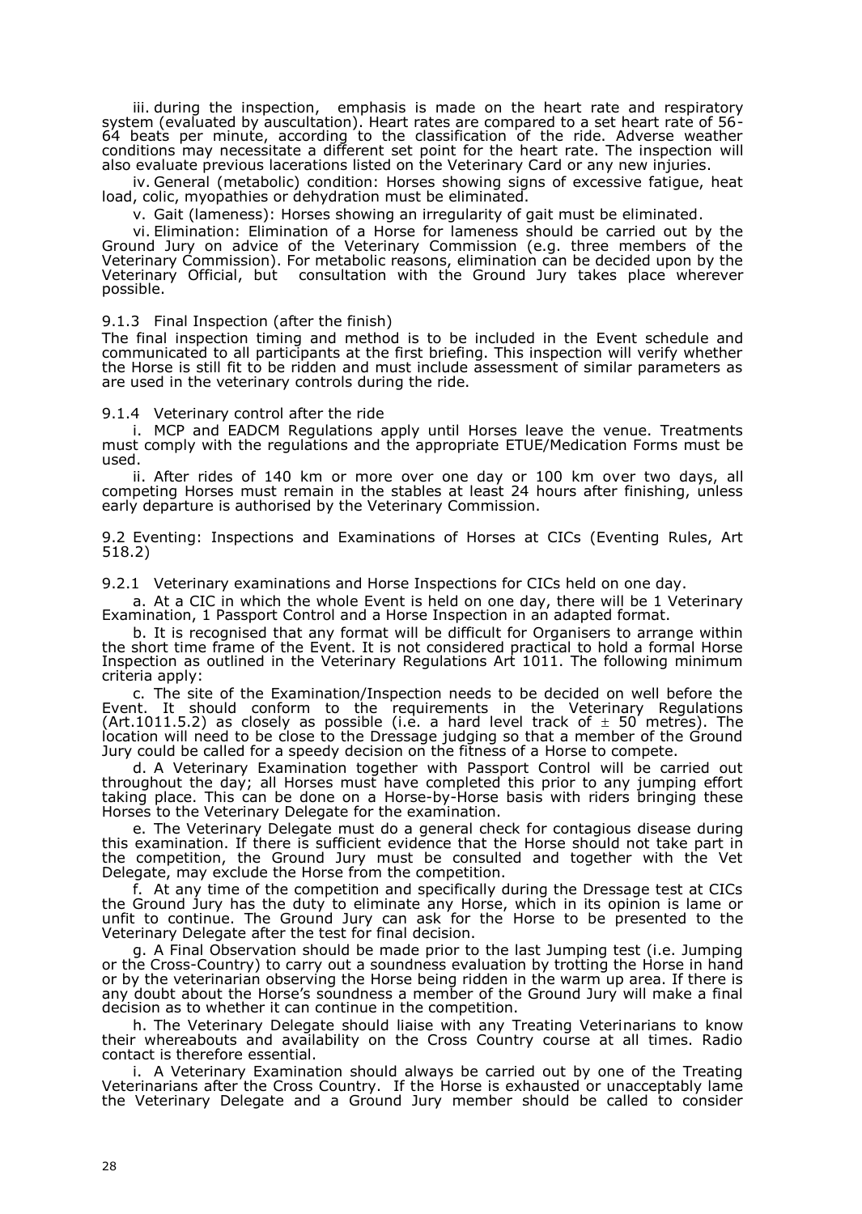iii. during the inspection, emphasis is made on the heart rate and respiratory system (evaluated by auscultation). Heart rates are compared to a set heart rate of 56-64 beats per minute, according to the classification of the ride. Adverse weather conditions may necessitate a different set point for the heart rate. The inspection will also evaluate previous lacerations listed on the Veterinary Card or any new injuries.

iv. General (metabolic) condition: Horses showing signs of excessive fatigue, heat load, colic, myopathies or dehydration must be eliminated.

v. Gait (lameness): Horses showing an irregularity of gait must be eliminated.

vi. Elimination: Elimination of a Horse for lameness should be carried out by the Ground Jury on advice of the Veterinary Commission (e.g. three members of the Veterinary Commission). For metabolic reasons, elimination can be decided upon by the Veterinary Official, but consultation with the Ground Jury takes place wherever possible.

### 9.1.3 Final Inspection (after the finish)

The final inspection timing and method is to be included in the Event schedule and communicated to all participants at the first briefing. This inspection will verify whether the Horse is still fit to be ridden and must include assessment of similar parameters as are used in the veterinary controls during the ride.

### 9.1.4 Veterinary control after the ride

i. MCP and EADCM Regulations apply until Horses leave the venue. Treatments must comply with the regulations and the appropriate ETUE/Medication Forms must be used.

ii. After rides of 140 km or more over one day or 100 km over two days, all competing Horses must remain in the stables at least 24 hours after finishing, unless early departure is authorised by the Veterinary Commission.

## 9.2 Eventing: Inspections and Examinations of Horses at CICs (Eventing Rules, Art 518.2)

### 9.2.1 Veterinary examinations and Horse Inspections for CICs held on one day.

a. At a CIC in which the whole Event is held on one day, there will be 1 Veterinary Examination, 1 Passport Control and a Horse Inspection in an adapted format.

b. It is recognised that any format will be difficult for Organisers to arrange within the short time frame of the Event. It is not considered practical to hold a formal Horse Inspection as outlined in the Veterinary Regulations Art 1011. The following minimum criteria apply:

c. The site of the Examination/Inspection needs to be decided on well before the Event. It should conform to the requirements in the Veterinary Regulations (Art.1011.5.2) as closely as possible (i.e. a hard level track of ± 50 metres). The location will need to be close to the Dressage judging so that a member of the Ground Jury could be called for a speedy decision on the fitness of a Horse to compete.

d. A Veterinary Examination together with Passport Control will be carried out throughout the day; all Horses must have completed this prior to any jumping effort taking place. This can be done on a Horse-by-Horse basis with riders bringing these Horses to the Veterinary Delegate for the examination.

e. The Veterinary Delegate must do a general check for contagious disease during this examination. If there is sufficient evidence that the Horse should not take part in the competition, the Ground Jury must be consulted and together with the Vet Delegate, may exclude the Horse from the competition.

f. At any time of the competition and specifically during the Dressage test at CICs the Ground Jury has the duty to eliminate any Horse, which in its opinion is lame or unfit to continue. The Ground Jury can ask for the Horse to be presented to the Veterinary Delegate after the test for final decision.

g. A Final Observation should be made prior to the last Jumping test (i.e. Jumping or the Cross-Country) to carry out a soundness evaluation by trotting the Horse in hand or by the veterinarian observing the Horse being ridden in the warm up area. If there is any doubt about the Horse's soundness a member of the Ground Jury will make a final decision as to whether it can continue in the competition.

h. The Veterinary Delegate should liaise with any Treating Veterinarians to know their whereabouts and availability on the Cross Country course at all times. Radio contact is therefore essential.

i. A Veterinary Examination should always be carried out by one of the Treating Veterinarians after the Cross Country. If the Horse is exhausted or unacceptably lame the Veterinary Delegate and a Ground Jury member should be called to consider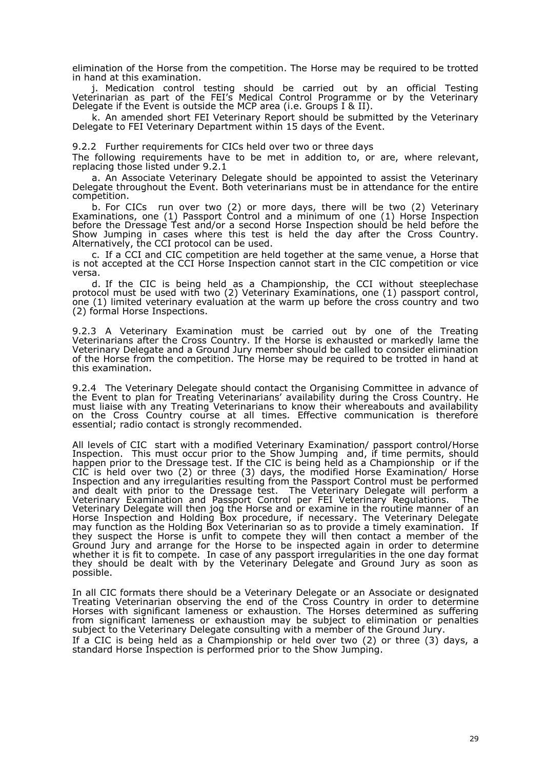elimination of the Horse from the competition. The Horse may be required to be trotted in hand at this examination.

j. Medication control testing should be carried out by an official Testing Veterinarian as part of the FEI's Medical Control Programme or by the Veterinary Delegate if the Event is outside the MCP area (i.e. Groups I & II).

k. An amended short FEI Veterinary Report should be submitted by the Veterinary Delegate to FEI Veterinary Department within 15 days of the Event.

9.2.2 Further requirements for CICs held over two or three days

The following requirements have to be met in addition to, or are, where relevant, replacing those listed under 9.2.1

a. An Associate Veterinary Delegate should be appointed to assist the Veterinary Delegate throughout the Event. Both veterinarians must be in attendance for the entire competition.

b. For CICs run over two (2) or more days, there will be two (2) Veterinary Examinations, one (1) Passport Control and a minimum of one (1) Horse Inspection before the Dressage Test and/or a second Horse Inspection should be held before the Show Jumping in cases where this test is held the day after the Cross Country. Alternatively, the CCI protocol can be used.

c. If a CCI and CIC competition are held together at the same venue, a Horse that is not accepted at the CCI Horse Inspection cannot start in the CIC competition or vice versa.

d. If the CIC is being held as a Championship, the CCI without steeplechase protocol must be used with two (2) Veterinary Examinations, one (1) passport control, one (1) limited veterinary evaluation at the warm up before the cross country and two (2) formal Horse Inspections.

9.2.3 A Veterinary Examination must be carried out by one of the Treating Veterinarians after the Cross Country. If the Horse is exhausted or markedly lame the Veterinary Delegate and a Ground Jury member should be called to consider elimination of the Horse from the competition. The Horse may be required to be trotted in hand at this examination.

9.2.4 The Veterinary Delegate should contact the Organising Committee in advance of the Event to plan for Treating Veterinarians' availability during the Cross Country. He must liaise with any Treating Veterinarians to know their whereabouts and availability on the Cross Country course at all times. Effective communication is therefore essential; radio contact is strongly recommended.

All levels of CIC start with a modified Veterinary Examination/ passport control/Horse Inspection. This must occur prior to the Show Jumping and, if time permits, should happen prior to the Dressage test. If the CIC is being held as a Championship or if the CIC is held over two (2) or three (3) days, the modified Horse Examination/ Horse Inspection and any irregularities resulting from the Passport Control must be performed and dealt with prior to the Dressage test. The Veterinary Delegate will perform a Veterinary Examination and Passport Control per FEI Veterinary Regulations. The Veterinary Delegate will then jog the Horse and or examine in the routine manner of an Horse Inspection and Holding Box procedure, if necessary. The Veterinary Delegate may function as the Holding Box Veterinarian so as to provide a timely examination. If they suspect the Horse is unfit to compete they will then contact a member of the Ground Jury and arrange for the Horse to be inspected again in order to determine whether it is fit to compete. In case of any passport irregularities in the one day format they should be dealt with by the Veterinary Delegate and Ground Jury as soon as possible.

In all CIC formats there should be a Veterinary Delegate or an Associate or designated Treating Veterinarian observing the end of the Cross Country in order to determine Horses with significant lameness or exhaustion. The Horses determined as suffering from significant lameness or exhaustion may be subject to elimination or penalties subject to the Veterinary Delegate consulting with a member of the Ground Jury.

If a CIC is being held as a Championship or held over two (2) or three (3) days, a standard Horse Inspection is performed prior to the Show Jumping.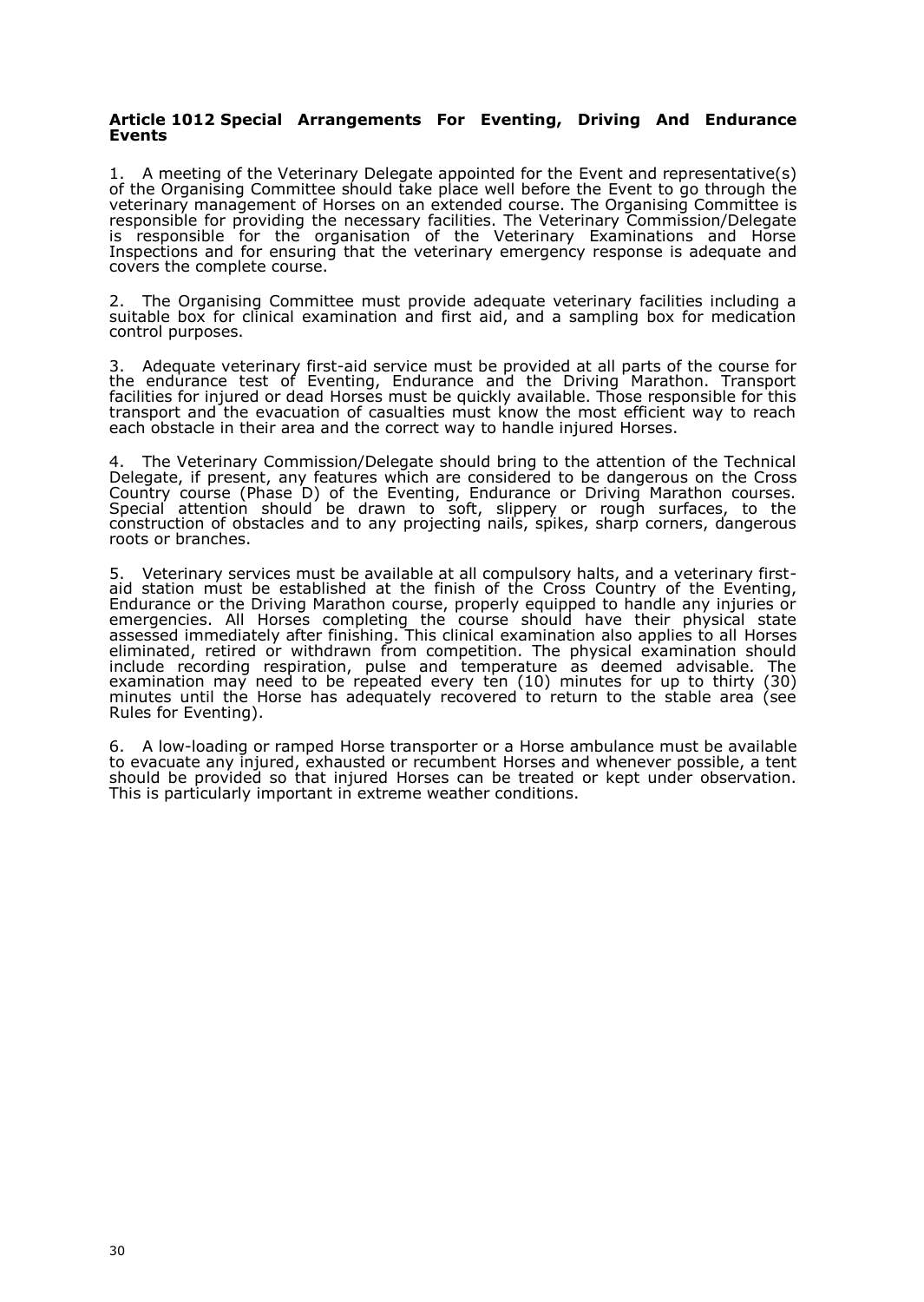**Article 1012 Special Arrangements For Eventing, Driving And Endurance Events**

1. A meeting of the Veterinary Delegate appointed for the Event and representative(s) of the Organising Committee should take place well before the Event to go through the veterinary management of Horses on an extended course. The Organising Committee is responsible for providing the necessary facilities. The Veterinary Commission/Delegate is responsible for the organisation of the Veterinary Examinations and Horse Inspections and for ensuring that the veterinary emergency response is adequate and covers the complete course.

2. The Organising Committee must provide adequate veterinary facilities including a suitable box for clinical examination and first aid, and a sampling box for medication control purposes.

3. Adequate veterinary first-aid service must be provided at all parts of the course for the endurance test of Eventing, Endurance and the Driving Marathon. Transport facilities for injured or dead Horses must be quickly available. Those responsible for this transport and the evacuation of casualties must know the most efficient way to reach each obstacle in their area and the correct way to handle injured Horses.

4. The Veterinary Commission/Delegate should bring to the attention of the Technical Delegate, if present, any features which are considered to be dangerous on the Cross Country course (Phase D) of the Eventing, Endurance or Driving Marathon courses. Special attention should be drawn to soft, slippery or rough surfaces, to the construction of obstacles and to any projecting nails, spikes, sharp corners, dangerous roots or branches.

5. Veterinary services must be available at all compulsory halts, and a veterinary first-aid station must be established at the finish of the Cross Country of the Eventing, Endurance or the Driving Marathon course, properly equipped to handle any injuries or emergencies. All Horses completing the course should have their physical state assessed immediately after finishing. This clinical examination also applies to all Horses eliminated, retired or withdrawn from competition. The physical examination should include recording respiration, pulse and temperature as deemed advisable. The examination may need to be repeated every ten (10) minutes for up to thirty (30) minutes until the Horse has adequately recovered to return to the stable area (see Rules for Eventing).

6. A low-loading or ramped Horse transporter or a Horse ambulance must be available to evacuate any injured, exhausted or recumbent Horses and whenever possible, a tent should be provided so that injured Horses can be treated or kept under observation. This is particularly important in extreme weather conditions.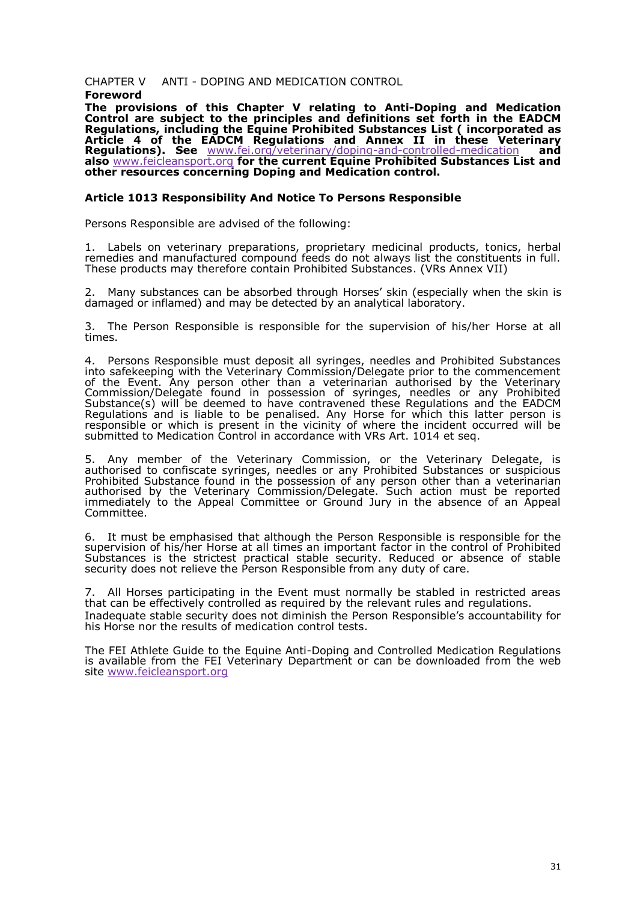## CHAPTER V ANTI - DOPING AND MEDICATION CONTROL

**Foreword**

**The provisions of this Chapter V relating to Anti-Doping and Medication Control are subject to the principles and definitions set forth in the EADCM Regulations, including the Equine Prohibited Substances List ( incorporated as Article 4 of the EADCM Regulations and Annex II in these Veterinary Regulations). See** www.fei.org/veterinary/doping-and-controlled-medication **and also** www.feicleansport.org **for the current Equine Prohibited Substances List and other resources concerning Doping and Medication control.**

### Article 1013 Responsibility And Notice To Persons Responsible

Persons Responsible are advised of the following:

1. Labels on veterinary preparations, proprietary medicinal products, tonics, herbal remedies and manufactured compound feeds do not always list the constituents in full. These products may therefore contain Prohibited Substances. (VRs Annex VII)

2. Many substances can be absorbed through Horses' skin (especially when the skin is damaged or inflamed) and may be detected by an analytical laboratory.

3. The Person Responsible is responsible for the supervision of his/her Horse at all times.

4. Persons Responsible must deposit all syringes, needles and Prohibited Substances into safekeeping with the Veterinary Commission/Delegate prior to the commencement of the Event. Any person other than a veterinarian authorised by the Veterinary Commission/Delegate found in possession of syringes, needles or any Prohibited Substance(s) will be deemed to have contravened these Regulations and the EADCM Regulations and is liable to be penalised. Any Horse for which this latter person is responsible or which is present in the vicinity of where the incident occurred will be submitted to Medication Control in accordance with VRs Art. 1014 et seq.

5. Any member of the Veterinary Commission, or the Veterinary Delegate, is authorised to confiscate syringes, needles or any Prohibited Substances or suspicious Prohibited Substance found in the possession of any person other than a veterinarian authorised by the Veterinary Commission/Delegate. Such action must be reported immediately to the Appeal Committee or Ground Jury in the absence of an Appeal Committee.

6. It must be emphasised that although the Person Responsible is responsible for the supervision of his/her Horse at all times an important factor in the control of Prohibited Substances is the strictest practical stable security. Reduced or absence of stable security does not relieve the Person Responsible from any duty of care.

7. All Horses participating in the Event must normally be stabled in restricted areas that can be effectively controlled as required by the relevant rules and regulations.
Inadequate stable security does not diminish the Person Responsible's accountability for his Horse nor the results of medication control tests.

The FEI Athlete Guide to the Equine Anti-Doping and Controlled Medication Regulations is available from the FEI Veterinary Department or can be downloaded from the web site www.feicleansport.org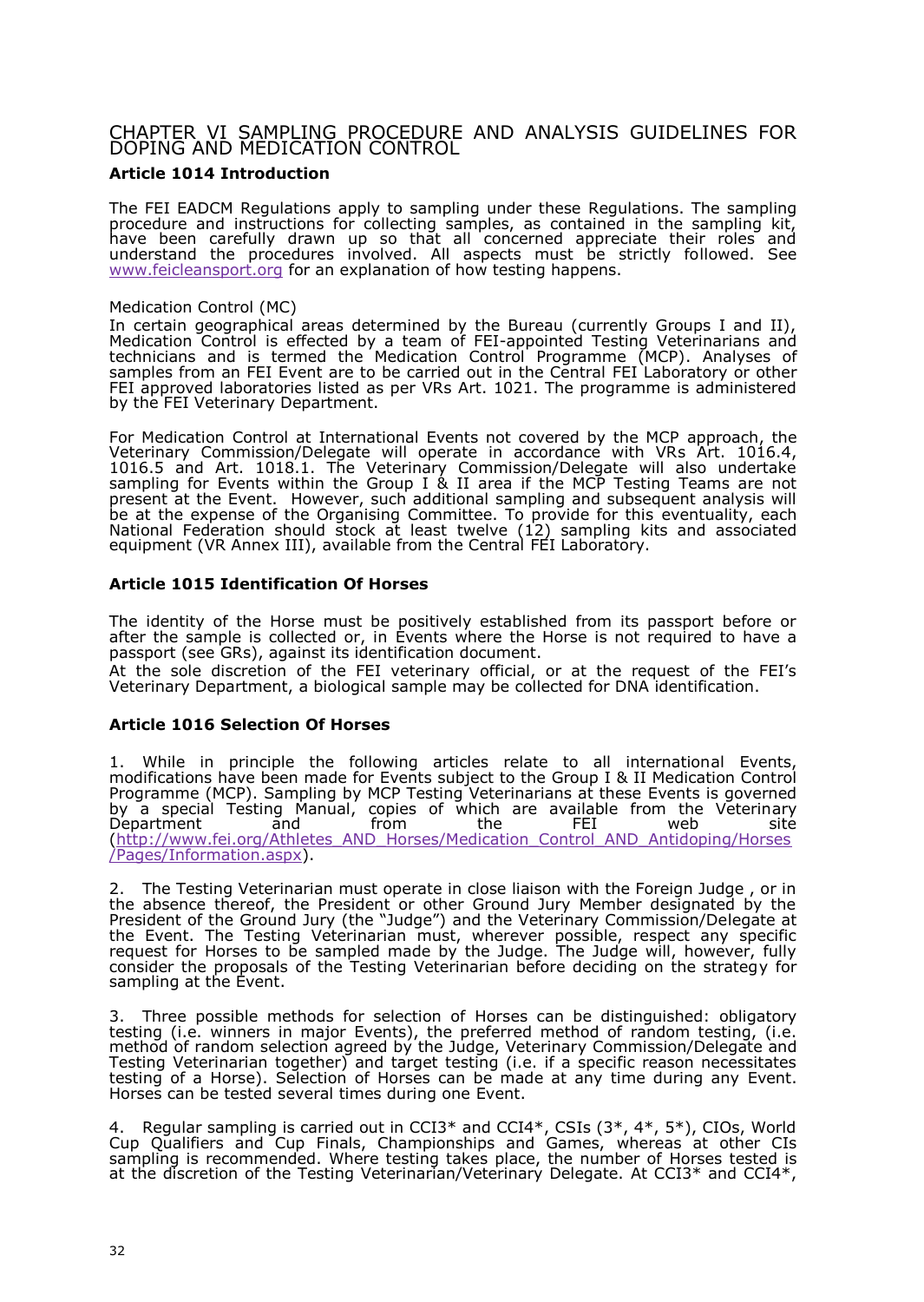# CHAPTER VI SAMPLING PROCEDURE AND ANALYSIS GUIDELINES FOR DOPING AND MEDICATION CONTROL

## Article 1014 Introduction

The FEI EADCM Regulations apply to sampling under these Regulations. The sampling procedure and instructions for collecting samples, as contained in the sampling kit, have been carefully drawn up so that all concerned appreciate their roles and understand the procedures involved. All aspects must be strictly followed. See www.feicleansport.org for an explanation of how testing happens.

Medication Control (MC)

In certain geographical areas determined by the Bureau (currently Groups I and II), Medication Control is effected by a team of FEI-appointed Testing Veterinarians and technicians and is termed the Medication Control Programme (MCP). Analyses of samples from an FEI Event are to be carried out in the Central FEI Laboratory or other FEI approved laboratories listed as per VRs Art. 1021. The programme is administered by the FEI Veterinary Department.

For Medication Control at International Events not covered by the MCP approach, the Veterinary Commission/Delegate will operate in accordance with VRs Art. 1016.4, 1016.5 and Art. 1018.1. The Veterinary Commission/Delegate will also undertake sampling for Events within the Group I & II area if the MCP Testing Teams are not present at the Event. However, such additional sampling and subsequent analysis will be at the expense of the Organising Committee. To provide for this eventuality, each National Federation should stock at least twelve (12) sampling kits and associated equipment (VR Annex III), available from the Central FEI Laboratory.

## Article 1015 Identification Of Horses

The identity of the Horse must be positively established from its passport before or after the sample is collected or, in Events where the Horse is not required to have a passport (see GRs), against its identification document.

At the sole discretion of the FEI veterinary official, or at the request of the FEI's Veterinary Department, a biological sample may be collected for DNA identification.

## Article 1016 Selection Of Horses

1. While in principle the following articles relate to all international Events, modifications have been made for Events subject to the Group I & II Medication Control Programme (MCP). Sampling by MCP Testing Veterinarians at these Events is governed by a special Testing Manual, copies of which are available from the Veterinary Department and from the FEI web site (http://www.fei.org/Athletes_AND_Horses/Medication_Control_AND_Antidoping/Horses/Pages/Information.aspx).

2. The Testing Veterinarian must operate in close liaison with the Foreign Judge , or in the absence thereof, the President or other Ground Jury Member designated by the President of the Ground Jury (the "Judge") and the Veterinary Commission/Delegate at the Event. The Testing Veterinarian must, wherever possible, respect any specific request for Horses to be sampled made by the Judge. The Judge will, however, fully consider the proposals of the Testing Veterinarian before deciding on the strategy for sampling at the Event.

3. Three possible methods for selection of Horses can be distinguished: obligatory testing (i.e. winners in major Events), the preferred method of random testing, (i.e. method of random selection agreed by the Judge, Veterinary Commission/Delegate and Testing Veterinarian together) and target testing (i.e. if a specific reason necessitates testing of a Horse). Selection of Horses can be made at any time during any Event. Horses can be tested several times during one Event.

4. Regular sampling is carried out in CCI3* and CCI4*, CSIs (3*, 4*, 5*), CIOs, World Cup Qualifiers and Cup Finals, Championships and Games, whereas at other CIs sampling is recommended. Where testing takes place, the number of Horses tested is at the discretion of the Testing Veterinarian/Veterinary Delegate. At CCI3* and CCI4*,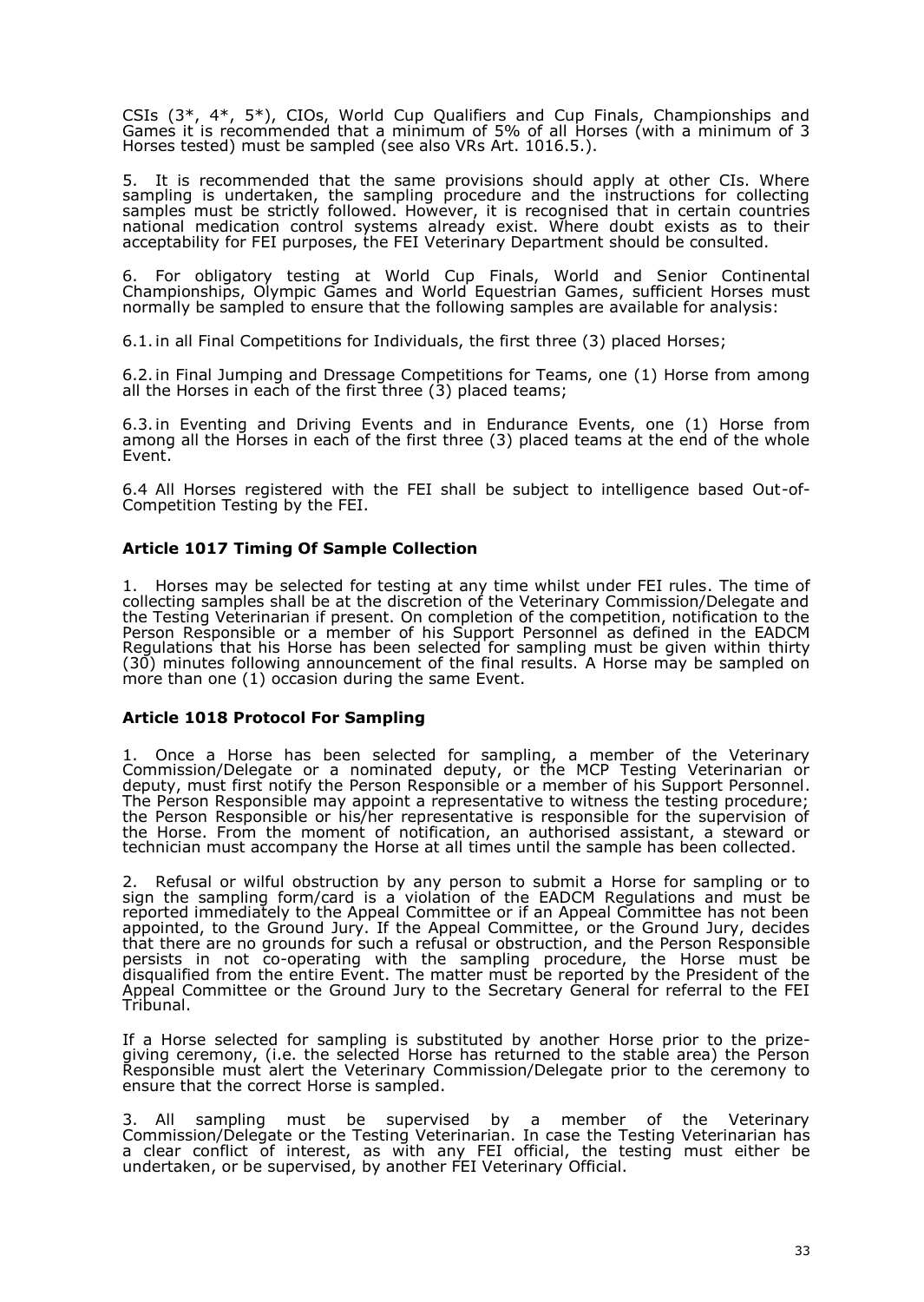CSIs (3*, 4*, 5*), CIOs, World Cup Qualifiers and Cup Finals, Championships and Games it is recommended that a minimum of 5% of all Horses (with a minimum of 3 Horses tested) must be sampled (see also VRs Art. 1016.5.).

5. It is recommended that the same provisions should apply at other CIs. Where sampling is undertaken, the sampling procedure and the instructions for collecting samples must be strictly followed. However, it is recognised that in certain countries national medication control systems already exist. Where doubt exists as to their acceptability for FEI purposes, the FEI Veterinary Department should be consulted.

6. For obligatory testing at World Cup Finals, World and Senior Continental Championships, Olympic Games and World Equestrian Games, sufficient Horses must normally be sampled to ensure that the following samples are available for analysis:

6.1. in all Final Competitions for Individuals, the first three (3) placed Horses;

6.2. in Final Jumping and Dressage Competitions for Teams, one (1) Horse from among all the Horses in each of the first three (3) placed teams;

6.3. in Eventing and Driving Events and in Endurance Events, one (1) Horse from among all the Horses in each of the first three (3) placed teams at the end of the whole Event.

6.4 All Horses registered with the FEI shall be subject to intelligence based Out-of-Competition Testing by the FEI.

### Article 1017 Timing Of Sample Collection

1. Horses may be selected for testing at any time whilst under FEI rules. The time of collecting samples shall be at the discretion of the Veterinary Commission/Delegate and the Testing Veterinarian if present. On completion of the competition, notification to the Person Responsible or a member of his Support Personnel as defined in the EADCM Regulations that his Horse has been selected for sampling must be given within thirty (30) minutes following announcement of the final results. A Horse may be sampled on more than one (1) occasion during the same Event.

### Article 1018 Protocol For Sampling

1. Once a Horse has been selected for sampling, a member of the Veterinary Commission/Delegate or a nominated deputy, or the MCP Testing Veterinarian or deputy, must first notify the Person Responsible or a member of his Support Personnel. The Person Responsible may appoint a representative to witness the testing procedure; the Person Responsible or his/her representative is responsible for the supervision of the Horse. From the moment of notification, an authorised assistant, a steward or technician must accompany the Horse at all times until the sample has been collected.

2. Refusal or wilful obstruction by any person to submit a Horse for sampling or to sign the sampling form/card is a violation of the EADCM Regulations and must be reported immediately to the Appeal Committee or if an Appeal Committee has not been appointed, to the Ground Jury. If the Appeal Committee, or the Ground Jury, decides that there are no grounds for such a refusal or obstruction, and the Person Responsible persists in not co-operating with the sampling procedure, the Horse must be disqualified from the entire Event. The matter must be reported by the President of the Appeal Committee or the Ground Jury to the Secretary General for referral to the FEI Tribunal.

If a Horse selected for sampling is substituted by another Horse prior to the prize-giving ceremony, (i.e. the selected Horse has returned to the stable area) the Person Responsible must alert the Veterinary Commission/Delegate prior to the ceremony to ensure that the correct Horse is sampled.

3. All sampling must be supervised by a member of the Veterinary Commission/Delegate or the Testing Veterinarian. In case the Testing Veterinarian has a clear conflict of interest, as with any FEI official, the testing must either be undertaken, or be supervised, by another FEI Veterinary Official.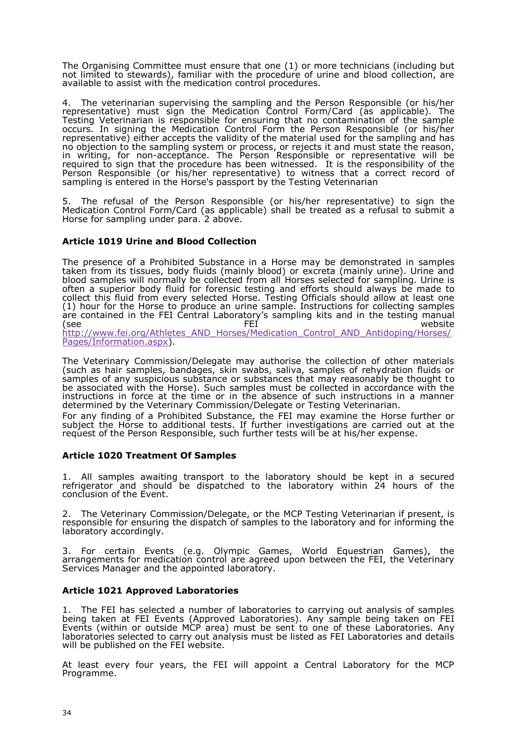The Organising Committee must ensure that one (1) or more technicians (including but not limited to stewards), familiar with the procedure of urine and blood collection, are available to assist with the medication control procedures.

4. The veterinarian supervising the sampling and the Person Responsible (or his/her representative) must sign the Medication Control Form/Card (as applicable). The Testing Veterinarian is responsible for ensuring that no contamination of the sample occurs. In signing the Medication Control Form the Person Responsible (or his/her representative) either accepts the validity of the material used for the sampling and has no objection to the sampling system or process, or rejects it and must state the reason, in writing, for non-acceptance. The Person Responsible or representative will be required to sign that the procedure has been witnessed. It is the responsibility of the Person Responsible (or his/her representative) to witness that a correct record of sampling is entered in the Horse's passport by the Testing Veterinarian

5. The refusal of the Person Responsible (or his/her representative) to sign the Medication Control Form/Card (as applicable) shall be treated as a refusal to submit a Horse for sampling under para. 2 above.

### Article 1019 Urine and Blood Collection

The presence of a Prohibited Substance in a Horse may be demonstrated in samples taken from its tissues, body fluids (mainly blood) or excreta (mainly urine). Urine and blood samples will normally be collected from all Horses selected for sampling. Urine is often a superior body fluid for forensic testing and efforts should always be made to collect this fluid from every selected Horse. Testing Officials should allow at least one (1) hour for the Horse to produce an urine sample. Instructions for collecting samples are contained in the FEI Central Laboratory's sampling kits and in the testing manual (see FEI website http://www.fei.org/Athletes_AND_Horses/Medication_Control_AND_Antidoping/Horses/Pages/Information.aspx).

The Veterinary Commission/Delegate may authorise the collection of other materials (such as hair samples, bandages, skin swabs, saliva, samples of rehydration fluids or samples of any suspicious substance or substances that may reasonably be thought to be associated with the Horse). Such samples must be collected in accordance with the instructions in force at the time or in the absence of such instructions in a manner determined by the Veterinary Commission/Delegate or Testing Veterinarian.

For any finding of a Prohibited Substance, the FEI may examine the Horse further or subject the Horse to additional tests. If further investigations are carried out at the request of the Person Responsible, such further tests will be at his/her expense.

### Article 1020 Treatment Of Samples

1. All samples awaiting transport to the laboratory should be kept in a secured refrigerator and should be dispatched to the laboratory within 24 hours of the conclusion of the Event.

2. The Veterinary Commission/Delegate, or the MCP Testing Veterinarian if present, is responsible for ensuring the dispatch of samples to the laboratory and for informing the laboratory accordingly.

3. For certain Events (e.g. Olympic Games, World Equestrian Games), the arrangements for medication control are agreed upon between the FEI, the Veterinary Services Manager and the appointed laboratory.

### Article 1021 Approved Laboratories

1. The FEI has selected a number of laboratories to carrying out analysis of samples being taken at FEI Events (Approved Laboratories). Any sample being taken on FEI Events (within or outside MCP area) must be sent to one of these Laboratories. Any laboratories selected to carry out analysis must be listed as FEI Laboratories and details will be published on the FEI website.

At least every four years, the FEI will appoint a Central Laboratory for the MCP Programme.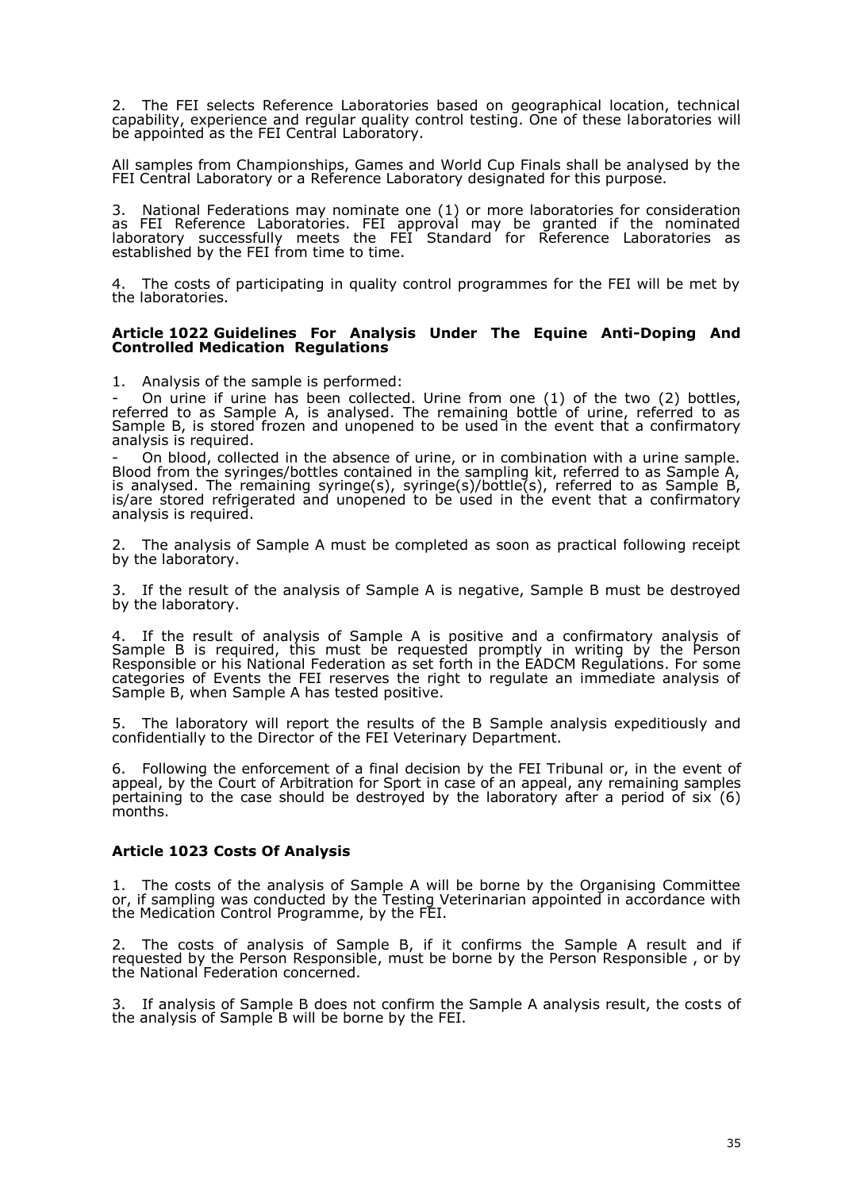2. The FEI selects Reference Laboratories based on geographical location, technical capability, experience and regular quality control testing. One of these laboratories will be appointed as the FEI Central Laboratory.

All samples from Championships, Games and World Cup Finals shall be analysed by the FEI Central Laboratory or a Reference Laboratory designated for this purpose.

3. National Federations may nominate one (1) or more laboratories for consideration as FEI Reference Laboratories. FEI approval may be granted if the nominated laboratory successfully meets the FEI Standard for Reference Laboratories as established by the FEI from time to time.

4. The costs of participating in quality control programmes for the FEI will be met by the laboratories.

### Article 1022 Guidelines For Analysis Under The Equine Anti-Doping And Controlled Medication Regulations

1. Analysis of the sample is performed:

- On urine if urine has been collected. Urine from one (1) of the two (2) bottles, referred to as Sample A, is analysed. The remaining bottle of urine, referred to as Sample B, is stored frozen and unopened to be used in the event that a confirmatory analysis is required.
- On blood, collected in the absence of urine, or in combination with a urine sample. Blood from the syringes/bottles contained in the sampling kit, referred to as Sample A, is analysed. The remaining syringe(s), syringe(s)/bottle(s), referred to as Sample B, is/are stored refrigerated and unopened to be used in the event that a confirmatory analysis is required.

2. The analysis of Sample A must be completed as soon as practical following receipt by the laboratory.

3. If the result of the analysis of Sample A is negative, Sample B must be destroyed by the laboratory.

4. If the result of analysis of Sample A is positive and a confirmatory analysis of Sample B is required, this must be requested promptly in writing by the Person Responsible or his National Federation as set forth in the EADCM Regulations. For some categories of Events the FEI reserves the right to regulate an immediate analysis of Sample B, when Sample A has tested positive.

5. The laboratory will report the results of the B Sample analysis expeditiously and confidentially to the Director of the FEI Veterinary Department.

6. Following the enforcement of a final decision by the FEI Tribunal or, in the event of appeal, by the Court of Arbitration for Sport in case of an appeal, any remaining samples pertaining to the case should be destroyed by the laboratory after a period of six (6) months.

### Article 1023 Costs Of Analysis

1. The costs of the analysis of Sample A will be borne by the Organising Committee or, if sampling was conducted by the Testing Veterinarian appointed in accordance with the Medication Control Programme, by the FEI.

2. The costs of analysis of Sample B, if it confirms the Sample A result and if requested by the Person Responsible, must be borne by the Person Responsible , or by the National Federation concerned.

3. If analysis of Sample B does not confirm the Sample A analysis result, the costs of the analysis of Sample B will be borne by the FEI.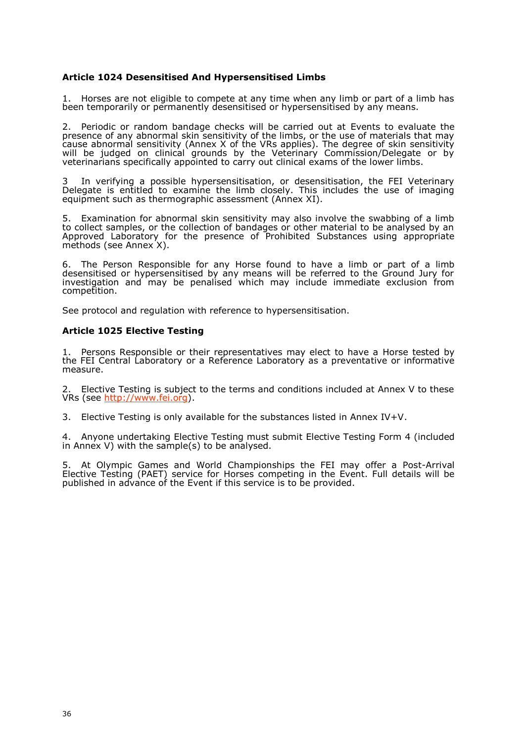### Article 1024 Desensitised And Hypersensitised Limbs

1. Horses are not eligible to compete at any time when any limb or part of a limb has been temporarily or permanently desensitised or hypersensitised by any means.

2. Periodic or random bandage checks will be carried out at Events to evaluate the presence of any abnormal skin sensitivity of the limbs, or the use of materials that may cause abnormal sensitivity (Annex X of the VRs applies). The degree of skin sensitivity will be judged on clinical grounds by the Veterinary Commission/Delegate or by veterinarians specifically appointed to carry out clinical exams of the lower limbs.

3 In verifying a possible hypersensitisation, or desensitisation, the FEI Veterinary Delegate is entitled to examine the limb closely. This includes the use of imaging equipment such as thermographic assessment (Annex XI).

5. Examination for abnormal skin sensitivity may also involve the swabbing of a limb to collect samples, or the collection of bandages or other material to be analysed by an Approved Laboratory for the presence of Prohibited Substances using appropriate methods (see Annex X).

6. The Person Responsible for any Horse found to have a limb or part of a limb desensitised or hypersensitised by any means will be referred to the Ground Jury for investigation and may be penalised which may include immediate exclusion from competition.

See protocol and regulation with reference to hypersensitisation.

### Article 1025 Elective Testing

1. Persons Responsible or their representatives may elect to have a Horse tested by the FEI Central Laboratory or a Reference Laboratory as a preventative or informative measure.

2. Elective Testing is subject to the terms and conditions included at Annex V to these VRs (see http://www.fei.org).

3. Elective Testing is only available for the substances listed in Annex IV+V.

4. Anyone undertaking Elective Testing must submit Elective Testing Form 4 (included in Annex V) with the sample(s) to be analysed.

5. At Olympic Games and World Championships the FEI may offer a Post-Arrival Elective Testing (PAET) service for Horses competing in the Event. Full details will be published in advance of the Event if this service is to be provided.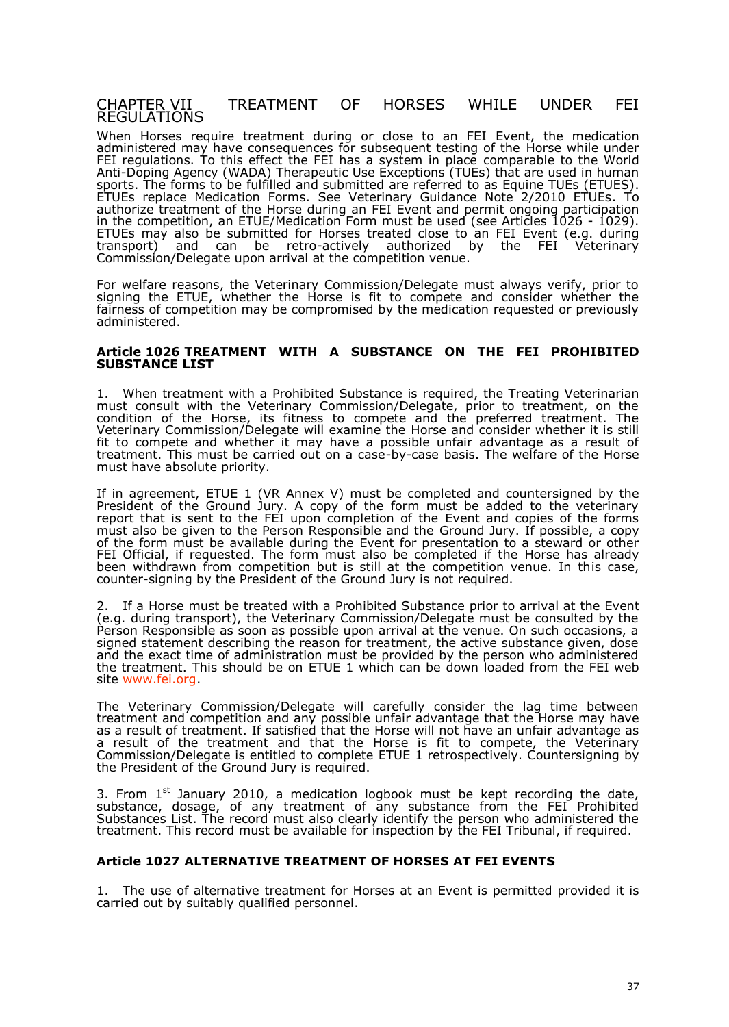## CHAPTER VII TREATMENT OF HORSES WHILE UNDER FEI REGULATIONS

When Horses require treatment during or close to an FEI Event, the medication administered may have consequences for subsequent testing of the Horse while under FEI regulations. To this effect the FEI has a system in place comparable to the World Anti-Doping Agency (WADA) Therapeutic Use Exceptions (TUEs) that are used in human sports. The forms to be fulfilled and submitted are referred to as Equine TUEs (ETUES). ETUEs replace Medication Forms. See Veterinary Guidance Note 2/2010 ETUEs. To authorize treatment of the Horse during an FEI Event and permit ongoing participation in the competition, an ETUE/Medication Form must be used (see Articles 1026 - 1029). ETUEs may also be submitted for Horses treated close to an FEI Event (e.g. during transport) and can be retro-actively authorized by the FEI Veterinary Commission/Delegate upon arrival at the competition venue.

For welfare reasons, the Veterinary Commission/Delegate must always verify, prior to signing the ETUE, whether the Horse is fit to compete and consider whether the fairness of competition may be compromised by the medication requested or previously administered.

### Article 1026 TREATMENT WITH A SUBSTANCE ON THE FEI PROHIBITED SUBSTANCE LIST

1. When treatment with a Prohibited Substance is required, the Treating Veterinarian must consult with the Veterinary Commission/Delegate, prior to treatment, on the condition of the Horse, its fitness to compete and the preferred treatment. The Veterinary Commission/Delegate will examine the Horse and consider whether it is still fit to compete and whether it may have a possible unfair advantage as a result of treatment. This must be carried out on a case-by-case basis. The welfare of the Horse must have absolute priority.

If in agreement, ETUE 1 (VR Annex V) must be completed and countersigned by the President of the Ground Jury. A copy of the form must be added to the veterinary report that is sent to the FEI upon completion of the Event and copies of the forms must also be given to the Person Responsible and the Ground Jury. If possible, a copy of the form must be available during the Event for presentation to a steward or other FEI Official, if requested. The form must also be completed if the Horse has already been withdrawn from competition but is still at the competition venue. In this case, counter-signing by the President of the Ground Jury is not required.

2. If a Horse must be treated with a Prohibited Substance prior to arrival at the Event (e.g. during transport), the Veterinary Commission/Delegate must be consulted by the Person Responsible as soon as possible upon arrival at the venue. On such occasions, a signed statement describing the reason for treatment, the active substance given, dose and the exact time of administration must be provided by the person who administered the treatment. This should be on ETUE 1 which can be down loaded from the FEI web site www.fei.org.

The Veterinary Commission/Delegate will carefully consider the lag time between treatment and competition and any possible unfair advantage that the Horse may have as a result of treatment. If satisfied that the Horse will not have an unfair advantage as a result of the treatment and that the Horse is fit to compete, the Veterinary Commission/Delegate is entitled to complete ETUE 1 retrospectively. Countersigning by the President of the Ground Jury is required.

3. From 1st January 2010, a medication logbook must be kept recording the date, substance, dosage, of any treatment of any substance from the FEI Prohibited Substances List. The record must also clearly identify the person who administered the treatment. This record must be available for inspection by the FEI Tribunal, if required.

### Article 1027 ALTERNATIVE TREATMENT OF HORSES AT FEI EVENTS

1. The use of alternative treatment for Horses at an Event is permitted provided it is carried out by suitably qualified personnel.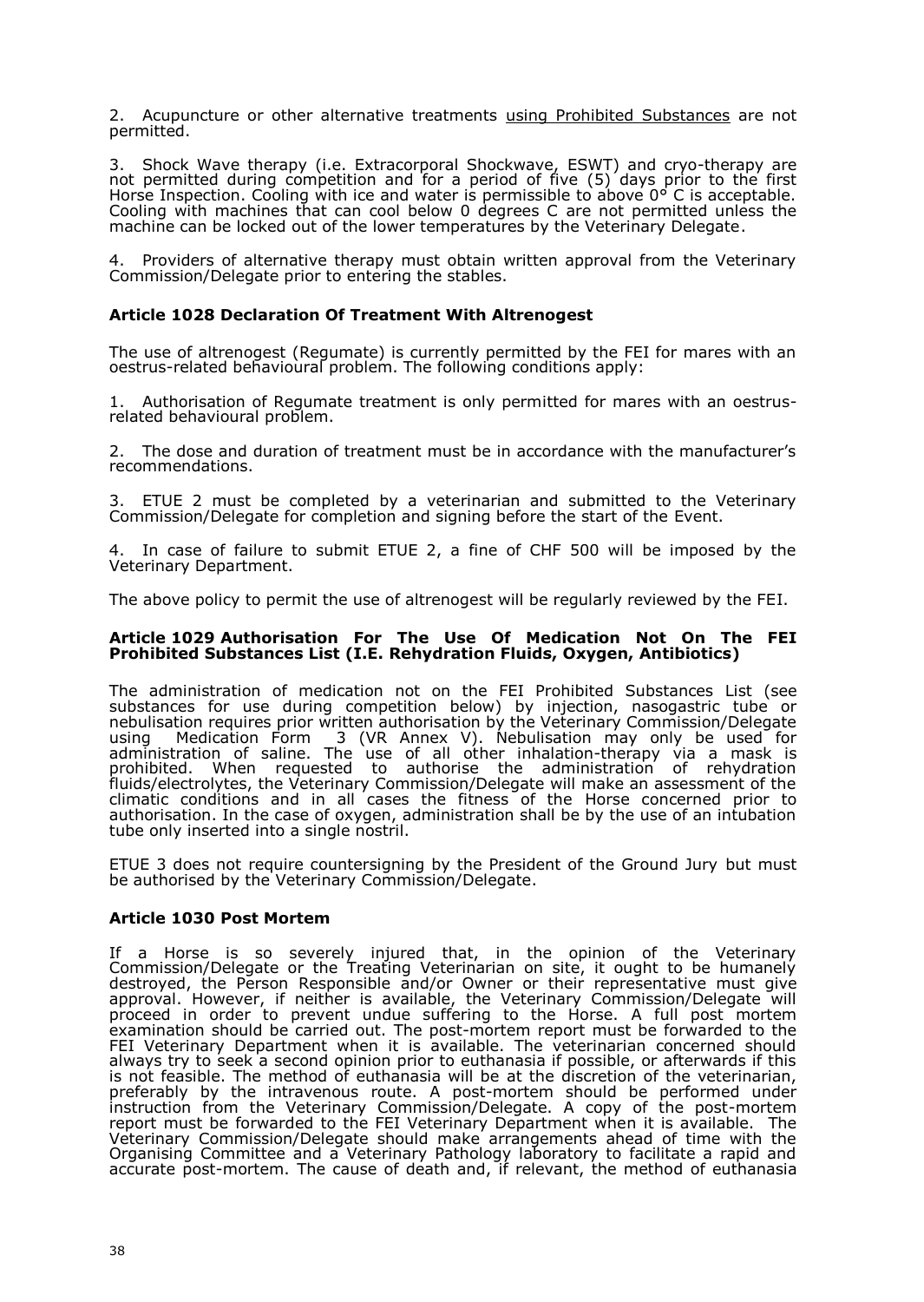2. Acupuncture or other alternative treatments using Prohibited Substances are not permitted.

3. Shock Wave therapy (i.e. Extracorporal Shockwave, ESWT) and cryo-therapy are not permitted during competition and for a period of five (5) days prior to the first Horse Inspection. Cooling with ice and water is permissible to above 0° C is acceptable. Cooling with machines that can cool below 0 degrees C are not permitted unless the machine can be locked out of the lower temperatures by the Veterinary Delegate.

4. Providers of alternative therapy must obtain written approval from the Veterinary Commission/Delegate prior to entering the stables.

### Article 1028 Declaration Of Treatment With Altrenogest

The use of altrenogest (Regumate) is currently permitted by the FEI for mares with an oestrus-related behavioural problem. The following conditions apply:

1. Authorisation of Regumate treatment is only permitted for mares with an oestrus-related behavioural problem.

2. The dose and duration of treatment must be in accordance with the manufacturer's recommendations.

3. ETUE 2 must be completed by a veterinarian and submitted to the Veterinary Commission/Delegate for completion and signing before the start of the Event.

4. In case of failure to submit ETUE 2, a fine of CHF 500 will be imposed by the Veterinary Department.

The above policy to permit the use of altrenogest will be regularly reviewed by the FEI.

### Article 1029 Authorisation For The Use Of Medication Not On The FEI Prohibited Substances List (I.E. Rehydration Fluids, Oxygen, Antibiotics)

The administration of medication not on the FEI Prohibited Substances List (see substances for use during competition below) by injection, nasogastric tube or nebulisation requires prior written authorisation by the Veterinary Commission/Delegate using Medication Form 3 (VR Annex V). Nebulisation may only be used for administration of saline. The use of all other inhalation-therapy via a mask is prohibited. When requested to authorise the administration of rehydration fluids/electrolytes, the Veterinary Commission/Delegate will make an assessment of the climatic conditions and in all cases the fitness of the Horse concerned prior to authorisation. In the case of oxygen, administration shall be by the use of an intubation tube only inserted into a single nostril.

ETUE 3 does not require countersigning by the President of the Ground Jury but must be authorised by the Veterinary Commission/Delegate.

### Article 1030 Post Mortem

If a Horse is so severely injured that, in the opinion of the Veterinary Commission/Delegate or the Treating Veterinarian on site, it ought to be humanely destroyed, the Person Responsible and/or Owner or their representative must give approval. However, if neither is available, the Veterinary Commission/Delegate will proceed in order to prevent undue suffering to the Horse. A full post mortem examination should be carried out. The post-mortem report must be forwarded to the FEI Veterinary Department when it is available. The veterinarian concerned should always try to seek a second opinion prior to euthanasia if possible, or afterwards if this is not feasible. The method of euthanasia will be at the discretion of the veterinarian, preferably by the intravenous route. A post-mortem should be performed under instruction from the Veterinary Commission/Delegate. A copy of the post-mortem report must be forwarded to the FEI Veterinary Department when it is available. The Veterinary Commission/Delegate should make arrangements ahead of time with the Organising Committee and a Veterinary Pathology laboratory to facilitate a rapid and accurate post-mortem. The cause of death and, if relevant, the method of euthanasia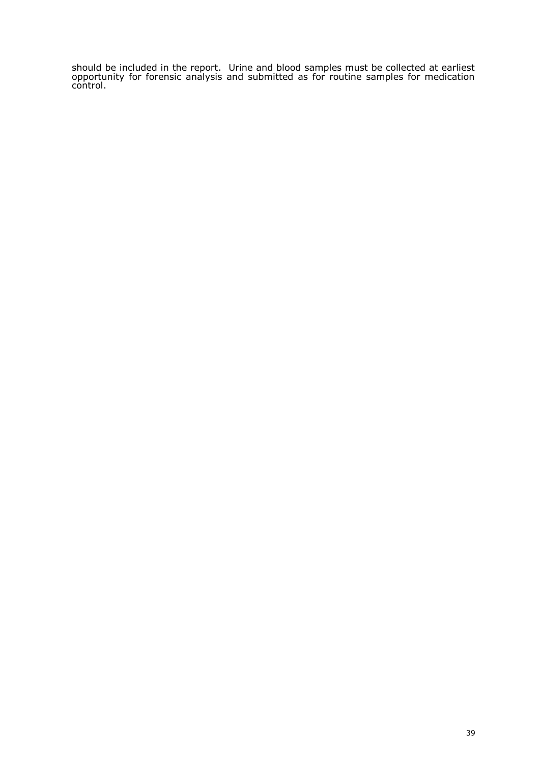should be included in the report. Urine and blood samples must be collected at earliest opportunity for forensic analysis and submitted as for routine samples for medication control.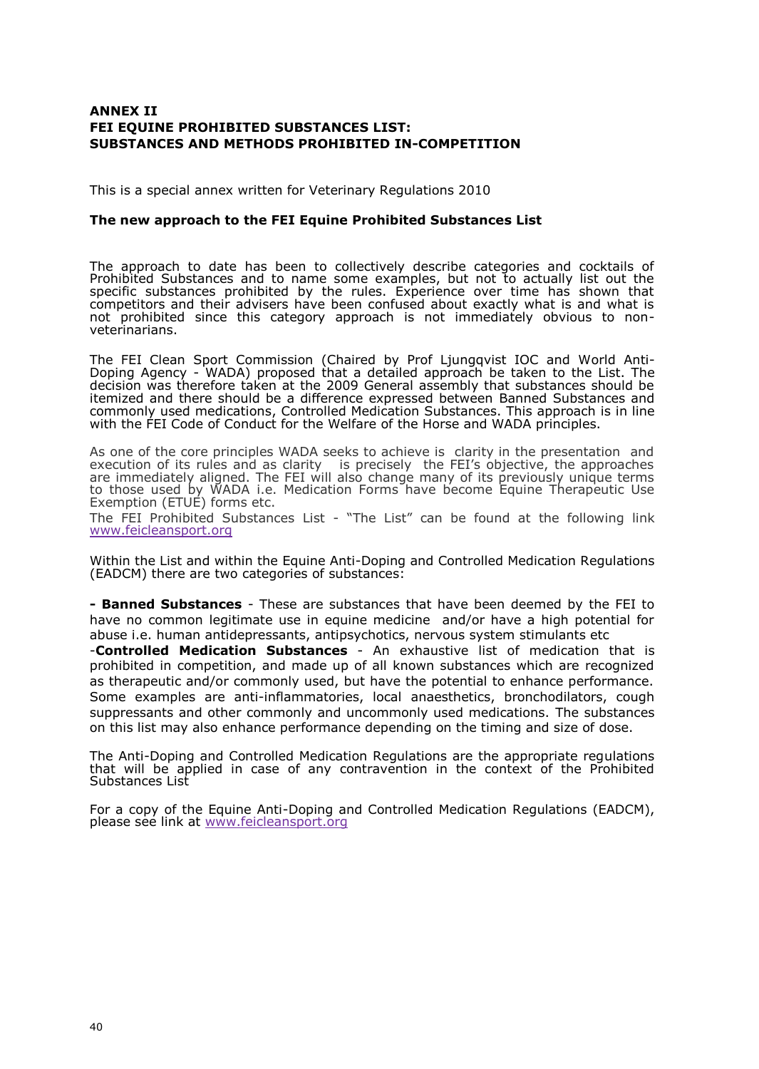**ANNEX II**
**FEI EQUINE PROHIBITED SUBSTANCES LIST:**
**SUBSTANCES AND METHODS PROHIBITED IN-COMPETITION**

This is a special annex written for Veterinary Regulations 2010

**The new approach to the FEI Equine Prohibited Substances List**

The approach to date has been to collectively describe categories and cocktails of Prohibited Substances and to name some examples, but not to actually list out the specific substances prohibited by the rules. Experience over time has shown that competitors and their advisers have been confused about exactly what is and what is not prohibited since this category approach is not immediately obvious to non-veterinarians.

The FEI Clean Sport Commission (Chaired by Prof Ljungqvist IOC and World Anti-Doping Agency - WADA) proposed that a detailed approach be taken to the List. The decision was therefore taken at the 2009 General assembly that substances should be itemized and there should be a difference expressed between Banned Substances and commonly used medications, Controlled Medication Substances. This approach is in line with the FEI Code of Conduct for the Welfare of the Horse and WADA principles.

As one of the core principles WADA seeks to achieve is clarity in the presentation and execution of its rules and as clarity is precisely the FEI's objective, the approaches are immediately aligned. The FEI will also change many of its previously unique terms to those used by WADA i.e. Medication Forms have become Equine Therapeutic Use Exemption (ETUE) forms etc.

The FEI Prohibited Substances List - "The List" can be found at the following link www.feicleansport.org

Within the List and within the Equine Anti-Doping and Controlled Medication Regulations (EADCM) there are two categories of substances:

**- Banned Substances** - These are substances that have been deemed by the FEI to have no common legitimate use in equine medicine and/or have a high potential for abuse i.e. human antidepressants, antipsychotics, nervous system stimulants etc

-**Controlled Medication Substances** - An exhaustive list of medication that is prohibited in competition, and made up of all known substances which are recognized as therapeutic and/or commonly used, but have the potential to enhance performance. Some examples are anti-inflammatories, local anaesthetics, bronchodilators, cough suppressants and other commonly and uncommonly used medications. The substances on this list may also enhance performance depending on the timing and size of dose.

The Anti-Doping and Controlled Medication Regulations are the appropriate regulations that will be applied in case of any contravention in the context of the Prohibited Substances List

For a copy of the Equine Anti-Doping and Controlled Medication Regulations (EADCM), please see link at www.feicleansport.org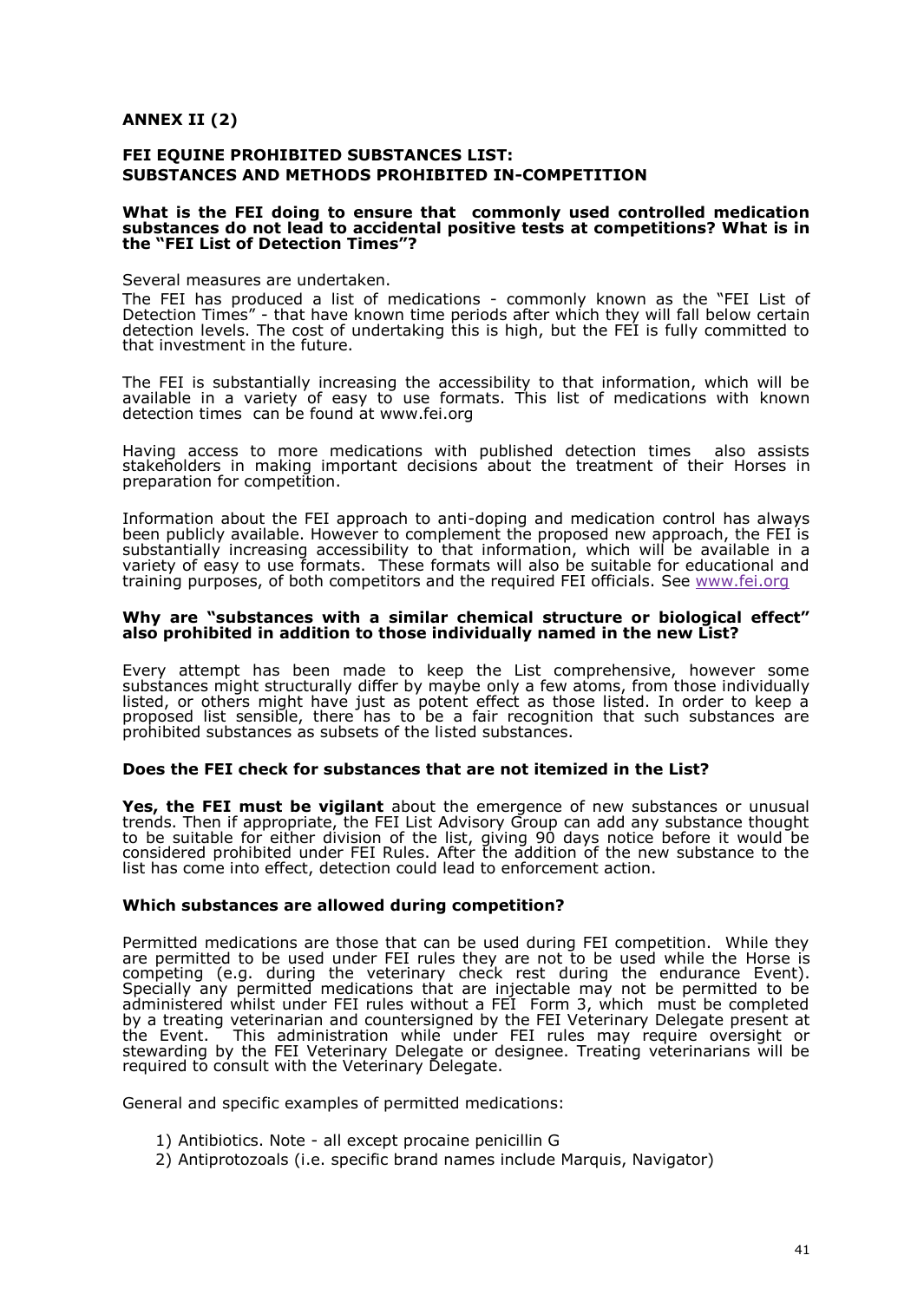## ANNEX II (2)

### FEI EQUINE PROHIBITED SUBSTANCES LIST: SUBSTANCES AND METHODS PROHIBITED IN-COMPETITION

#### What is the FEI doing to ensure that commonly used controlled medication substances do not lead to accidental positive tests at competitions? What is in the "FEI List of Detection Times"?

Several measures are undertaken.

The FEI has produced a list of medications - commonly known as the "FEI List of Detection Times" - that have known time periods after which they will fall below certain detection levels. The cost of undertaking this is high, but the FEI is fully committed to that investment in the future.

The FEI is substantially increasing the accessibility to that information, which will be available in a variety of easy to use formats. This list of medications with known detection times can be found at www.fei.org

Having access to more medications with published detection times also assists stakeholders in making important decisions about the treatment of their Horses in preparation for competition.

Information about the FEI approach to anti-doping and medication control has always been publicly available. However to complement the proposed new approach, the FEI is substantially increasing accessibility to that information, which will be available in a variety of easy to use formats. These formats will also be suitable for educational and training purposes, of both competitors and the required FEI officials. See www.fei.org

#### Why are "substances with a similar chemical structure or biological effect" also prohibited in addition to those individually named in the new List?

Every attempt has been made to keep the List comprehensive, however some substances might structurally differ by maybe only a few atoms, from those individually listed, or others might have just as potent effect as those listed. In order to keep a proposed list sensible, there has to be a fair recognition that such substances are prohibited substances as subsets of the listed substances.

#### Does the FEI check for substances that are not itemized in the List?

**Yes, the FEI must be vigilant** about the emergence of new substances or unusual trends. Then if appropriate, the FEI List Advisory Group can add any substance thought to be suitable for either division of the list, giving 90 days notice before it would be considered prohibited under FEI Rules. After the addition of the new substance to the list has come into effect, detection could lead to enforcement action.

#### Which substances are allowed during competition?

Permitted medications are those that can be used during FEI competition. While they are permitted to be used under FEI rules they are not to be used while the Horse is competing (e.g. during the veterinary check rest during the endurance Event). Specially any permitted medications that are injectable may not be permitted to be administered whilst under FEI rules without a FEI Form 3, which must be completed by a treating veterinarian and countersigned by the FEI Veterinary Delegate present at the Event. This administration while under FEI rules may require oversight or stewarding by the FEI Veterinary Delegate or designee. Treating veterinarians will be required to consult with the Veterinary Delegate.

General and specific examples of permitted medications:

1) Antibiotics. Note - all except procaine penicillin G
2) Antiprotozoals (i.e. specific brand names include Marquis, Navigator)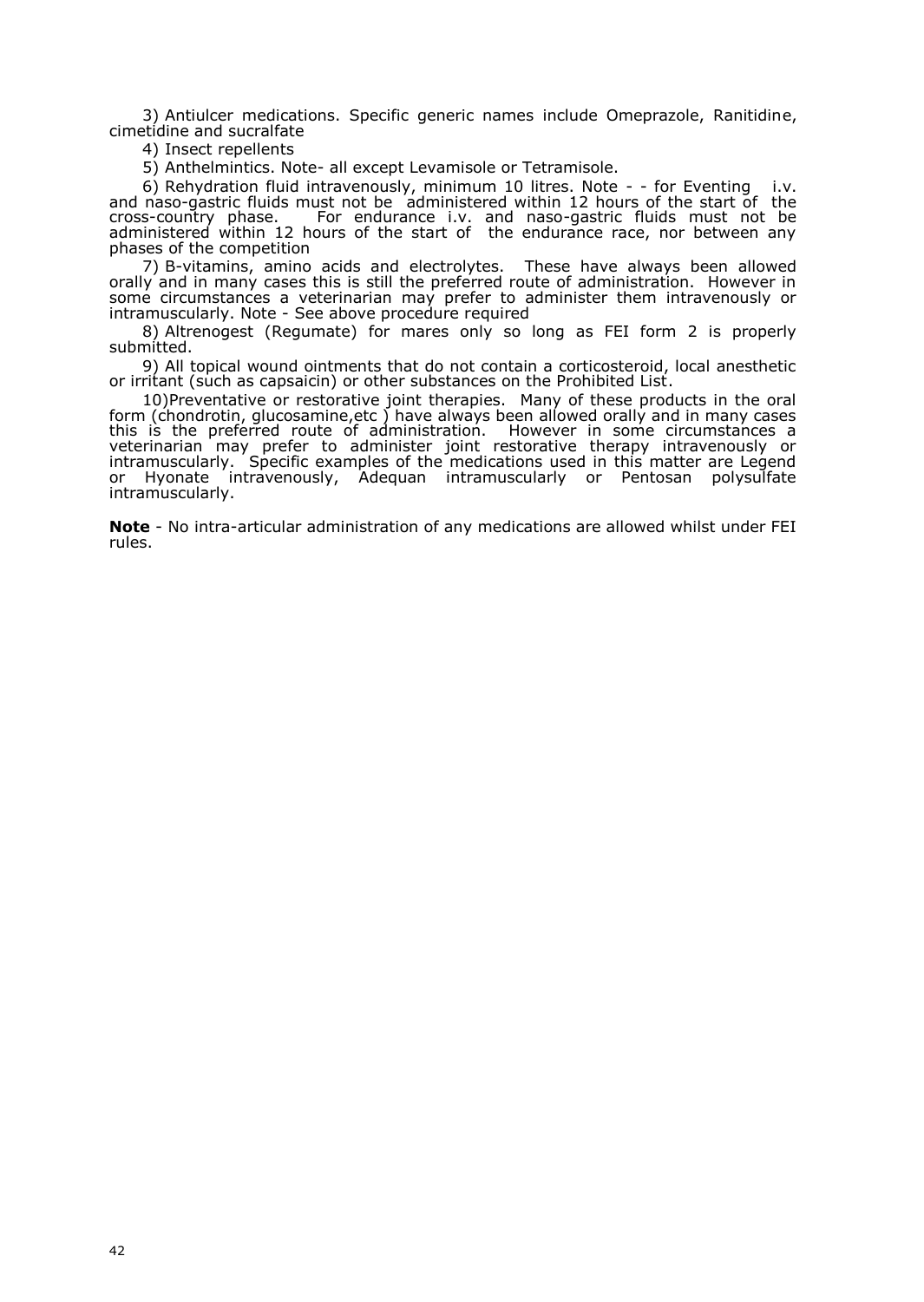3) Antiulcer medications. Specific generic names include Omeprazole, Ranitidine, cimetidine and sucralfate

4) Insect repellents

5) Anthelmintics. Note- all except Levamisole or Tetramisole.

6) Rehydration fluid intravenously, minimum 10 litres. Note - - for Eventing i.v. and naso-gastric fluids must not be administered within 12 hours of the start of the cross-country phase. For endurance i.v. and naso-gastric fluids must not be administered within 12 hours of the start of the endurance race, nor between any phases of the competition

7) B-vitamins, amino acids and electrolytes. These have always been allowed orally and in many cases this is still the preferred route of administration. However in some circumstances a veterinarian may prefer to administer them intravenously or intramuscularly. Note - See above procedure required

8) Altrenogest (Regumate) for mares only so long as FEI form 2 is properly submitted.

9) All topical wound ointments that do not contain a corticosteroid, local anesthetic or irritant (such as capsaicin) or other substances on the Prohibited List.

10) Preventative or restorative joint therapies. Many of these products in the oral form (chondrotin, glucosamine,etc ) have always been allowed orally and in many cases this is the preferred route of administration. However in some circumstances a veterinarian may prefer to administer joint restorative therapy intravenously or intramuscularly. Specific examples of the medications used in this matter are Legend or Hyonate intravenously, Adequan intramuscularly or Pentosan polysulfate intramuscularly.

**Note** - No intra-articular administration of any medications are allowed whilst under FEI rules.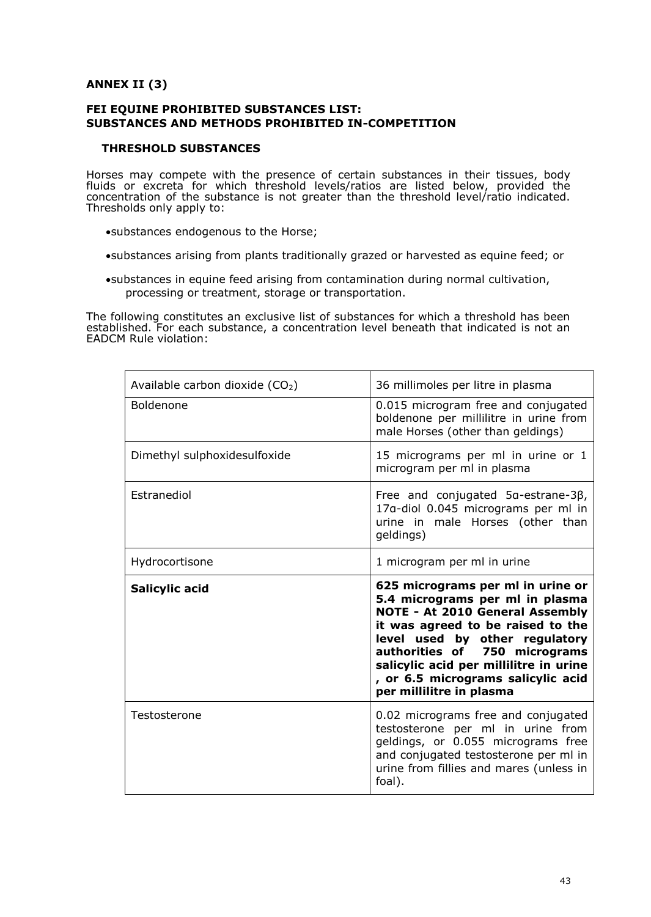**ANNEX II (3)**

**FEI EQUINE PROHIBITED SUBSTANCES LIST:**
**SUBSTANCES AND METHODS PROHIBITED IN-COMPETITION**

**THRESHOLD SUBSTANCES**

Horses may compete with the presence of certain substances in their tissues, body fluids or excreta for which threshold levels/ratios are listed below, provided the concentration of the substance is not greater than the threshold level/ratio indicated. Thresholds only apply to:

- substances endogenous to the Horse;
- substances arising from plants traditionally grazed or harvested as equine feed; or
- substances in equine feed arising from contamination during normal cultivation, processing or treatment, storage or transportation.

The following constitutes an exclusive list of substances for which a threshold has been established. For each substance, a concentration level beneath that indicated is not an EADCM Rule violation:

| Substance | Threshold |
| --- | --- |
| Available carbon dioxide ($CO_2$) | 36 millimoles per litre in plasma |
| Boldenone | 0.015 microgram free and conjugated boldenone per millilitre in urine from male Horses (other than geldings) |
| Dimethyl sulphoxidesulfoxide | 15 micrograms per ml in urine or 1 microgram per ml in plasma |
| Estranediol | Free and conjugated 5α-estrane-3β, 17α-diol 0.045 micrograms per ml in urine in male Horses (other than geldings) |
| Hydrocortisone | 1 microgram per ml in urine |
| **Salicylic acid** | **625 micrograms per ml in urine or 5.4 micrograms per ml in plasma NOTE - At 2010 General Assembly it was agreed to be raised to the level used by other regulatory authorities of 750 micrograms salicylic acid per millilitre in urine , or 6.5 micrograms salicylic acid per millilitre in plasma** |
| Testosterone | 0.02 micrograms free and conjugated testosterone per ml in urine from geldings, or 0.055 micrograms free and conjugated testosterone per ml in urine from fillies and mares (unless in foal). |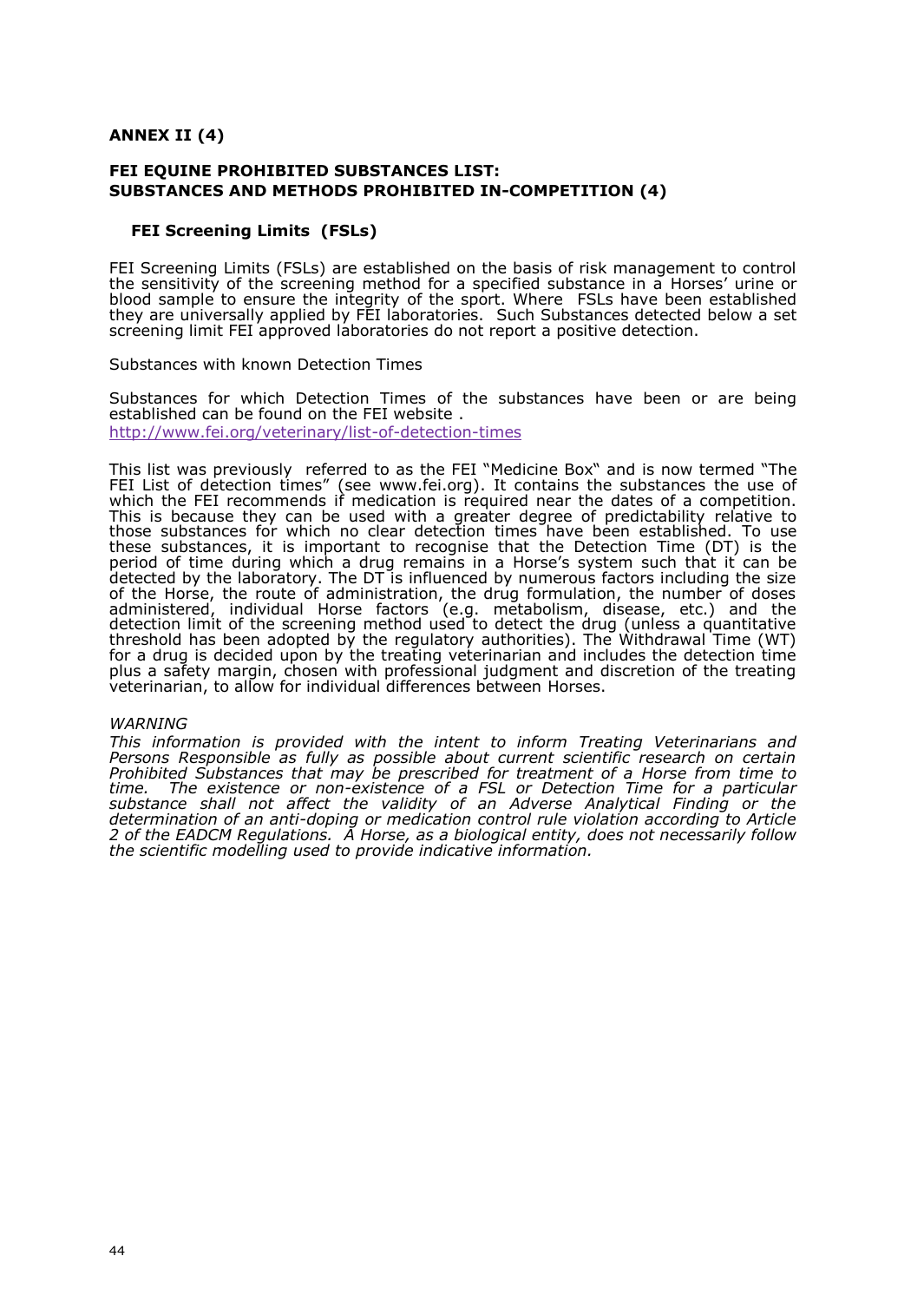**ANNEX II (4)**

**FEI EQUINE PROHIBITED SUBSTANCES LIST: SUBSTANCES AND METHODS PROHIBITED IN-COMPETITION (4)**

**FEI Screening Limits (FSLs)**

FEI Screening Limits (FSLs) are established on the basis of risk management to control the sensitivity of the screening method for a specified substance in a Horses' urine or blood sample to ensure the integrity of the sport. Where FSLs have been established they are universally applied by FEI laboratories. Such Substances detected below a set screening limit FEI approved laboratories do not report a positive detection.

Substances with known Detection Times

Substances for which Detection Times of the substances have been or are being established can be found on the FEI website . http://www.fei.org/veterinary/list-of-detection-times

This list was previously referred to as the FEI "Medicine Box" and is now termed "The FEI List of detection times" (see www.fei.org). It contains the substances the use of which the FEI recommends if medication is required near the dates of a competition. This is because they can be used with a greater degree of predictability relative to those substances for which no clear detection times have been established. To use these substances, it is important to recognise that the Detection Time (DT) is the period of time during which a drug remains in a Horse's system such that it can be detected by the laboratory. The DT is influenced by numerous factors including the size of the Horse, the route of administration, the drug formulation, the number of doses administered, individual Horse factors (e.g. metabolism, disease, etc.) and the detection limit of the screening method used to detect the drug (unless a quantitative threshold has been adopted by the regulatory authorities). The Withdrawal Time (WT) for a drug is decided upon by the treating veterinarian and includes the detection time plus a safety margin, chosen with professional judgment and discretion of the treating veterinarian, to allow for individual differences between Horses.

*WARNING*

*This information is provided with the intent to inform Treating Veterinarians and Persons Responsible as fully as possible about current scientific research on certain Prohibited Substances that may be prescribed for treatment of a Horse from time to time. The existence or non-existence of a FSL or Detection Time for a particular substance shall not affect the validity of an Adverse Analytical Finding or the determination of an anti-doping or medication control rule violation according to Article 2 of the EADCM Regulations. A Horse, as a biological entity, does not necessarily follow the scientific modelling used to provide indicative information.*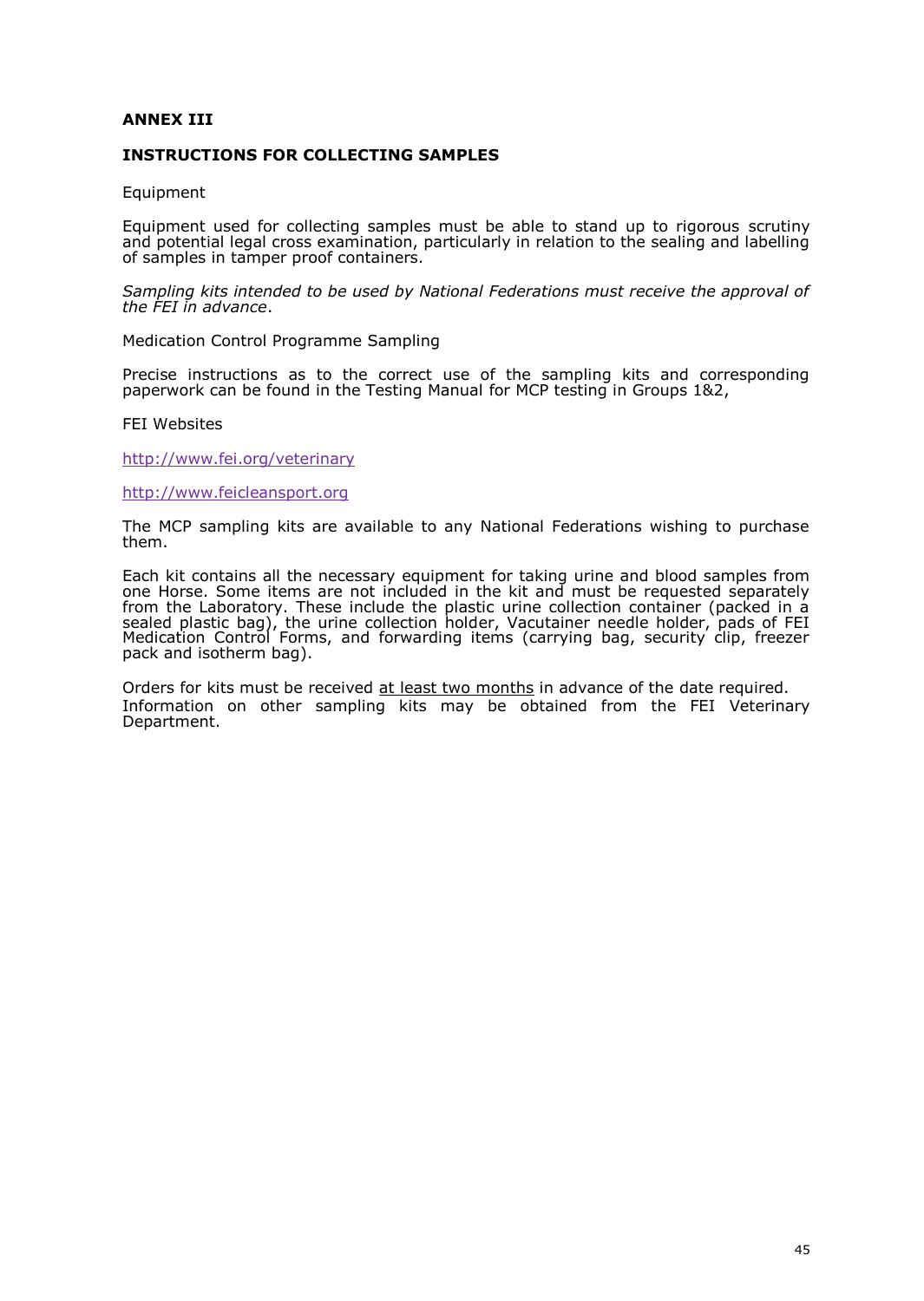**ANNEX III**

**INSTRUCTIONS FOR COLLECTING SAMPLES**

Equipment

Equipment used for collecting samples must be able to stand up to rigorous scrutiny and potential legal cross examination, particularly in relation to the sealing and labelling of samples in tamper proof containers.

*Sampling kits intended to be used by National Federations must receive the approval of the FEI in advance*.

Medication Control Programme Sampling

Precise instructions as to the correct use of the sampling kits and corresponding paperwork can be found in the Testing Manual for MCP testing in Groups 1&2,

FEI Websites

http://www.fei.org/veterinary

http://www.feicleansport.org

The MCP sampling kits are available to any National Federations wishing to purchase them.

Each kit contains all the necessary equipment for taking urine and blood samples from one Horse. Some items are not included in the kit and must be requested separately from the Laboratory. These include the plastic urine collection container (packed in a sealed plastic bag), the urine collection holder, Vacutainer needle holder, pads of FEI Medication Control Forms, and forwarding items (carrying bag, security clip, freezer pack and isotherm bag).

Orders for kits must be received <u>at least two months</u> in advance of the date required.
Information on other sampling kits may be obtained from the FEI Veterinary Department.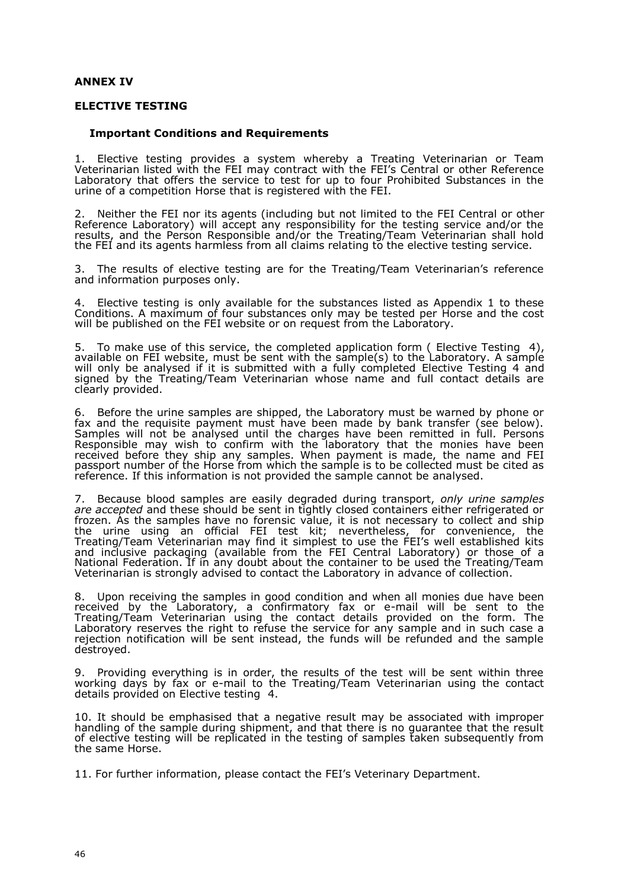## ANNEX IV

## ELECTIVE TESTING

### Important Conditions and Requirements

1. Elective testing provides a system whereby a Treating Veterinarian or Team Veterinarian listed with the FEI may contract with the FEI's Central or other Reference Laboratory that offers the service to test for up to four Prohibited Substances in the urine of a competition Horse that is registered with the FEI.

2. Neither the FEI nor its agents (including but not limited to the FEI Central or other Reference Laboratory) will accept any responsibility for the testing service and/or the results, and the Person Responsible and/or the Treating/Team Veterinarian shall hold the FEI and its agents harmless from all claims relating to the elective testing service.

3. The results of elective testing are for the Treating/Team Veterinarian's reference and information purposes only.

4. Elective testing is only available for the substances listed as Appendix 1 to these Conditions. A maximum of four substances only may be tested per Horse and the cost will be published on the FEI website or on request from the Laboratory.

5. To make use of this service, the completed application form ( Elective Testing 4), available on FEI website, must be sent with the sample(s) to the Laboratory. A sample will only be analysed if it is submitted with a fully completed Elective Testing 4 and signed by the Treating/Team Veterinarian whose name and full contact details are clearly provided.

6. Before the urine samples are shipped, the Laboratory must be warned by phone or fax and the requisite payment must have been made by bank transfer (see below). Samples will not be analysed until the charges have been remitted in full. Persons Responsible may wish to confirm with the laboratory that the monies have been received before they ship any samples. When payment is made, the name and FEI passport number of the Horse from which the sample is to be collected must be cited as reference. If this information is not provided the sample cannot be analysed.

7. Because blood samples are easily degraded during transport, *only urine samples are accepted* and these should be sent in tightly closed containers either refrigerated or frozen. As the samples have no forensic value, it is not necessary to collect and ship the urine using an official FEI test kit; nevertheless, for convenience, the Treating/Team Veterinarian may find it simplest to use the FEI's well established kits and inclusive packaging (available from the FEI Central Laboratory) or those of a National Federation. If in any doubt about the container to be used the Treating/Team Veterinarian is strongly advised to contact the Laboratory in advance of collection.

8. Upon receiving the samples in good condition and when all monies due have been received by the Laboratory, a confirmatory fax or e-mail will be sent to the Treating/Team Veterinarian using the contact details provided on the form. The Laboratory reserves the right to refuse the service for any sample and in such case a rejection notification will be sent instead, the funds will be refunded and the sample destroyed.

9. Providing everything is in order, the results of the test will be sent within three working days by fax or e-mail to the Treating/Team Veterinarian using the contact details provided on Elective testing 4.

10. It should be emphasised that a negative result may be associated with improper handling of the sample during shipment, and that there is no guarantee that the result of elective testing will be replicated in the testing of samples taken subsequently from the same Horse.

11. For further information, please contact the FEI's Veterinary Department.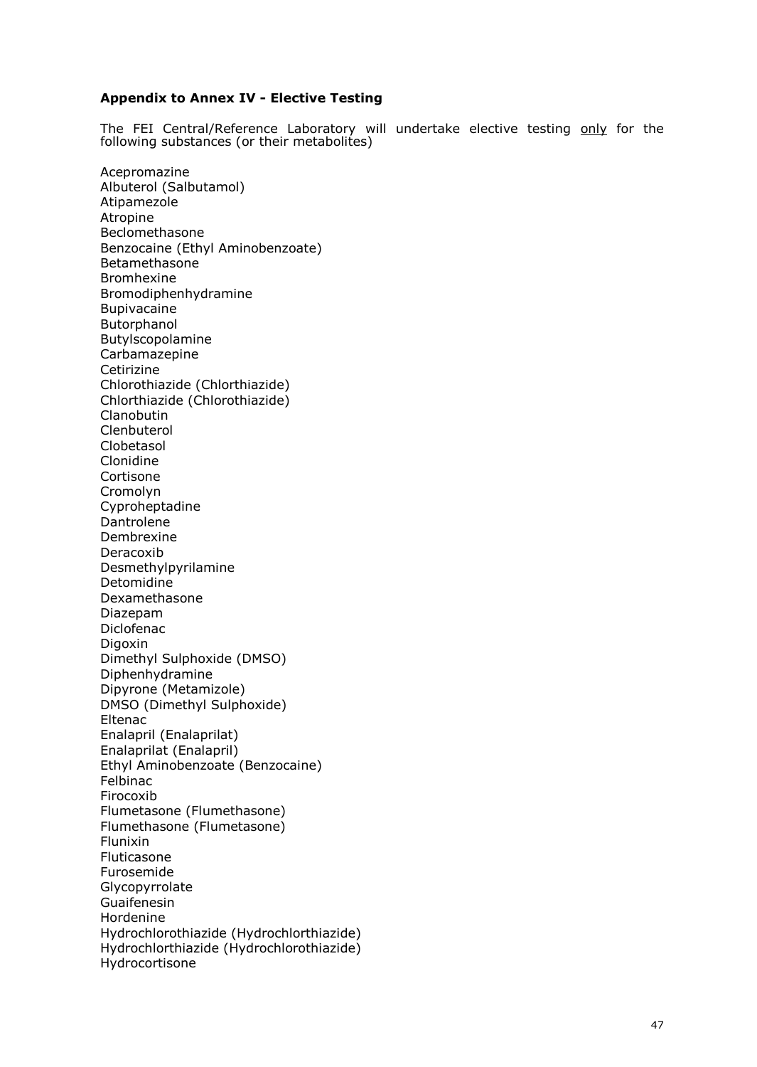### **Appendix to Annex IV - Elective Testing**

The FEI Central/Reference Laboratory will undertake elective testing <u>only</u> for the following substances (or their metabolites)

Acepromazine
Albuterol (Salbutamol)
Atipamezole
Atropine
Beclomethasone
Benzocaine (Ethyl Aminobenzoate)
Betamethasone
Bromhexine
Bromodiphenhydramine
Bupivacaine
Butorphanol
Butylscopolamine
Carbamazepine
Cetirizine
Chlorothiazide (Chlorthiazide)
Chlorthiazide (Chlorothiazide)
Clanobutin
Clenbuterol
Clobetasol
Clonidine
Cortisone
Cromolyn
Cyproheptadine
Dantrolene
Dembrexine
Deracoxib
Desmethylpyrilamine
Detomidine
Dexamethasone
Diazepam
Diclofenac
Digoxin
Dimethyl Sulphoxide (DMSO)
Diphenhydramine
Dipyrone (Metamizole)
DMSO (Dimethyl Sulphoxide)
Eltenac
Enalapril (Enalaprilat)
Enalaprilat (Enalapril)
Ethyl Aminobenzoate (Benzocaine)
Felbinac
Firocoxib
Flumetasone (Flumethasone)
Flumethasone (Flumetasone)
Flunixin
Fluticasone
Furosemide
Glycopyrrolate
Guaifenesin
Hordenine
Hydrochlorothiazide (Hydrochlorthiazide)
Hydrochlorthiazide (Hydrochlorothiazide)
Hydrocortisone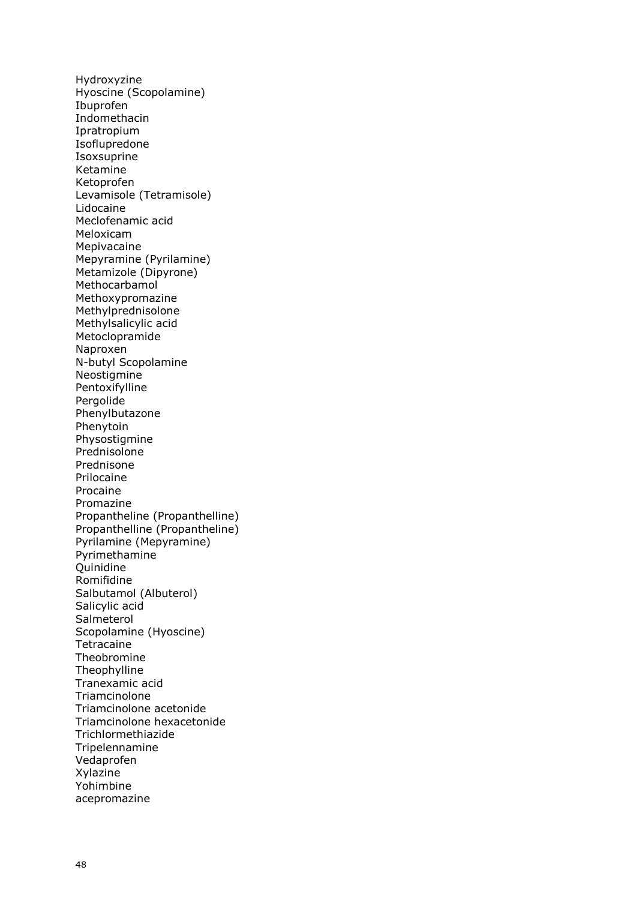Hydroxyzine  
Hyoscine (Scopolamine)  
Ibuprofen  
Indomethacin  
Ipratropium  
Isoflupredone  
Isoxsuprine  
Ketamine  
Ketoprofen  
Levamisole (Tetramisole)  
Lidocaine  
Meclofenamic acid  
Meloxicam  
Mepivacaine  
Mepyramine (Pyrilamine)  
Metamizole (Dipyrone)  
Methocarbamol  
Methoxypromazine  
Methylprednisolone  
Methylsalicylic acid  
Metoclopramide  
Naproxen  
N-butyl Scopolamine  
Neostigmine  
Pentoxifylline  
Pergolide  
Phenylbutazone  
Phenytoin  
Physostigmine  
Prednisolone  
Prednisone  
Prilocaine  
Procaine  
Promazine  
Propantheline (Propanthelline)  
Propanthelline (Propantheline)  
Pyrilamine (Mepyramine)  
Pyrimethamine  
Quinidine  
Romifidine  
Salbutamol (Albuterol)  
Salicylic acid  
Salmeterol  
Scopolamine (Hyoscine)  
Tetracaine  
Theobromine  
Theophylline  
Tranexamic acid  
Triamcinolone  
Triamcinolone acetonide  
Triamcinolone hexacetonide  
Trichlormethiazide  
Tripelennamine  
Vedaprofen  
Xylazine  
Yohimbine  
acepromazine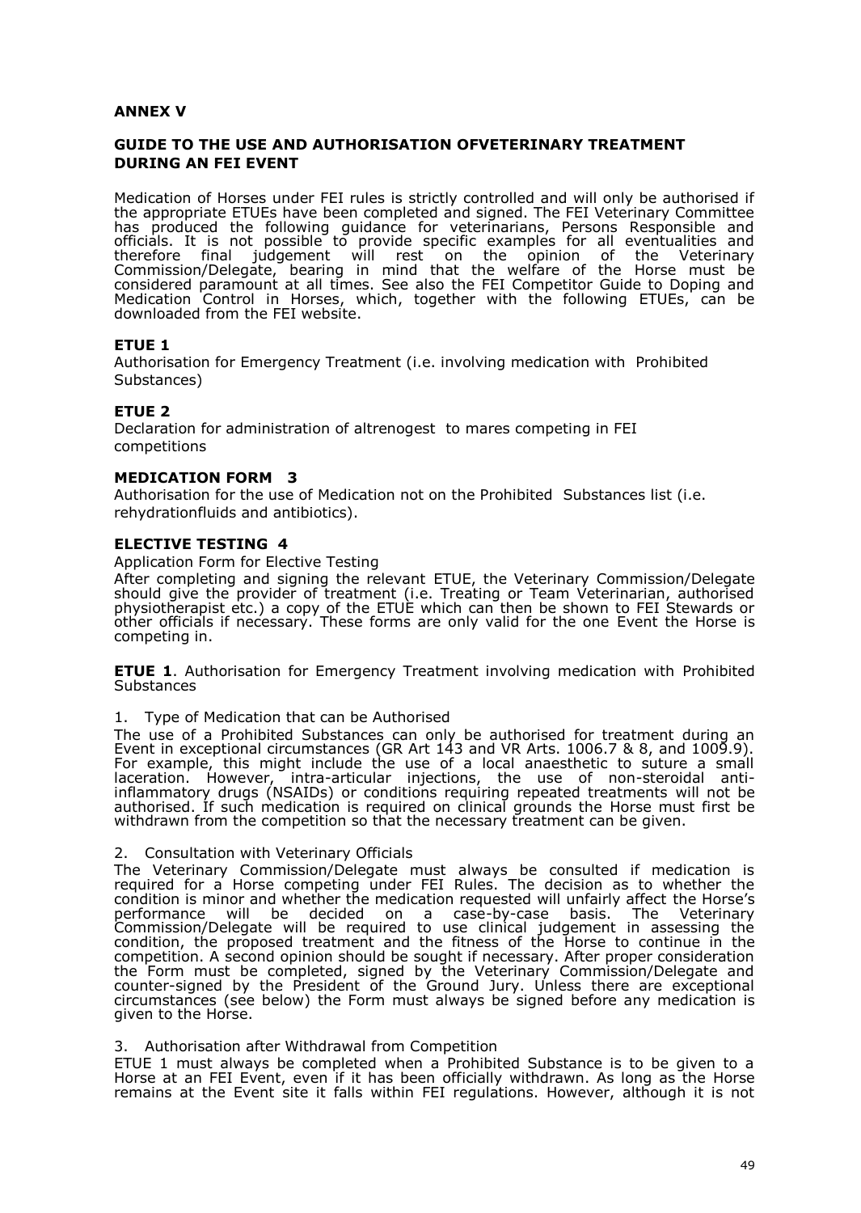**ANNEX V**

**GUIDE TO THE USE AND AUTHORISATION OFVETERINARY TREATMENT DURING AN FEI EVENT**

Medication of Horses under FEI rules is strictly controlled and will only be authorised if the appropriate ETUEs have been completed and signed. The FEI Veterinary Committee has produced the following guidance for veterinarians, Persons Responsible and officials. It is not possible to provide specific examples for all eventualities and therefore final judgement will rest on the opinion of the Veterinary Commission/Delegate, bearing in mind that the welfare of the Horse must be considered paramount at all times. See also the FEI Competitor Guide to Doping and Medication Control in Horses, which, together with the following ETUEs, can be downloaded from the FEI website.

**ETUE 1**
Authorisation for Emergency Treatment (i.e. involving medication with Prohibited Substances)

**ETUE 2**
Declaration for administration of altrenogest to mares competing in FEI competitions

**MEDICATION FORM 3**
Authorisation for the use of Medication not on the Prohibited Substances list (i.e. rehydrationfluids and antibiotics).

**ELECTIVE TESTING 4**
Application Form for Elective Testing
After completing and signing the relevant ETUE, the Veterinary Commission/Delegate should give the provider of treatment (i.e. Treating or Team Veterinarian, authorised physiotherapist etc.) a copy of the ETUE which can then be shown to FEI Stewards or other officials if necessary. These forms are only valid for the one Event the Horse is competing in.

**ETUE 1**. Authorisation for Emergency Treatment involving medication with Prohibited Substances

1. Type of Medication that can be Authorised

The use of a Prohibited Substances can only be authorised for treatment during an Event in exceptional circumstances (GR Art 143 and VR Arts. 1006.7 & 8, and 1009.9). For example, this might include the use of a local anaesthetic to suture a small laceration. However, intra-articular injections, the use of non-steroidal anti-inflammatory drugs (NSAIDs) or conditions requiring repeated treatments will not be authorised. If such medication is required on clinical grounds the Horse must first be withdrawn from the competition so that the necessary treatment can be given.

2. Consultation with Veterinary Officials

The Veterinary Commission/Delegate must always be consulted if medication is required for a Horse competing under FEI Rules. The decision as to whether the condition is minor and whether the medication requested will unfairly affect the Horse's performance will be decided on a case-by-case basis. The Veterinary Commission/Delegate will be required to use clinical judgement in assessing the condition, the proposed treatment and the fitness of the Horse to continue in the competition. A second opinion should be sought if necessary. After proper consideration the Form must be completed, signed by the Veterinary Commission/Delegate and counter-signed by the President of the Ground Jury. Unless there are exceptional circumstances (see below) the Form must always be signed before any medication is given to the Horse.

3. Authorisation after Withdrawal from Competition

ETUE 1 must always be completed when a Prohibited Substance is to be given to a Horse at an FEI Event, even if it has been officially withdrawn. As long as the Horse remains at the Event site it falls within FEI regulations. However, although it is not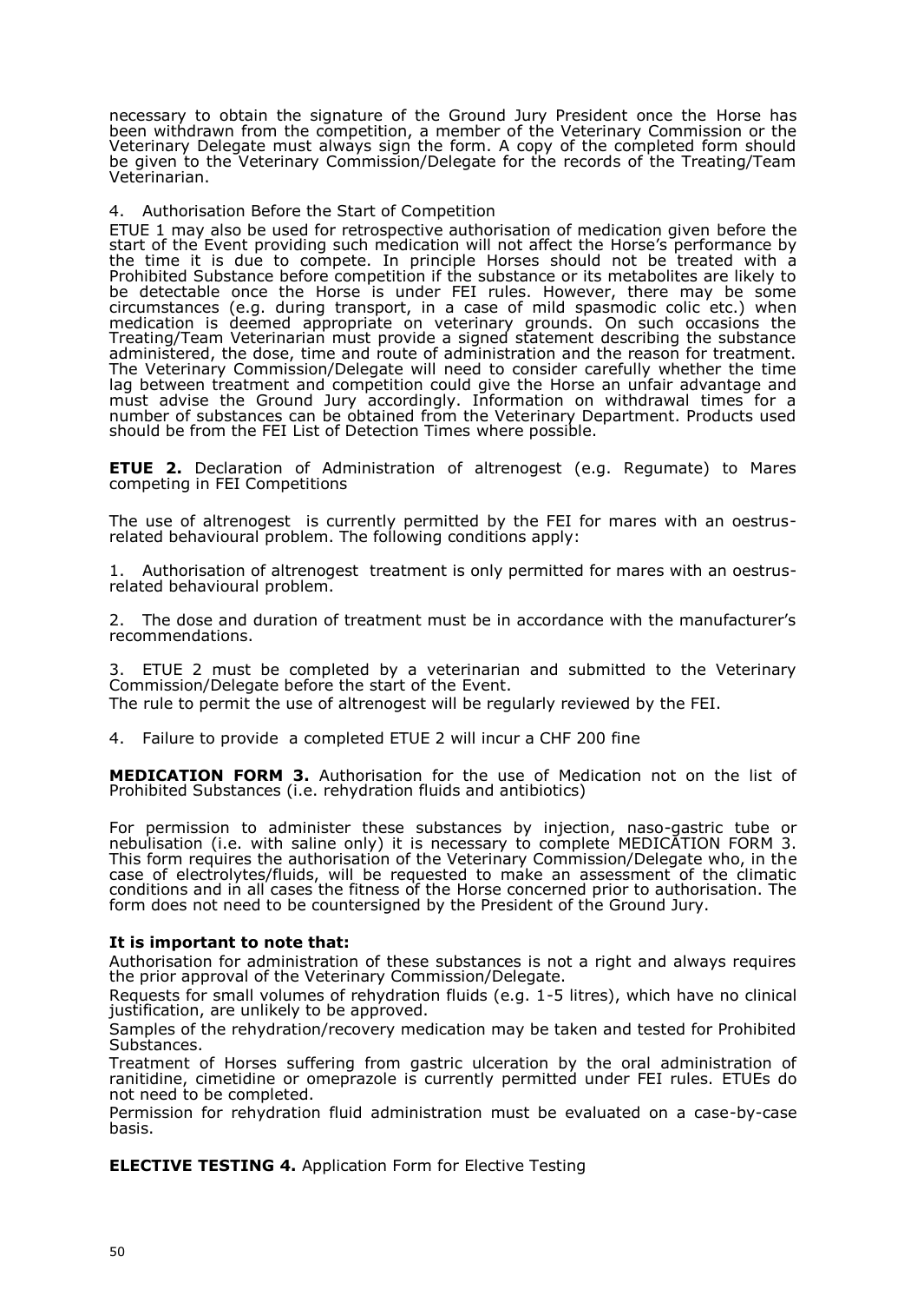necessary to obtain the signature of the Ground Jury President once the Horse has been withdrawn from the competition, a member of the Veterinary Commission or the Veterinary Delegate must always sign the form. A copy of the completed form should be given to the Veterinary Commission/Delegate for the records of the Treating/Team Veterinarian.

4. Authorisation Before the Start of Competition

ETUE 1 may also be used for retrospective authorisation of medication given before the start of the Event providing such medication will not affect the Horse's performance by the time it is due to compete. In principle Horses should not be treated with a Prohibited Substance before competition if the substance or its metabolites are likely to be detectable once the Horse is under FEI rules. However, there may be some circumstances (e.g. during transport, in a case of mild spasmodic colic etc.) when medication is deemed appropriate on veterinary grounds. On such occasions the Treating/Team Veterinarian must provide a signed statement describing the substance administered, the dose, time and route of administration and the reason for treatment. The Veterinary Commission/Delegate will need to consider carefully whether the time lag between treatment and competition could give the Horse an unfair advantage and must advise the Ground Jury accordingly. Information on withdrawal times for a number of substances can be obtained from the Veterinary Department. Products used should be from the FEI List of Detection Times where possible.

**ETUE 2.** Declaration of Administration of altrenogest (e.g. Regumate) to Mares competing in FEI Competitions

The use of altrenogest is currently permitted by the FEI for mares with an oestrus-related behavioural problem. The following conditions apply:

1. Authorisation of altrenogest treatment is only permitted for mares with an oestrus-related behavioural problem.

2. The dose and duration of treatment must be in accordance with the manufacturer's recommendations.

3. ETUE 2 must be completed by a veterinarian and submitted to the Veterinary Commission/Delegate before the start of the Event.
The rule to permit the use of altrenogest will be regularly reviewed by the FEI.

4. Failure to provide a completed ETUE 2 will incur a CHF 200 fine

**MEDICATION FORM 3.** Authorisation for the use of Medication not on the list of Prohibited Substances (i.e. rehydration fluids and antibiotics)

For permission to administer these substances by injection, naso-gastric tube or nebulisation (i.e. with saline only) it is necessary to complete MEDICATION FORM 3. This form requires the authorisation of the Veterinary Commission/Delegate who, in the case of electrolytes/fluids, will be requested to make an assessment of the climatic conditions and in all cases the fitness of the Horse concerned prior to authorisation. The form does not need to be countersigned by the President of the Ground Jury.

**It is important to note that:**

Authorisation for administration of these substances is not a right and always requires the prior approval of the Veterinary Commission/Delegate.

Requests for small volumes of rehydration fluids (e.g. 1-5 litres), which have no clinical justification, are unlikely to be approved.

Samples of the rehydration/recovery medication may be taken and tested for Prohibited Substances.

Treatment of Horses suffering from gastric ulceration by the oral administration of ranitidine, cimetidine or omeprazole is currently permitted under FEI rules. ETUEs do not need to be completed.

Permission for rehydration fluid administration must be evaluated on a case-by-case basis.

**ELECTIVE TESTING 4.** Application Form for Elective Testing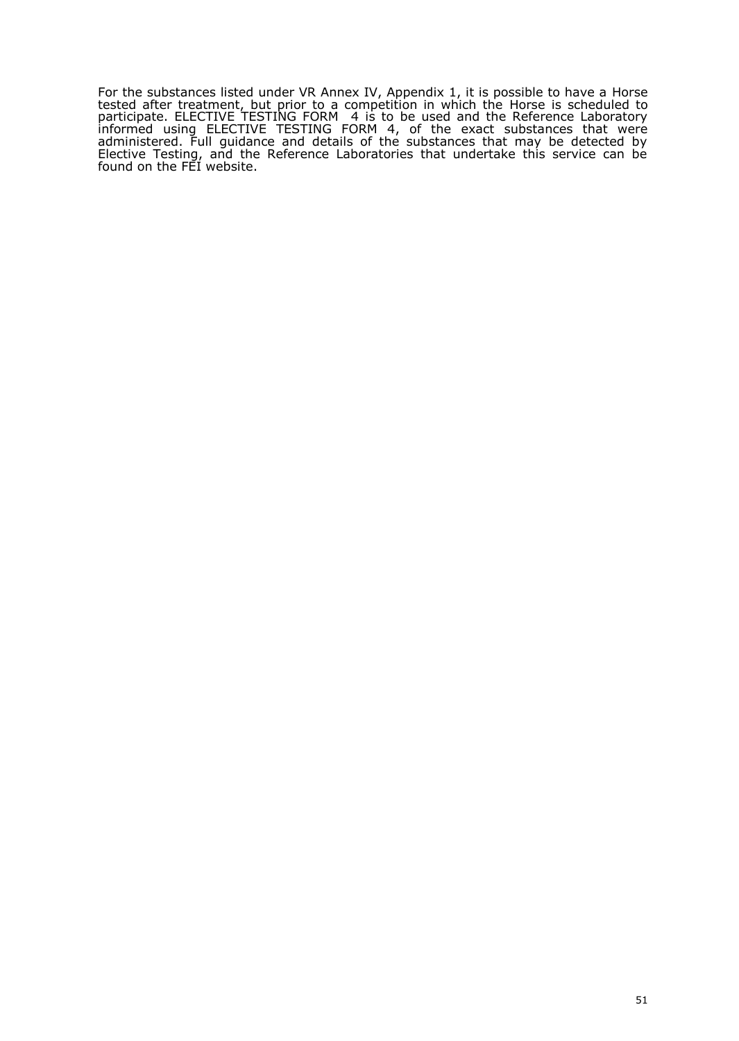For the substances listed under VR Annex IV, Appendix 1, it is possible to have a Horse tested after treatment, but prior to a competition in which the Horse is scheduled to participate. ELECTIVE TESTING FORM 4 is to be used and the Reference Laboratory informed using ELECTIVE TESTING FORM 4, of the exact substances that were administered. Full guidance and details of the substances that may be detected by Elective Testing, and the Reference Laboratories that undertake this service can be found on the FEI website.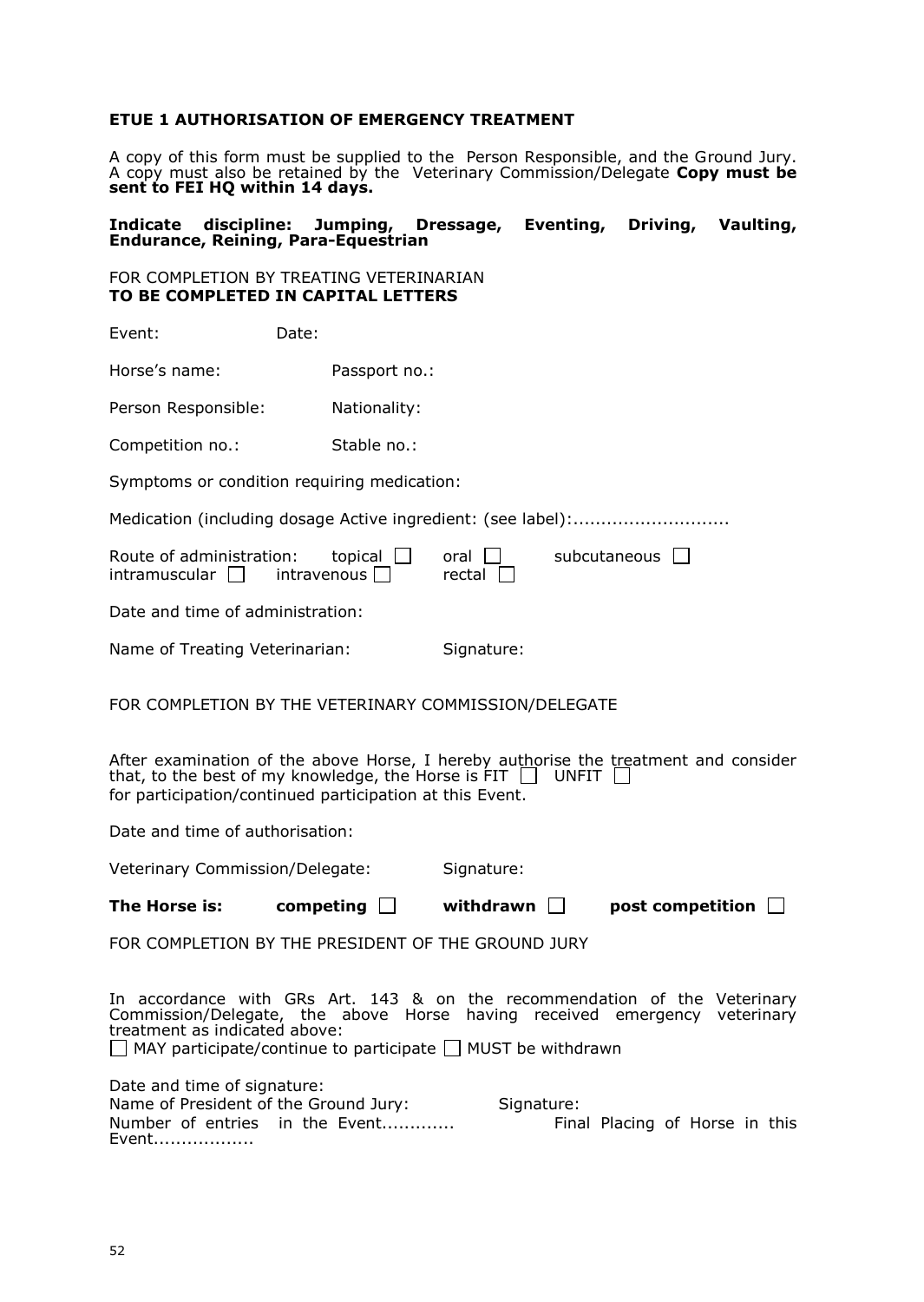**ETUE 1 AUTHORISATION OF EMERGENCY TREATMENT**

A copy of this form must be supplied to the Person Responsible, and the Ground Jury. A copy must also be retained by the Veterinary Commission/Delegate **Copy must be sent to FEI HQ within 14 days.**

**Indicate discipline: Jumping, Dressage, Eventing, Driving, Vaulting, Endurance, Reining, Para-Equestrian**

FOR COMPLETION BY TREATING VETERINARIAN
**TO BE COMPLETED IN CAPITAL LETTERS**

Event: Date:

Horse's name: Passport no.:

Person Responsible: Nationality:

Competition no.: Stable no.:

Symptoms or condition requiring medication:

Medication (including dosage Active ingredient: (see label):............................

Route of administration: topical ☐ oral ☐ subcutaneous ☐
intramuscular ☐ intravenous ☐ rectal ☐

Date and time of administration:

Name of Treating Veterinarian: Signature:

FOR COMPLETION BY THE VETERINARY COMMISSION/DELEGATE

After examination of the above Horse, I hereby authorise the treatment and consider that, to the best of my knowledge, the Horse is FIT ☐ UNFIT ☐
for participation/continued participation at this Event.

Date and time of authorisation:

Veterinary Commission/Delegate: Signature:

**The Horse is: competing ☐ withdrawn ☐ post competition ☐**

FOR COMPLETION BY THE PRESIDENT OF THE GROUND JURY

In accordance with GRs Art. 143 & on the recommendation of the Veterinary Commission/Delegate, the above Horse having received emergency veterinary treatment as indicated above:
☐ MAY participate/continue to participate ☐ MUST be withdrawn

Date and time of signature:
Name of President of the Ground Jury: Signature:
Number of entries in the Event............. Final Placing of Horse in this Event..................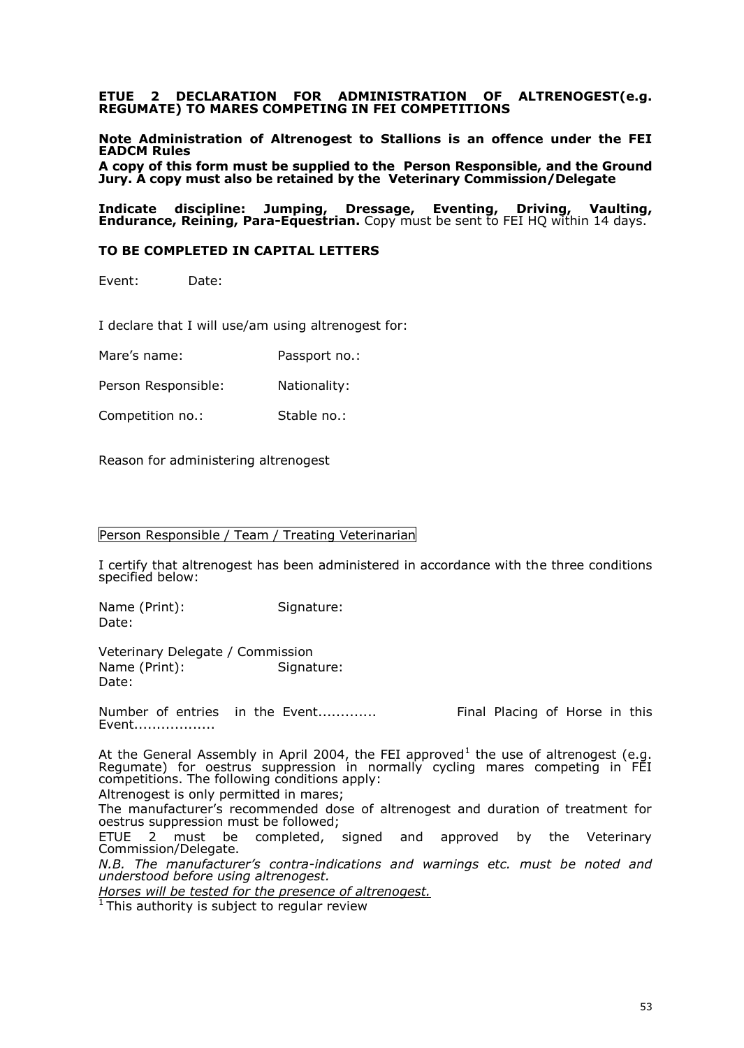**ETUE 2 DECLARATION FOR ADMINISTRATION OF ALTRENOGEST(e.g. REGUMATE) TO MARES COMPETING IN FEI COMPETITIONS**

**Note Administration of Altrenogest to Stallions is an offence under the FEI EADCM Rules**

**A copy of this form must be supplied to the Person Responsible, and the Ground Jury. A copy must also be retained by the Veterinary Commission/Delegate**

**Indicate discipline: Jumping, Dressage, Eventing, Driving, Vaulting, Endurance, Reining, Para-Equestrian.** Copy must be sent to FEI HQ within 14 days.

**TO BE COMPLETED IN CAPITAL LETTERS**

Event: Date:

I declare that I will use/am using altrenogest for:

Mare's name: Passport no.:

Person Responsible: Nationality:

Competition no.: Stable no.:

Reason for administering altrenogest

Person Responsible / Team / Treating Veterinarian

I certify that altrenogest has been administered in accordance with the three conditions specified below:

Name (Print): Signature:
Date:

Veterinary Delegate / Commission
Name (Print): Signature:
Date:

Number of entries in the Event............. Final Placing of Horse in this Event..................

At the General Assembly in April 2004, the FEI approved[1] the use of altrenogest (e.g. Regumate) for oestrus suppression in normally cycling mares competing in FEI competitions. The following conditions apply:

Altrenogest is only permitted in mares;

The manufacturer's recommended dose of altrenogest and duration of treatment for oestrus suppression must be followed;

ETUE 2 must be completed, signed and approved by the Veterinary Commission/Delegate.

*N.B. The manufacturer's contra-indications and warnings etc. must be noted and understood before using altrenogest.*

*Horses will be tested for the presence of altrenogest.*

[1] This authority is subject to regular review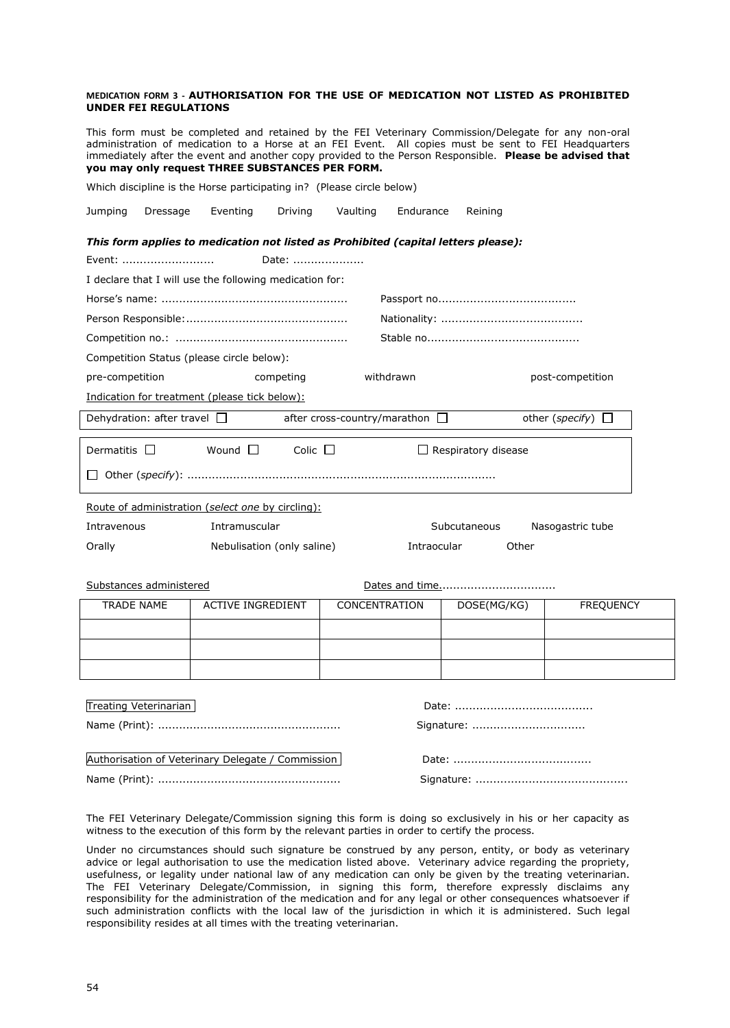**MEDICATION FORM 3 - AUTHORISATION FOR THE USE OF MEDICATION NOT LISTED AS PROHIBITED UNDER FEI REGULATIONS**

This form must be completed and retained by the FEI Veterinary Commission/Delegate for any non-oral administration of medication to a Horse at an FEI Event. All copies must be sent to FEI Headquarters immediately after the event and another copy provided to the Person Responsible. **Please be advised that you may only request THREE SUBSTANCES PER FORM.**

Which discipline is the Horse participating in? (Please circle below)

Jumping   Dressage   Eventing   Driving   Vaulting   Endurance   Reining

***This form applies to medication not listed as Prohibited (capital letters please):***

Event: ..........................   Date: ....................

I declare that I will use the following medication for:

Horse's name: ....................................................   Passport no......................................

Person Responsible:.............................................   Nationality: ........................................

Competition no.: ................................................   Stable no...........................................

Competition Status (please circle below):

pre-competition   competing   withdrawn   post-competition

Indication for treatment (please tick below):

Dehydration: after travel ☐   after cross-country/marathon ☐   other (*specify*) ☐

Dermatitis ☐   Wound ☐   Colic ☐   ☐ Respiratory disease

☐ Other (*specify*): .......................................................................................

Route of administration (*select one* by circling):

Intravenous   Intramuscular   Subcutaneous   Nasogastric tube

Orally   Nebulisation (only saline)   Intraocular   Other

Substances administered   Dates and time.................................

| TRADE NAME | ACTIVE INGREDIENT | CONCENTRATION | DOSE(MG/KG) | FREQUENCY |
|---|---|---|---|---|
| | | | | |
| | | | | |
| | | | | |

Treating Veterinarian   Date: .......................................

Name (Print): ...................................................   Signature: ................................

Authorisation of Veterinary Delegate / Commission   Date: .......................................

Name (Print): ...................................................   Signature: ...........................................

The FEI Veterinary Delegate/Commission signing this form is doing so exclusively in his or her capacity as witness to the execution of this form by the relevant parties in order to certify the process.

Under no circumstances should such signature be construed by any person, entity, or body as veterinary advice or legal authorisation to use the medication listed above. Veterinary advice regarding the propriety, usefulness, or legality under national law of any medication can only be given by the treating veterinarian. The FEI Veterinary Delegate/Commission, in signing this form, therefore expressly disclaims any responsibility for the administration of the medication and for any legal or other consequences whatsoever if such administration conflicts with the local law of the jurisdiction in which it is administered. Such legal responsibility resides at all times with the treating veterinarian.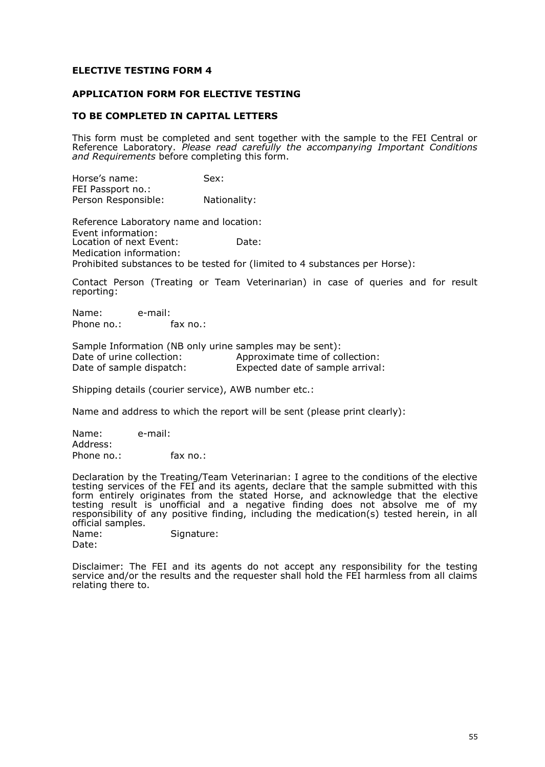**ELECTIVE TESTING FORM 4**

**APPLICATION FORM FOR ELECTIVE TESTING**

**TO BE COMPLETED IN CAPITAL LETTERS**

This form must be completed and sent together with the sample to the FEI Central or Reference Laboratory. *Please read carefully the accompanying Important Conditions and Requirements* before completing this form.

Horse's name: Sex:
FEI Passport no.:
Person Responsible: Nationality:

Reference Laboratory name and location:
Event information:
Location of next Event: Date:
Medication information:
Prohibited substances to be tested for (limited to 4 substances per Horse):

Contact Person (Treating or Team Veterinarian) in case of queries and for result reporting:

Name: e-mail:
Phone no.: fax no.:

Sample Information (NB only urine samples may be sent):
Date of urine collection: Approximate time of collection:
Date of sample dispatch: Expected date of sample arrival:

Shipping details (courier service), AWB number etc.:

Name and address to which the report will be sent (please print clearly):

Name: e-mail:
Address:
Phone no.: fax no.:

Declaration by the Treating/Team Veterinarian: I agree to the conditions of the elective testing services of the FEI and its agents, declare that the sample submitted with this form entirely originates from the stated Horse, and acknowledge that the elective testing result is unofficial and a negative finding does not absolve me of my responsibility of any positive finding, including the medication(s) tested herein, in all official samples.
Name: Signature:
Date:

Disclaimer: The FEI and its agents do not accept any responsibility for the testing service and/or the results and the requester shall hold the FEI harmless from all claims relating there to.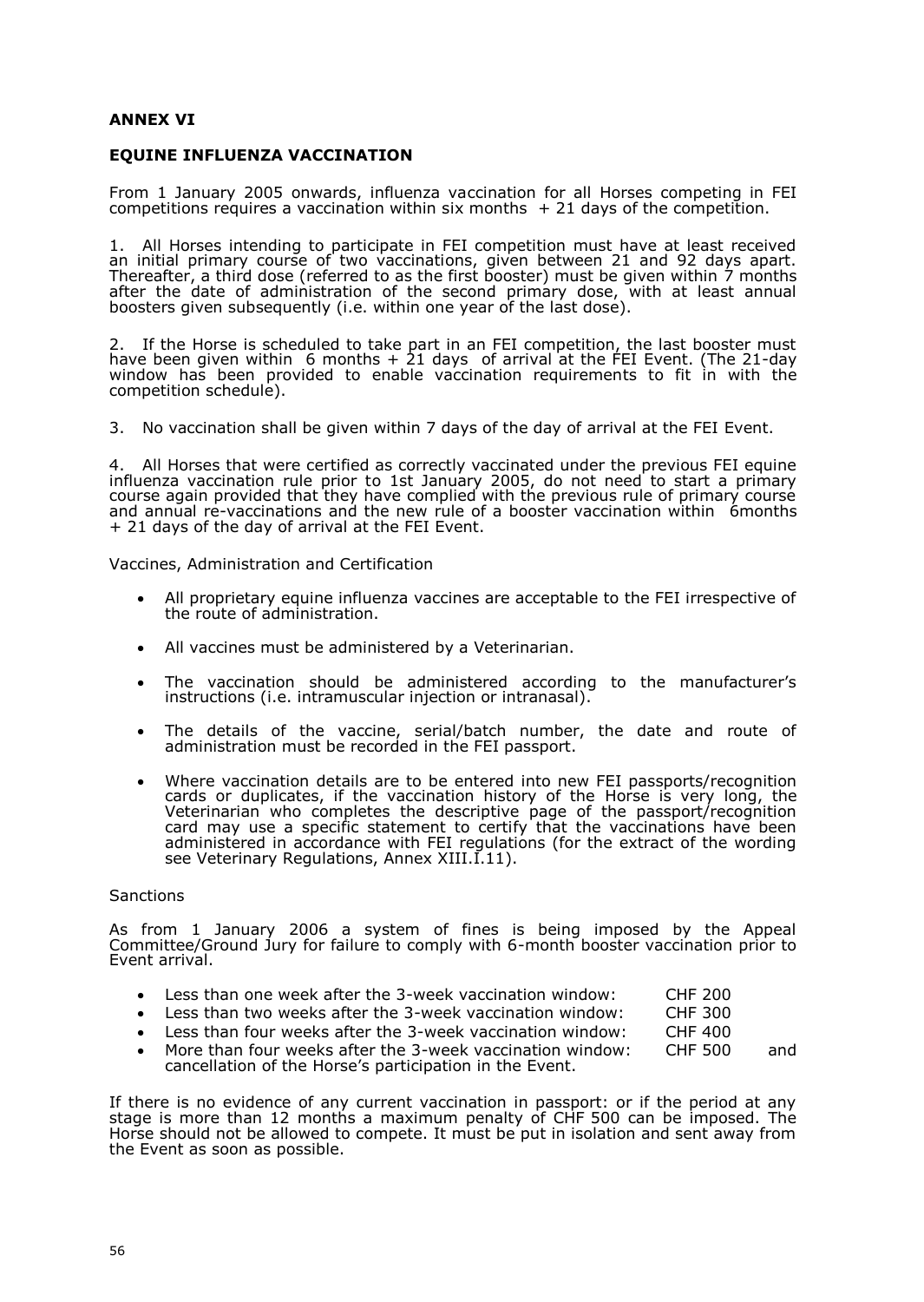# ANNEX VI

## EQUINE INFLUENZA VACCINATION

From 1 January 2005 onwards, influenza vaccination for all Horses competing in FEI competitions requires a vaccination within six months + 21 days of the competition.

1. All Horses intending to participate in FEI competition must have at least received an initial primary course of two vaccinations, given between 21 and 92 days apart. Thereafter, a third dose (referred to as the first booster) must be given within 7 months after the date of administration of the second primary dose, with at least annual boosters given subsequently (i.e. within one year of the last dose).

2. If the Horse is scheduled to take part in an FEI competition, the last booster must have been given within 6 months + 21 days of arrival at the FEI Event. (The 21-day window has been provided to enable vaccination requirements to fit in with the competition schedule).

3. No vaccination shall be given within 7 days of the day of arrival at the FEI Event.

4. All Horses that were certified as correctly vaccinated under the previous FEI equine influenza vaccination rule prior to 1st January 2005, do not need to start a primary course again provided that they have complied with the previous rule of primary course and annual re-vaccinations and the new rule of a booster vaccination within 6months + 21 days of the day of arrival at the FEI Event.

Vaccines, Administration and Certification

- All proprietary equine influenza vaccines are acceptable to the FEI irrespective of the route of administration.
- All vaccines must be administered by a Veterinarian.
- The vaccination should be administered according to the manufacturer's instructions (i.e. intramuscular injection or intranasal).
- The details of the vaccine, serial/batch number, the date and route of administration must be recorded in the FEI passport.
- Where vaccination details are to be entered into new FEI passports/recognition cards or duplicates, if the vaccination history of the Horse is very long, the Veterinarian who completes the descriptive page of the passport/recognition card may use a specific statement to certify that the vaccinations have been administered in accordance with FEI regulations (for the extract of the wording see Veterinary Regulations, Annex XIII.I.11).

Sanctions

As from 1 January 2006 a system of fines is being imposed by the Appeal Committee/Ground Jury for failure to comply with 6-month booster vaccination prior to Event arrival.

- Less than one week after the 3-week vaccination window: CHF 200
- Less than two weeks after the 3-week vaccination window: CHF 300
- Less than four weeks after the 3-week vaccination window: CHF 400
- More than four weeks after the 3-week vaccination window: CHF 500 and cancellation of the Horse's participation in the Event.

If there is no evidence of any current vaccination in passport: or if the period at any stage is more than 12 months a maximum penalty of CHF 500 can be imposed. The Horse should not be allowed to compete. It must be put in isolation and sent away from the Event as soon as possible.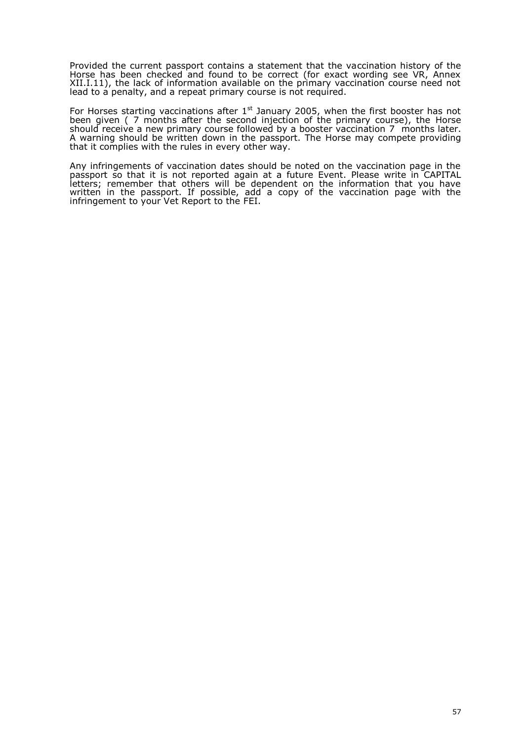Provided the current passport contains a statement that the vaccination history of the Horse has been checked and found to be correct (for exact wording see VR, Annex XII.I.11), the lack of information available on the primary vaccination course need not lead to a penalty, and a repeat primary course is not required.

For Horses starting vaccinations after 1st January 2005, when the first booster has not been given ( 7 months after the second injection of the primary course), the Horse should receive a new primary course followed by a booster vaccination 7 months later. A warning should be written down in the passport. The Horse may compete providing that it complies with the rules in every other way.

Any infringements of vaccination dates should be noted on the vaccination page in the passport so that it is not reported again at a future Event. Please write in CAPITAL letters; remember that others will be dependent on the information that you have written in the passport. If possible, add a copy of the vaccination page with the infringement to your Vet Report to the FEI.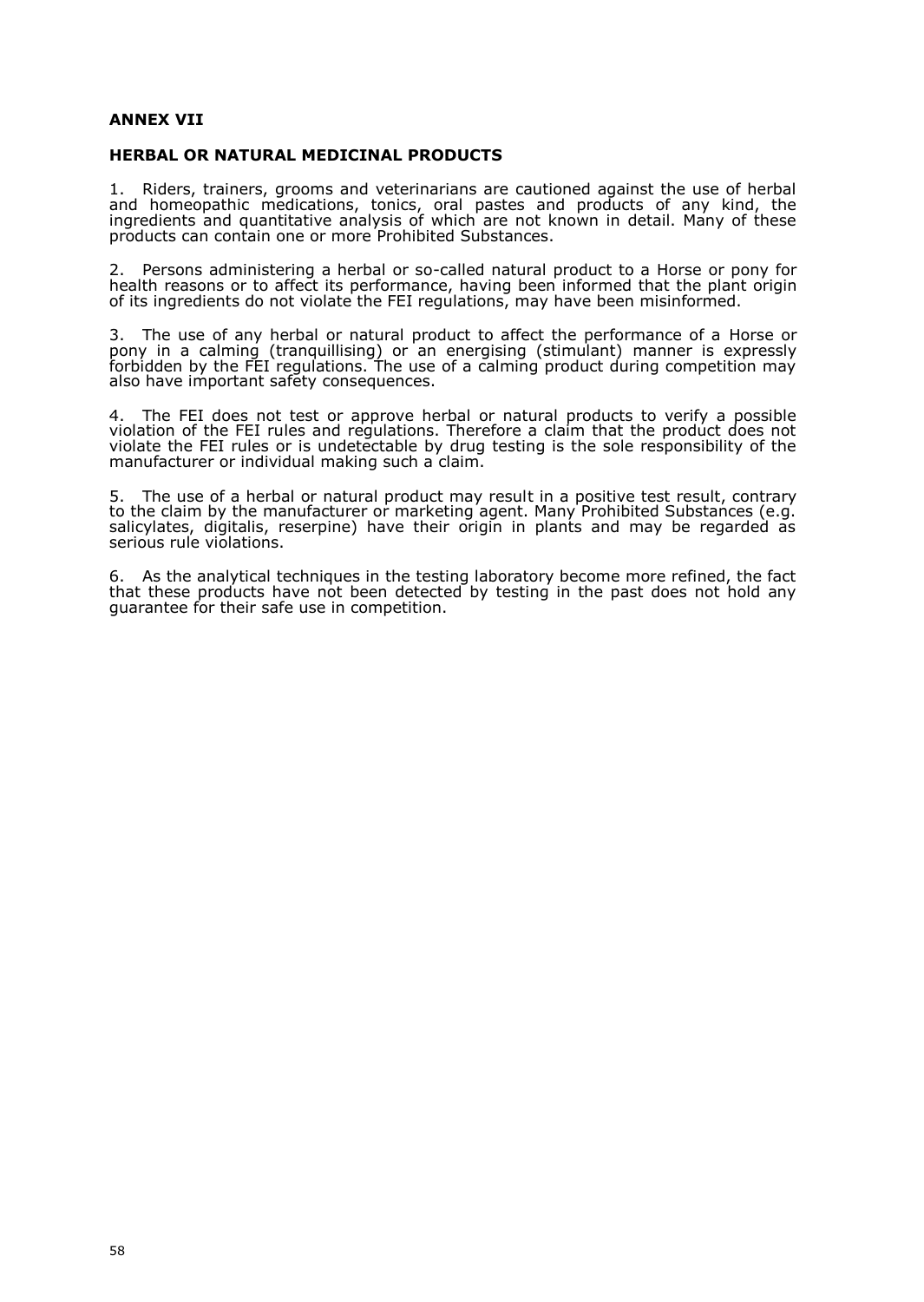## ANNEX VII

### HERBAL OR NATURAL MEDICINAL PRODUCTS

1. Riders, trainers, grooms and veterinarians are cautioned against the use of herbal and homeopathic medications, tonics, oral pastes and products of any kind, the ingredients and quantitative analysis of which are not known in detail. Many of these products can contain one or more Prohibited Substances.

2. Persons administering a herbal or so-called natural product to a Horse or pony for health reasons or to affect its performance, having been informed that the plant origin of its ingredients do not violate the FEI regulations, may have been misinformed.

3. The use of any herbal or natural product to affect the performance of a Horse or pony in a calming (tranquillising) or an energising (stimulant) manner is expressly forbidden by the FEI regulations. The use of a calming product during competition may also have important safety consequences.

4. The FEI does not test or approve herbal or natural products to verify a possible violation of the FEI rules and regulations. Therefore a claim that the product does not violate the FEI rules or is undetectable by drug testing is the sole responsibility of the manufacturer or individual making such a claim.

5. The use of a herbal or natural product may result in a positive test result, contrary to the claim by the manufacturer or marketing agent. Many Prohibited Substances (e.g. salicylates, digitalis, reserpine) have their origin in plants and may be regarded as serious rule violations.

6. As the analytical techniques in the testing laboratory become more refined, the fact that these products have not been detected by testing in the past does not hold any guarantee for their safe use in competition.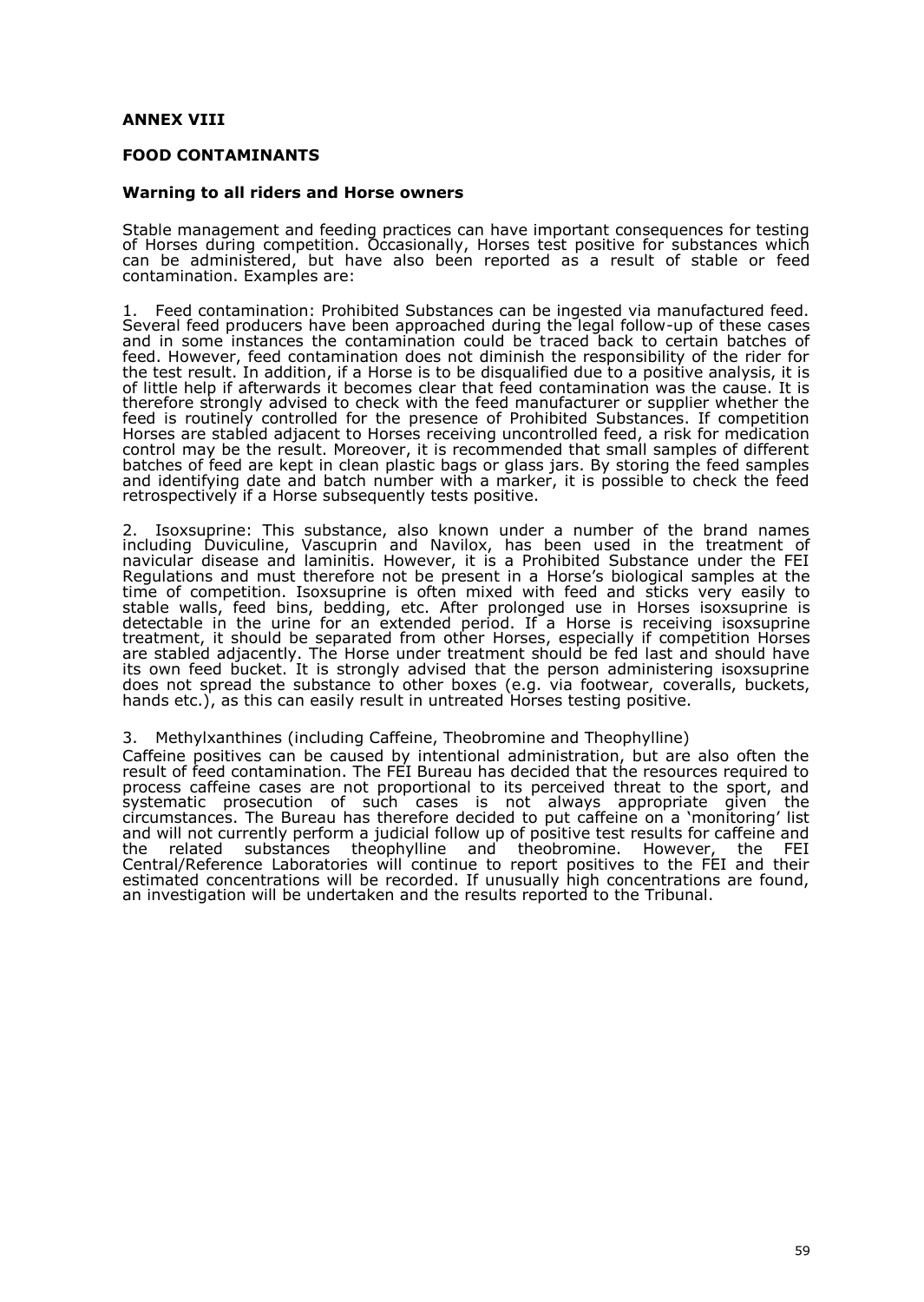# ANNEX VIII

## FOOD CONTAMINANTS

### Warning to all riders and Horse owners

Stable management and feeding practices can have important consequences for testing of Horses during competition. Occasionally, Horses test positive for substances which can be administered, but have also been reported as a result of stable or feed contamination. Examples are:

1. Feed contamination: Prohibited Substances can be ingested via manufactured feed. Several feed producers have been approached during the legal follow-up of these cases and in some instances the contamination could be traced back to certain batches of feed. However, feed contamination does not diminish the responsibility of the rider for the test result. In addition, if a Horse is to be disqualified due to a positive analysis, it is of little help if afterwards it becomes clear that feed contamination was the cause. It is therefore strongly advised to check with the feed manufacturer or supplier whether the feed is routinely controlled for the presence of Prohibited Substances. If competition Horses are stabled adjacent to Horses receiving uncontrolled feed, a risk for medication control may be the result. Moreover, it is recommended that small samples of different batches of feed are kept in clean plastic bags or glass jars. By storing the feed samples and identifying date and batch number with a marker, it is possible to check the feed retrospectively if a Horse subsequently tests positive.

2. Isoxsuprine: This substance, also known under a number of the brand names including Duviculine, Vascuprin and Navilox, has been used in the treatment of navicular disease and laminitis. However, it is a Prohibited Substance under the FEI Regulations and must therefore not be present in a Horse's biological samples at the time of competition. Isoxsuprine is often mixed with feed and sticks very easily to stable walls, feed bins, bedding, etc. After prolonged use in Horses isoxsuprine is detectable in the urine for an extended period. If a Horse is receiving isoxsuprine treatment, it should be separated from other Horses, especially if competition Horses are stabled adjacently. The Horse under treatment should be fed last and should have its own feed bucket. It is strongly advised that the person administering isoxsuprine does not spread the substance to other boxes (e.g. via footwear, coveralls, buckets, hands etc.), as this can easily result in untreated Horses testing positive.

3. Methylxanthines (including Caffeine, Theobromine and Theophylline)

Caffeine positives can be caused by intentional administration, but are also often the result of feed contamination. The FEI Bureau has decided that the resources required to process caffeine cases are not proportional to its perceived threat to the sport, and systematic prosecution of such cases is not always appropriate given the circumstances. The Bureau has therefore decided to put caffeine on a 'monitoring' list and will not currently perform a judicial follow up of positive test results for caffeine and the related substances theophylline and theobromine. However, the FEI Central/Reference Laboratories will continue to report positives to the FEI and their estimated concentrations will be recorded. If unusually high concentrations are found, an investigation will be undertaken and the results reported to the Tribunal.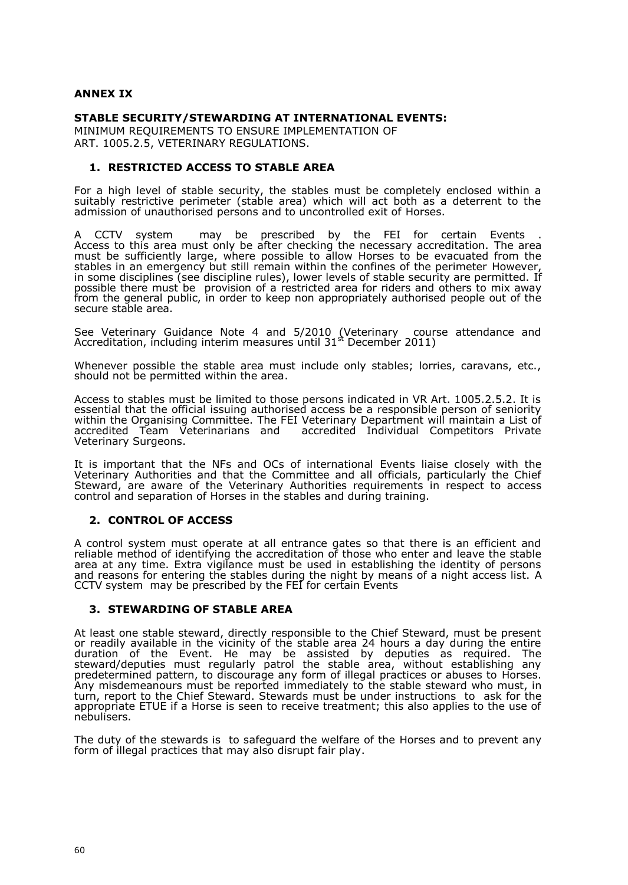**ANNEX IX**

**STABLE SECURITY/STEWARDING AT INTERNATIONAL EVENTS:**
MINIMUM REQUIREMENTS TO ENSURE IMPLEMENTATION OF ART. 1005.2.5, VETERINARY REGULATIONS.

**1. RESTRICTED ACCESS TO STABLE AREA**

For a high level of stable security, the stables must be completely enclosed within a suitably restrictive perimeter (stable area) which will act both as a deterrent to the admission of unauthorised persons and to uncontrolled exit of Horses.

A CCTV system may be prescribed by the FEI for certain Events . Access to this area must only be after checking the necessary accreditation. The area must be sufficiently large, where possible to allow Horses to be evacuated from the stables in an emergency but still remain within the confines of the perimeter However, in some disciplines (see discipline rules), lower levels of stable security are permitted. If possible there must be provision of a restricted area for riders and others to mix away from the general public, in order to keep non appropriately authorised people out of the secure stable area.

See Veterinary Guidance Note 4 and 5/2010 (Veterinary course attendance and Accreditation, including interim measures until 31st December 2011)

Whenever possible the stable area must include only stables; lorries, caravans, etc., should not be permitted within the area.

Access to stables must be limited to those persons indicated in VR Art. 1005.2.5.2. It is essential that the official issuing authorised access be a responsible person of seniority within the Organising Committee. The FEI Veterinary Department will maintain a List of accredited Team Veterinarians and accredited Individual Competitors Private Veterinary Surgeons.

It is important that the NFs and OCs of international Events liaise closely with the Veterinary Authorities and that the Committee and all officials, particularly the Chief Steward, are aware of the Veterinary Authorities requirements in respect to access control and separation of Horses in the stables and during training.

**2. CONTROL OF ACCESS**

A control system must operate at all entrance gates so that there is an efficient and reliable method of identifying the accreditation of those who enter and leave the stable area at any time. Extra vigilance must be used in establishing the identity of persons and reasons for entering the stables during the night by means of a night access list. A CCTV system may be prescribed by the FEI for certain Events

**3. STEWARDING OF STABLE AREA**

At least one stable steward, directly responsible to the Chief Steward, must be present or readily available in the vicinity of the stable area 24 hours a day during the entire duration of the Event. He may be assisted by deputies as required. The steward/deputies must regularly patrol the stable area, without establishing any predetermined pattern, to discourage any form of illegal practices or abuses to Horses. Any misdemeanours must be reported immediately to the stable steward who must, in turn, report to the Chief Steward. Stewards must be under instructions to ask for the appropriate ETUE if a Horse is seen to receive treatment; this also applies to the use of nebulisers.

The duty of the stewards is to safeguard the welfare of the Horses and to prevent any form of illegal practices that may also disrupt fair play.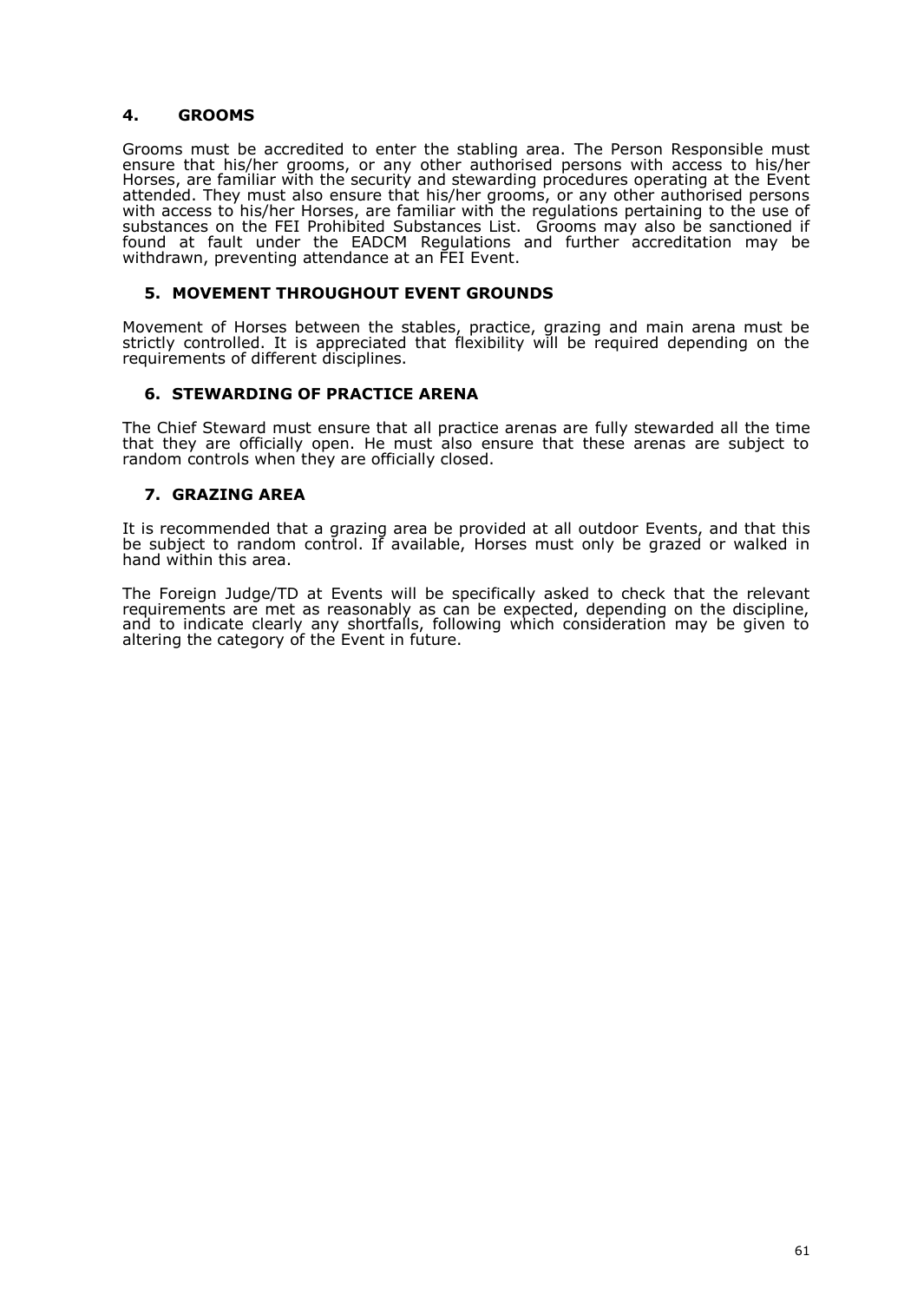## 4. GROOMS

Grooms must be accredited to enter the stabling area. The Person Responsible must ensure that his/her grooms, or any other authorised persons with access to his/her Horses, are familiar with the security and stewarding procedures operating at the Event attended. They must also ensure that his/her grooms, or any other authorised persons with access to his/her Horses, are familiar with the regulations pertaining to the use of substances on the FEI Prohibited Substances List. Grooms may also be sanctioned if found at fault under the EADCM Regulations and further accreditation may be withdrawn, preventing attendance at an FEI Event.

## 5. MOVEMENT THROUGHOUT EVENT GROUNDS

Movement of Horses between the stables, practice, grazing and main arena must be strictly controlled. It is appreciated that flexibility will be required depending on the requirements of different disciplines.

## 6. STEWARDING OF PRACTICE ARENA

The Chief Steward must ensure that all practice arenas are fully stewarded all the time that they are officially open. He must also ensure that these arenas are subject to random controls when they are officially closed.

## 7. GRAZING AREA

It is recommended that a grazing area be provided at all outdoor Events, and that this be subject to random control. If available, Horses must only be grazed or walked in hand within this area.

The Foreign Judge/TD at Events will be specifically asked to check that the relevant requirements are met as reasonably as can be expected, depending on the discipline, and to indicate clearly any shortfalls, following which consideration may be given to altering the category of the Event in future.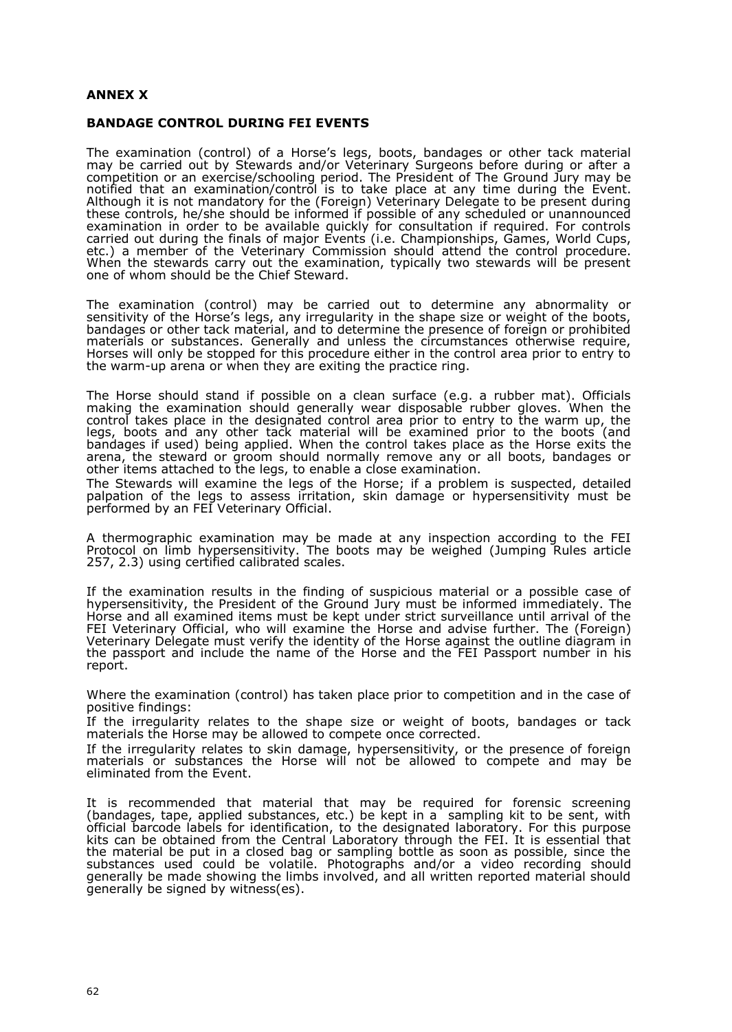## ANNEX X

### BANDAGE CONTROL DURING FEI EVENTS

The examination (control) of a Horse's legs, boots, bandages or other tack material may be carried out by Stewards and/or Veterinary Surgeons before during or after a competition or an exercise/schooling period. The President of The Ground Jury may be notified that an examination/control is to take place at any time during the Event. Although it is not mandatory for the (Foreign) Veterinary Delegate to be present during these controls, he/she should be informed if possible of any scheduled or unannounced examination in order to be available quickly for consultation if required. For controls carried out during the finals of major Events (i.e. Championships, Games, World Cups, etc.) a member of the Veterinary Commission should attend the control procedure. When the stewards carry out the examination, typically two stewards will be present one of whom should be the Chief Steward.

The examination (control) may be carried out to determine any abnormality or sensitivity of the Horse's legs, any irregularity in the shape size or weight of the boots, bandages or other tack material, and to determine the presence of foreign or prohibited materials or substances. Generally and unless the circumstances otherwise require, Horses will only be stopped for this procedure either in the control area prior to entry to the warm-up arena or when they are exiting the practice ring.

The Horse should stand if possible on a clean surface (e.g. a rubber mat). Officials making the examination should generally wear disposable rubber gloves. When the control takes place in the designated control area prior to entry to the warm up, the legs, boots and any other tack material will be examined prior to the boots (and bandages if used) being applied. When the control takes place as the Horse exits the arena, the steward or groom should normally remove any or all boots, bandages or other items attached to the legs, to enable a close examination.

The Stewards will examine the legs of the Horse; if a problem is suspected, detailed palpation of the legs to assess irritation, skin damage or hypersensitivity must be performed by an FEI Veterinary Official.

A thermographic examination may be made at any inspection according to the FEI Protocol on limb hypersensitivity. The boots may be weighed (Jumping Rules article 257, 2.3) using certified calibrated scales.

If the examination results in the finding of suspicious material or a possible case of hypersensitivity, the President of the Ground Jury must be informed immediately. The Horse and all examined items must be kept under strict surveillance until arrival of the FEI Veterinary Official, who will examine the Horse and advise further. The (Foreign) Veterinary Delegate must verify the identity of the Horse against the outline diagram in the passport and include the name of the Horse and the FEI Passport number in his report.

Where the examination (control) has taken place prior to competition and in the case of positive findings:

If the irregularity relates to the shape size or weight of boots, bandages or tack materials the Horse may be allowed to compete once corrected.

If the irregularity relates to skin damage, hypersensitivity, or the presence of foreign materials or substances the Horse will not be allowed to compete and may be eliminated from the Event.

It is recommended that material that may be required for forensic screening (bandages, tape, applied substances, etc.) be kept in a sampling kit to be sent, with official barcode labels for identification, to the designated laboratory. For this purpose kits can be obtained from the Central Laboratory through the FEI. It is essential that the material be put in a closed bag or sampling bottle as soon as possible, since the substances used could be volatile. Photographs and/or a video recording should generally be made showing the limbs involved, and all written reported material should generally be signed by witness(es).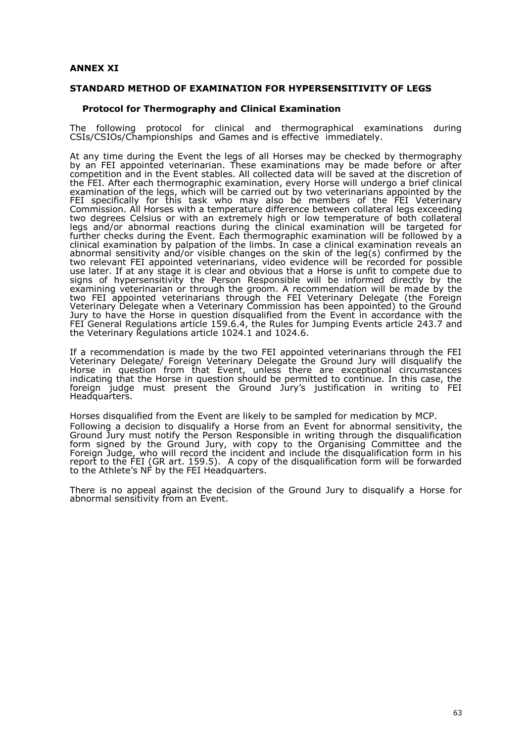**ANNEX XI**

**STANDARD METHOD OF EXAMINATION FOR HYPERSENSITIVITY OF LEGS**

**Protocol for Thermography and Clinical Examination**

The following protocol for clinical and thermographical examinations during CSIs/CSIOs/Championships and Games and is effective immediately.

At any time during the Event the legs of all Horses may be checked by thermography by an FEI appointed veterinarian. These examinations may be made before or after competition and in the Event stables. All collected data will be saved at the discretion of the FEI. After each thermographic examination, every Horse will undergo a brief clinical examination of the legs, which will be carried out by two veterinarians appointed by the FEI specifically for this task who may also be members of the FEI Veterinary Commission. All Horses with a temperature difference between collateral legs exceeding two degrees Celsius or with an extremely high or low temperature of both collateral legs and/or abnormal reactions during the clinical examination will be targeted for further checks during the Event. Each thermographic examination will be followed by a clinical examination by palpation of the limbs. In case a clinical examination reveals an abnormal sensitivity and/or visible changes on the skin of the leg(s) confirmed by the two relevant FEI appointed veterinarians, video evidence will be recorded for possible use later. If at any stage it is clear and obvious that a Horse is unfit to compete due to signs of hypersensitivity the Person Responsible will be informed directly by the examining veterinarian or through the groom. A recommendation will be made by the two FEI appointed veterinarians through the FEI Veterinary Delegate (the Foreign Veterinary Delegate when a Veterinary Commission has been appointed) to the Ground Jury to have the Horse in question disqualified from the Event in accordance with the FEI General Regulations article 159.6.4, the Rules for Jumping Events article 243.7 and the Veterinary Regulations article 1024.1 and 1024.6.

If a recommendation is made by the two FEI appointed veterinarians through the FEI Veterinary Delegate/ Foreign Veterinary Delegate the Ground Jury will disqualify the Horse in question from that Event, unless there are exceptional circumstances indicating that the Horse in question should be permitted to continue. In this case, the foreign judge must present the Ground Jury's justification in writing to FEI Headquarters.

Horses disqualified from the Event are likely to be sampled for medication by MCP.

Following a decision to disqualify a Horse from an Event for abnormal sensitivity, the Ground Jury must notify the Person Responsible in writing through the disqualification form signed by the Ground Jury, with copy to the Organising Committee and the Foreign Judge, who will record the incident and include the disqualification form in his report to the FEI (GR art. 159.5). A copy of the disqualification form will be forwarded to the Athlete's NF by the FEI Headquarters.

There is no appeal against the decision of the Ground Jury to disqualify a Horse for abnormal sensitivity from an Event.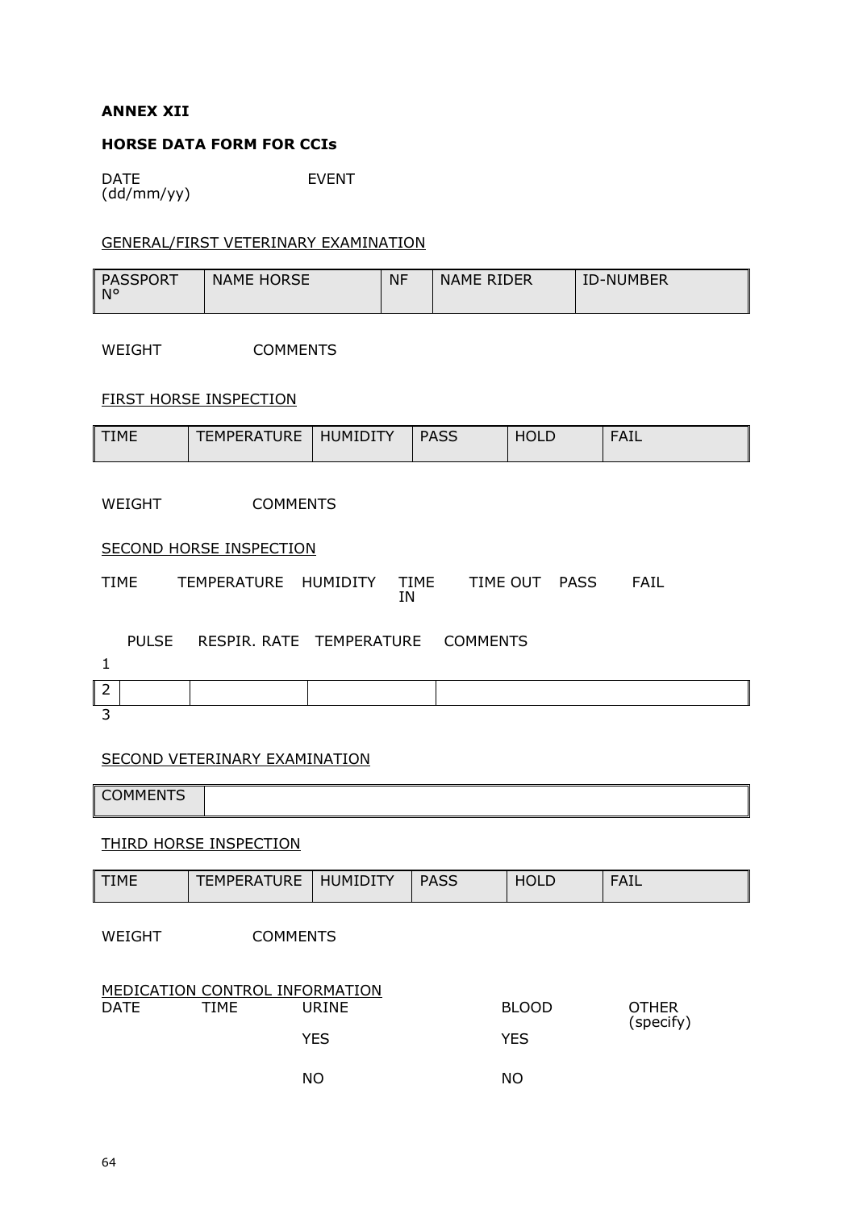**ANNEX XII**

**HORSE DATA FORM FOR CCIs**

DATE (dd/mm/yy) EVENT

GENERAL/FIRST VETERINARY EXAMINATION

| PASSPORT N° | NAME HORSE | NF | NAME RIDER | ID-NUMBER |
|---|---|---|---|---|

WEIGHT COMMENTS

FIRST HORSE INSPECTION

| TIME | TEMPERATURE | HUMIDITY | PASS | HOLD | FAIL |
|---|---|---|---|---|---|

WEIGHT COMMENTS

SECOND HORSE INSPECTION

TIME TEMPERATURE HUMIDITY TIME IN TIME OUT PASS FAIL

| | PULSE | RESPIR. RATE | TEMPERATURE | COMMENTS |
|---|---|---|---|---|
| 1 | | | | |
| 2 | | | | |
| 3 | | | | |

SECOND VETERINARY EXAMINATION

| COMMENTS | |
|---|---|

THIRD HORSE INSPECTION

| TIME | TEMPERATURE | HUMIDITY | PASS | HOLD | FAIL |
|---|---|---|---|---|---|

WEIGHT COMMENTS

MEDICATION CONTROL INFORMATION

| DATE | TIME | URINE | BLOOD | OTHER (specify) |
|---|---|---|---|---|
| | | YES | YES | |
| | | NO | NO | |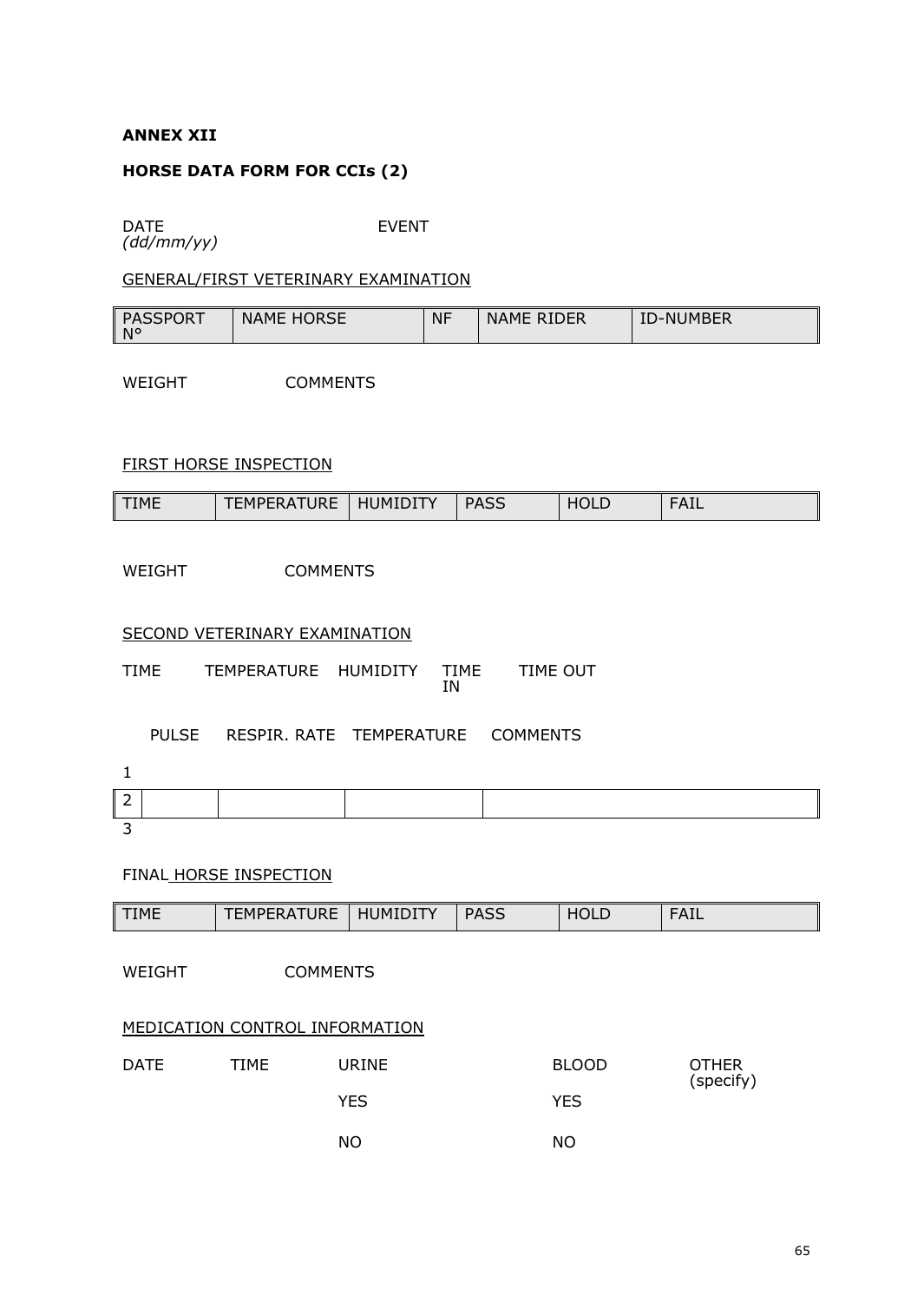**ANNEX XII**

**HORSE DATA FORM FOR CCIs (2)**

DATE *(dd/mm/yy)* EVENT

GENERAL/FIRST VETERINARY EXAMINATION

| PASSPORT N° | NAME HORSE | NF | NAME RIDER | ID-NUMBER |
|---|---|---|---|---|

WEIGHT COMMENTS

FIRST HORSE INSPECTION

| TIME | TEMPERATURE | HUMIDITY | PASS | HOLD | FAIL |
|---|---|---|---|---|---|

WEIGHT COMMENTS

SECOND VETERINARY EXAMINATION

TIME TEMPERATURE HUMIDITY TIME IN TIME OUT

| | PULSE | RESPIR. RATE | TEMPERATURE | COMMENTS |
|---|---|---|---|---|
| 1 | | | | |
| 2 | | | | |
| 3 | | | | |

FINAL HORSE INSPECTION

| TIME | TEMPERATURE | HUMIDITY | PASS | HOLD | FAIL |
|---|---|---|---|---|---|

WEIGHT COMMENTS

MEDICATION CONTROL INFORMATION

| DATE | TIME | URINE | BLOOD | OTHER (specify) |
|---|---|---|---|---|
| | | YES | YES | |
| | | NO | NO | |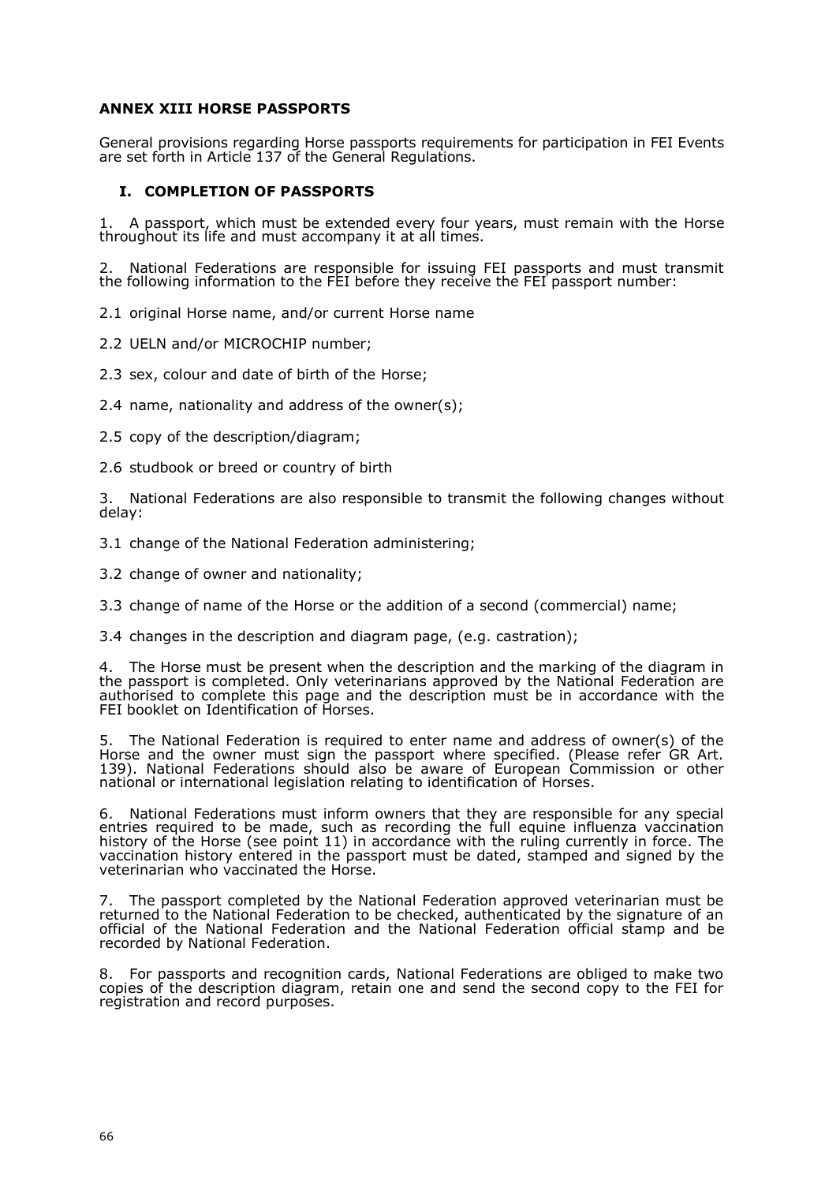# ANNEX XIII HORSE PASSPORTS

General provisions regarding Horse passports requirements for participation in FEI Events are set forth in Article 137 of the General Regulations.

## I. COMPLETION OF PASSPORTS

1. A passport, which must be extended every four years, must remain with the Horse throughout its life and must accompany it at all times.

2. National Federations are responsible for issuing FEI passports and must transmit the following information to the FEI before they receive the FEI passport number:

2.1 original Horse name, and/or current Horse name

2.2 UELN and/or MICROCHIP number;

2.3 sex, colour and date of birth of the Horse;

2.4 name, nationality and address of the owner(s);

2.5 copy of the description/diagram;

2.6 studbook or breed or country of birth

3. National Federations are also responsible to transmit the following changes without delay:

3.1 change of the National Federation administering;

3.2 change of owner and nationality;

3.3 change of name of the Horse or the addition of a second (commercial) name;

3.4 changes in the description and diagram page, (e.g. castration);

4. The Horse must be present when the description and the marking of the diagram in the passport is completed. Only veterinarians approved by the National Federation are authorised to complete this page and the description must be in accordance with the FEI booklet on Identification of Horses.

5. The National Federation is required to enter name and address of owner(s) of the Horse and the owner must sign the passport where specified. (Please refer GR Art. 139). National Federations should also be aware of European Commission or other national or international legislation relating to identification of Horses.

6. National Federations must inform owners that they are responsible for any special entries required to be made, such as recording the full equine influenza vaccination history of the Horse (see point 11) in accordance with the ruling currently in force. The vaccination history entered in the passport must be dated, stamped and signed by the veterinarian who vaccinated the Horse.

7. The passport completed by the National Federation approved veterinarian must be returned to the National Federation to be checked, authenticated by the signature of an official of the National Federation and the National Federation official stamp and be recorded by National Federation.

8. For passports and recognition cards, National Federations are obliged to make two copies of the description diagram, retain one and send the second copy to the FEI for registration and record purposes.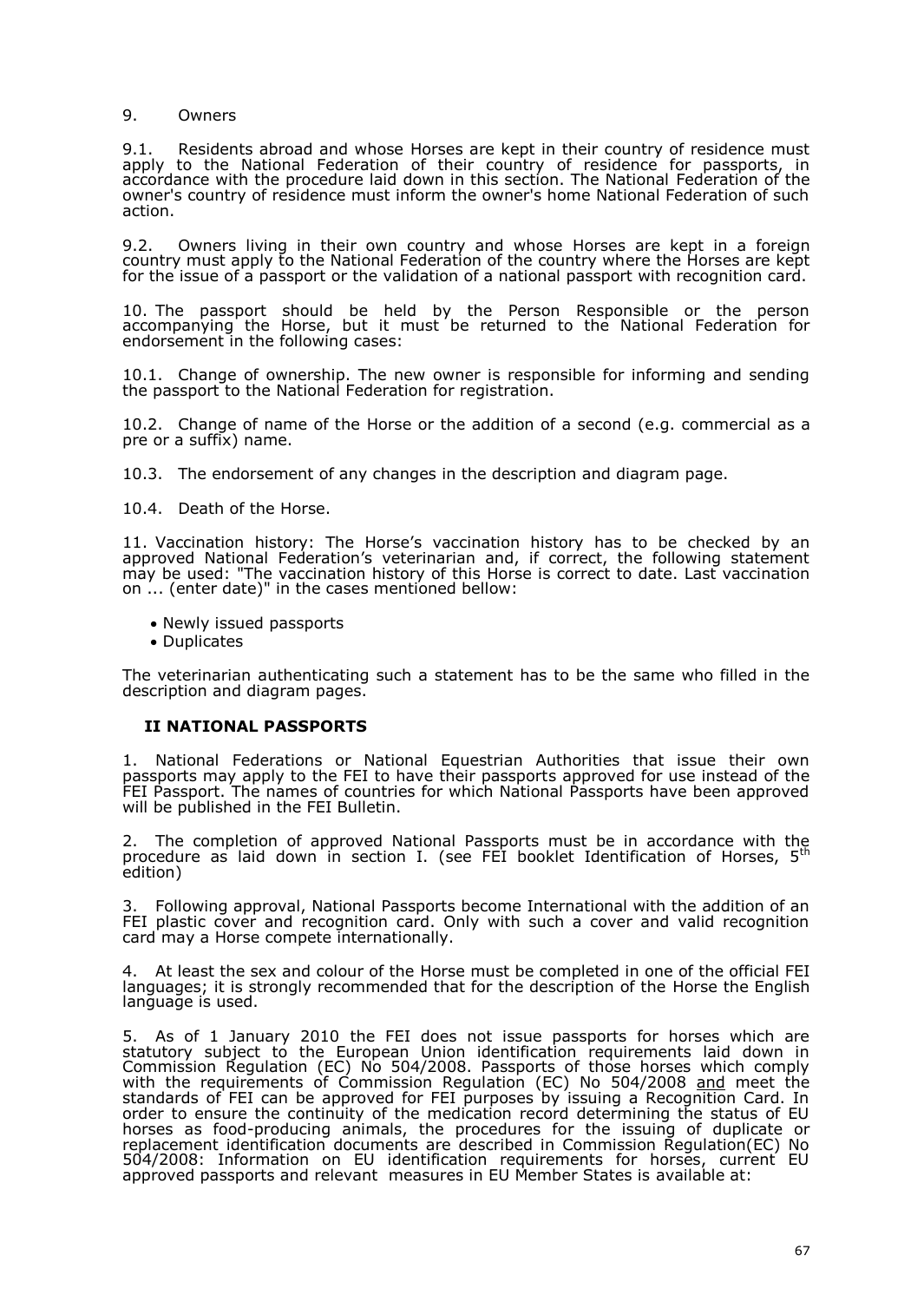9. Owners

9.1. Residents abroad and whose Horses are kept in their country of residence must apply to the National Federation of their country of residence for passports, in accordance with the procedure laid down in this section. The National Federation of the owner's country of residence must inform the owner's home National Federation of such action.

9.2. Owners living in their own country and whose Horses are kept in a foreign country must apply to the National Federation of the country where the Horses are kept for the issue of a passport or the validation of a national passport with recognition card.

10. The passport should be held by the Person Responsible or the person accompanying the Horse, but it must be returned to the National Federation for endorsement in the following cases:

10.1. Change of ownership. The new owner is responsible for informing and sending the passport to the National Federation for registration.

10.2. Change of name of the Horse or the addition of a second (e.g. commercial as a pre or a suffix) name.

10.3. The endorsement of any changes in the description and diagram page.

10.4. Death of the Horse.

11. Vaccination history: The Horse's vaccination history has to be checked by an approved National Federation's veterinarian and, if correct, the following statement may be used: "The vaccination history of this Horse is correct to date. Last vaccination on ... (enter date)" in the cases mentioned bellow:

- Newly issued passports
- Duplicates

The veterinarian authenticating such a statement has to be the same who filled in the description and diagram pages.

## II NATIONAL PASSPORTS

1. National Federations or National Equestrian Authorities that issue their own passports may apply to the FEI to have their passports approved for use instead of the FEI Passport. The names of countries for which National Passports have been approved will be published in the FEI Bulletin.

2. The completion of approved National Passports must be in accordance with the procedure as laid down in section I. (see FEI booklet Identification of Horses, 5th edition)

3. Following approval, National Passports become International with the addition of an FEI plastic cover and recognition card. Only with such a cover and valid recognition card may a Horse compete internationally.

4. At least the sex and colour of the Horse must be completed in one of the official FEI languages; it is strongly recommended that for the description of the Horse the English language is used.

5. As of 1 January 2010 the FEI does not issue passports for horses which are statutory subject to the European Union identification requirements laid down in Commission Regulation (EC) No 504/2008. Passports of those horses which comply with the requirements of Commission Regulation (EC) No 504/2008 and meet the standards of FEI can be approved for FEI purposes by issuing a Recognition Card. In order to ensure the continuity of the medication record determining the status of EU horses as food-producing animals, the procedures for the issuing of duplicate or replacement identification documents are described in Commission Regulation(EC) No 504/2008: Information on EU identification requirements for horses, current EU approved passports and relevant measures in EU Member States is available at: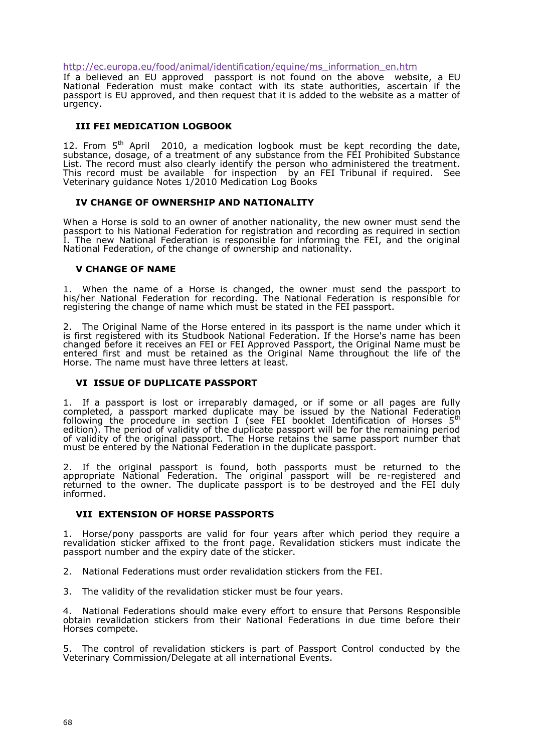http://ec.europa.eu/food/animal/identification/equine/ms_information_en.htm
If a believed an EU approved passport is not found on the above website, a EU National Federation must make contact with its state authorities, ascertain if the passport is EU approved, and then request that it is added to the website as a matter of urgency.

### III FEI MEDICATION LOGBOOK

12. From 5th April 2010, a medication logbook must be kept recording the date, substance, dosage, of a treatment of any substance from the FEI Prohibited Substance List. The record must also clearly identify the person who administered the treatment. This record must be available for inspection by an FEI Tribunal if required. See Veterinary guidance Notes 1/2010 Medication Log Books

### IV CHANGE OF OWNERSHIP AND NATIONALITY

When a Horse is sold to an owner of another nationality, the new owner must send the passport to his National Federation for registration and recording as required in section I. The new National Federation is responsible for informing the FEI, and the original National Federation, of the change of ownership and nationality.

### V CHANGE OF NAME

1. When the name of a Horse is changed, the owner must send the passport to his/her National Federation for recording. The National Federation is responsible for registering the change of name which must be stated in the FEI passport.

2. The Original Name of the Horse entered in its passport is the name under which it is first registered with its Studbook National Federation. If the Horse's name has been changed before it receives an FEI or FEI Approved Passport, the Original Name must be entered first and must be retained as the Original Name throughout the life of the Horse. The name must have three letters at least.

### VI ISSUE OF DUPLICATE PASSPORT

1. If a passport is lost or irreparably damaged, or if some or all pages are fully completed, a passport marked duplicate may be issued by the National Federation following the procedure in section I (see FEI booklet Identification of Horses 5th edition). The period of validity of the duplicate passport will be for the remaining period of validity of the original passport. The Horse retains the same passport number that must be entered by the National Federation in the duplicate passport.

2. If the original passport is found, both passports must be returned to the appropriate National Federation. The original passport will be re-registered and returned to the owner. The duplicate passport is to be destroyed and the FEI duly informed.

### VII EXTENSION OF HORSE PASSPORTS

1. Horse/pony passports are valid for four years after which period they require a revalidation sticker affixed to the front page. Revalidation stickers must indicate the passport number and the expiry date of the sticker.

2. National Federations must order revalidation stickers from the FEI.

3. The validity of the revalidation sticker must be four years.

4. National Federations should make every effort to ensure that Persons Responsible obtain revalidation stickers from their National Federations in due time before their Horses compete.

5. The control of revalidation stickers is part of Passport Control conducted by the Veterinary Commission/Delegate at all international Events.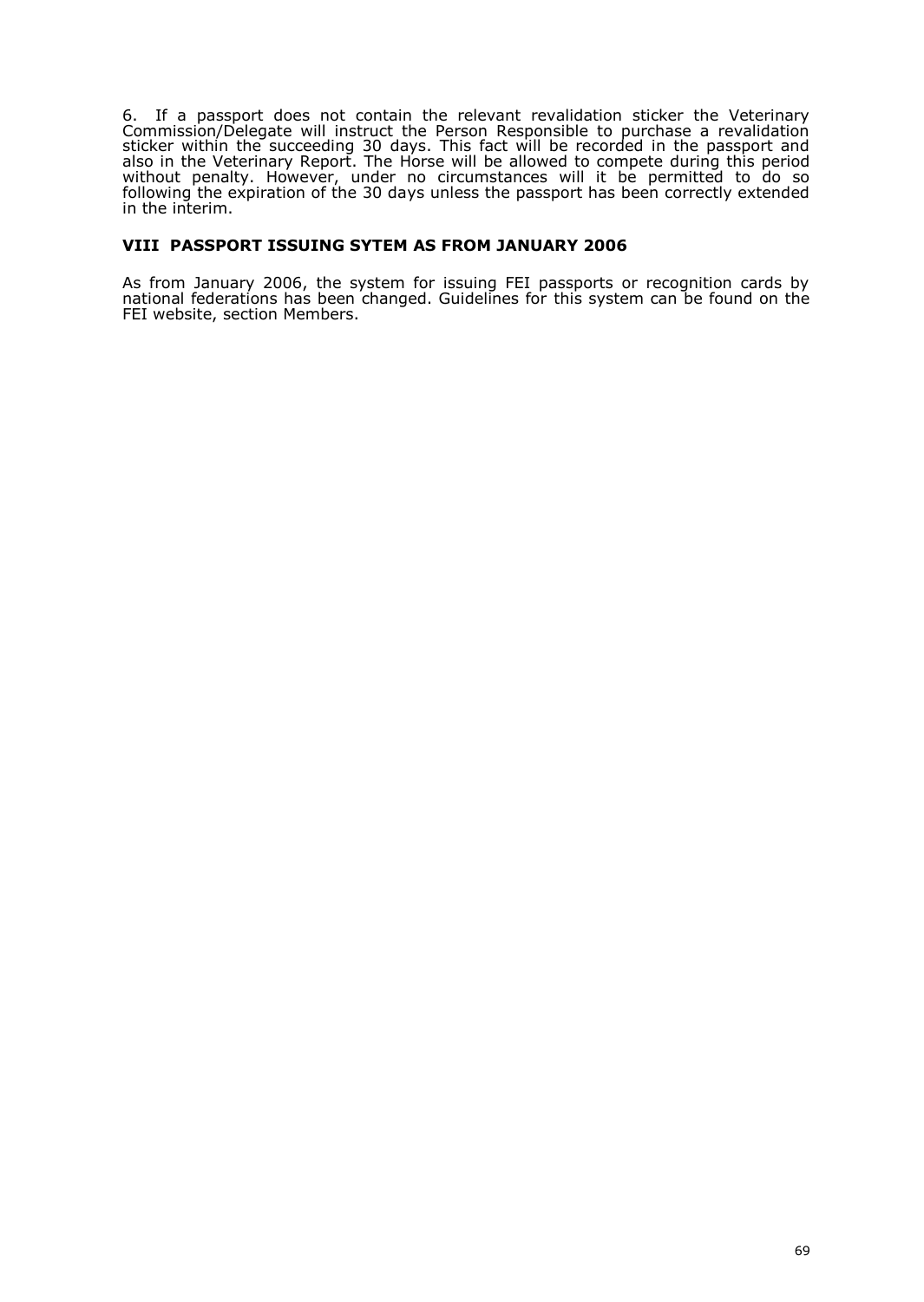6. If a passport does not contain the relevant revalidation sticker the Veterinary Commission/Delegate will instruct the Person Responsible to purchase a revalidation sticker within the succeeding 30 days. This fact will be recorded in the passport and also in the Veterinary Report. The Horse will be allowed to compete during this period without penalty. However, under no circumstances will it be permitted to do so following the expiration of the 30 days unless the passport has been correctly extended in the interim.

### VIII PASSPORT ISSUING SYTEM AS FROM JANUARY 2006

As from January 2006, the system for issuing FEI passports or recognition cards by national federations has been changed. Guidelines for this system can be found on the FEI website, section Members.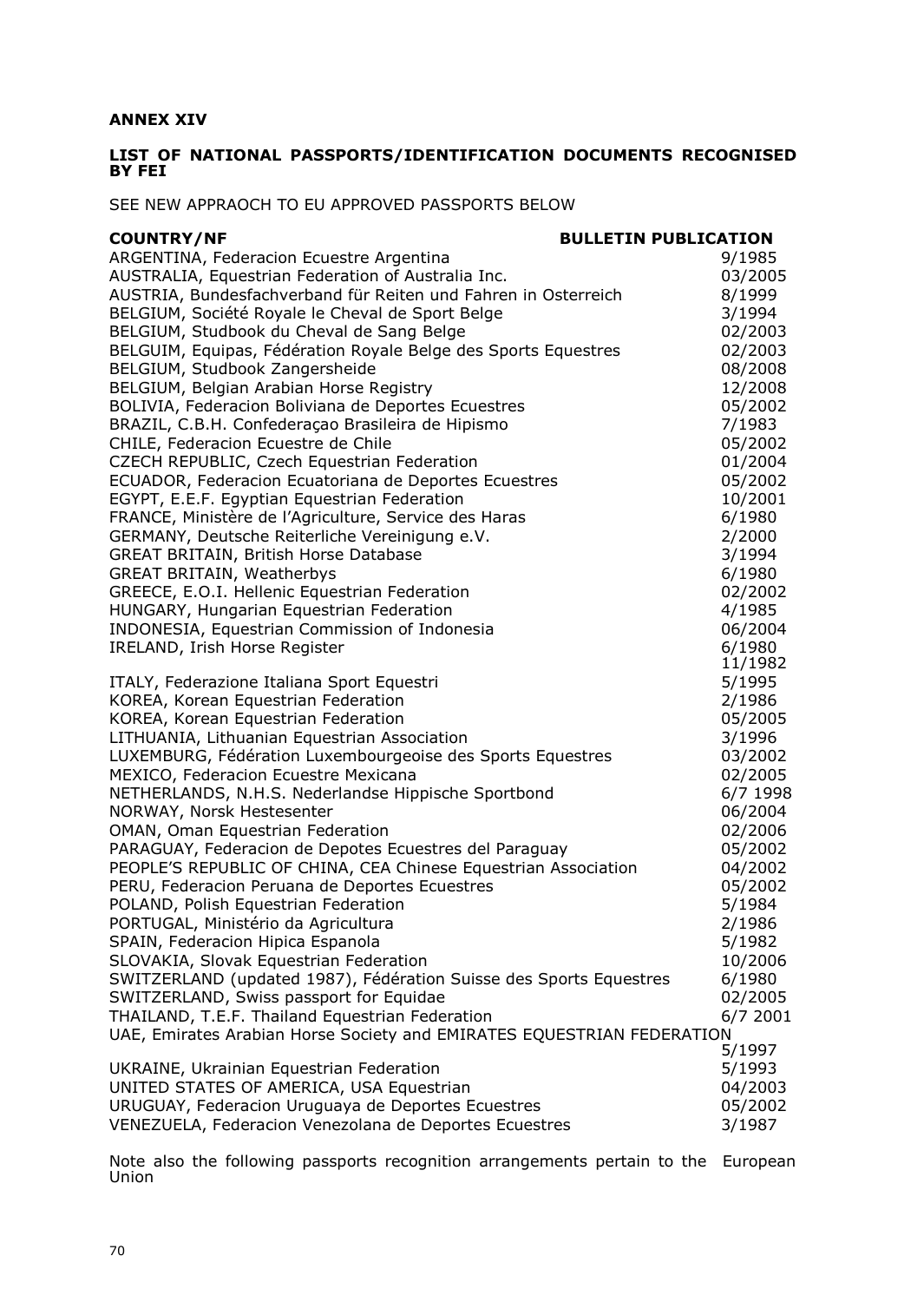# ANNEX XIV

## LIST OF NATIONAL PASSPORTS/IDENTIFICATION DOCUMENTS RECOGNISED BY FEI

SEE NEW APPRAOCH TO EU APPROVED PASSPORTS BELOW

| COUNTRY/NF | BULLETIN PUBLICATION |
|---|---|
| ARGENTINA, Federacion Ecuestre Argentina | 9/1985 |
| AUSTRALIA, Equestrian Federation of Australia Inc. | 03/2005 |
| AUSTRIA, Bundesfachverband für Reiten und Fahren in Osterreich | 8/1999 |
| BELGIUM, Société Royale le Cheval de Sport Belge | 3/1994 |
| BELGIUM, Studbook du Cheval de Sang Belge | 02/2003 |
| BELGUIM, Equipas, Fédération Royale Belge des Sports Equestres | 02/2003 |
| BELGIUM, Studbook Zangersheide | 08/2008 |
| BELGIUM, Belgian Arabian Horse Registry | 12/2008 |
| BOLIVIA, Federacion Boliviana de Deportes Ecuestres | 05/2002 |
| BRAZIL, C.B.H. Confederaçao Brasileira de Hipismo | 7/1983 |
| CHILE, Federacion Ecuestre de Chile | 05/2002 |
| CZECH REPUBLIC, Czech Equestrian Federation | 01/2004 |
| ECUADOR, Federacion Ecuatoriana de Deportes Ecuestres | 05/2002 |
| EGYPT, E.E.F. Egyptian Equestrian Federation | 10/2001 |
| FRANCE, Ministère de l'Agriculture, Service des Haras | 6/1980 |
| GERMANY, Deutsche Reiterliche Vereinigung e.V. | 2/2000 |
| GREAT BRITAIN, British Horse Database | 3/1994 |
| GREAT BRITAIN, Weatherbys | 6/1980 |
| GREECE, E.O.I. Hellenic Equestrian Federation | 02/2002 |
| HUNGARY, Hungarian Equestrian Federation | 4/1985 |
| INDONESIA, Equestrian Commission of Indonesia | 06/2004 |
| IRELAND, Irish Horse Register | 6/1980<br>11/1982 |
| ITALY, Federazione Italiana Sport Equestri | 5/1995 |
| KOREA, Korean Equestrian Federation | 2/1986 |
| KOREA, Korean Equestrian Federation | 05/2005 |
| LITHUANIA, Lithuanian Equestrian Association | 3/1996 |
| LUXEMBURG, Fédération Luxembourgeoise des Sports Equestres | 03/2002 |
| MEXICO, Federacion Ecuestre Mexicana | 02/2005 |
| NETHERLANDS, N.H.S. Nederlandse Hippische Sportbond | 6/7 1998 |
| NORWAY, Norsk Hestesenter | 06/2004 |
| OMAN, Oman Equestrian Federation | 02/2006 |
| PARAGUAY, Federacion de Depotes Ecuestres del Paraguay | 05/2002 |
| PEOPLE'S REPUBLIC OF CHINA, CEA Chinese Equestrian Association | 04/2002 |
| PERU, Federacion Peruana de Deportes Ecuestres | 05/2002 |
| POLAND, Polish Equestrian Federation | 5/1984 |
| PORTUGAL, Ministério da Agricultura | 2/1986 |
| SPAIN, Federacion Hipica Espanola | 5/1982 |
| SLOVAKIA, Slovak Equestrian Federation | 10/2006 |
| SWITZERLAND (updated 1987), Fédération Suisse des Sports Equestres | 6/1980 |
| SWITZERLAND, Swiss passport for Equidae | 02/2005 |
| THAILAND, T.E.F. Thailand Equestrian Federation | 6/7 2001 |
| UAE, Emirates Arabian Horse Society and EMIRATES EQUESTRIAN FEDERATION | 5/1997 |
| UKRAINE, Ukrainian Equestrian Federation | 5/1993 |
| UNITED STATES OF AMERICA, USA Equestrian | 04/2003 |
| URUGUAY, Federacion Uruguaya de Deportes Ecuestres | 05/2002 |
| VENEZUELA, Federacion Venezolana de Deportes Ecuestres | 3/1987 |

Note also the following passports recognition arrangements pertain to the European Union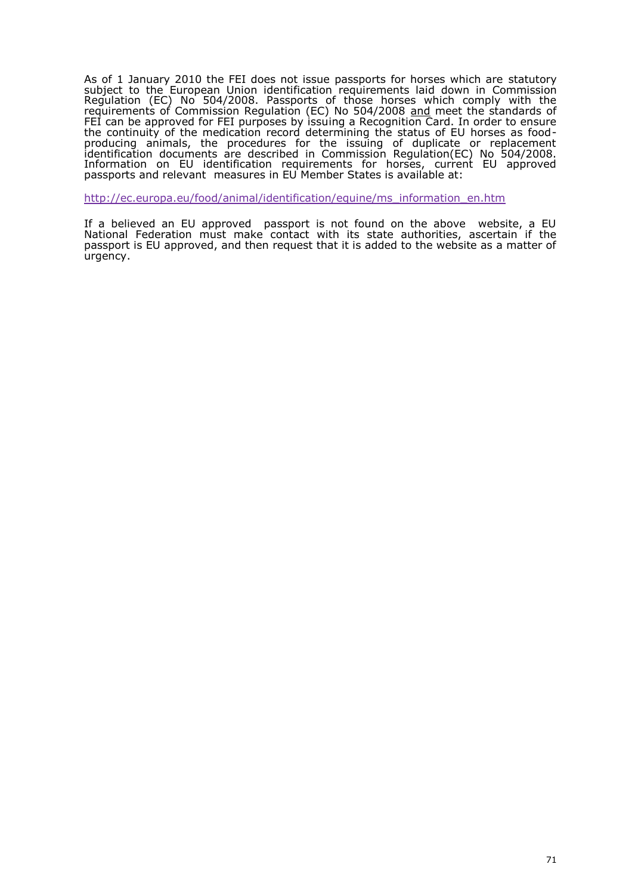As of 1 January 2010 the FEI does not issue passports for horses which are statutory subject to the European Union identification requirements laid down in Commission Regulation (EC) No 504/2008. Passports of those horses which comply with the requirements of Commission Regulation (EC) No 504/2008 <u>and</u> meet the standards of FEI can be approved for FEI purposes by issuing a Recognition Card. In order to ensure the continuity of the medication record determining the status of EU horses as food-producing animals, the procedures for the issuing of duplicate or replacement identification documents are described in Commission Regulation(EC) No 504/2008. Information on EU identification requirements for horses, current EU approved passports and relevant measures in EU Member States is available at:

http://ec.europa.eu/food/animal/identification/equine/ms_information_en.htm

If a believed an EU approved passport is not found on the above website, a EU National Federation must make contact with its state authorities, ascertain if the passport is EU approved, and then request that it is added to the website as a matter of urgency.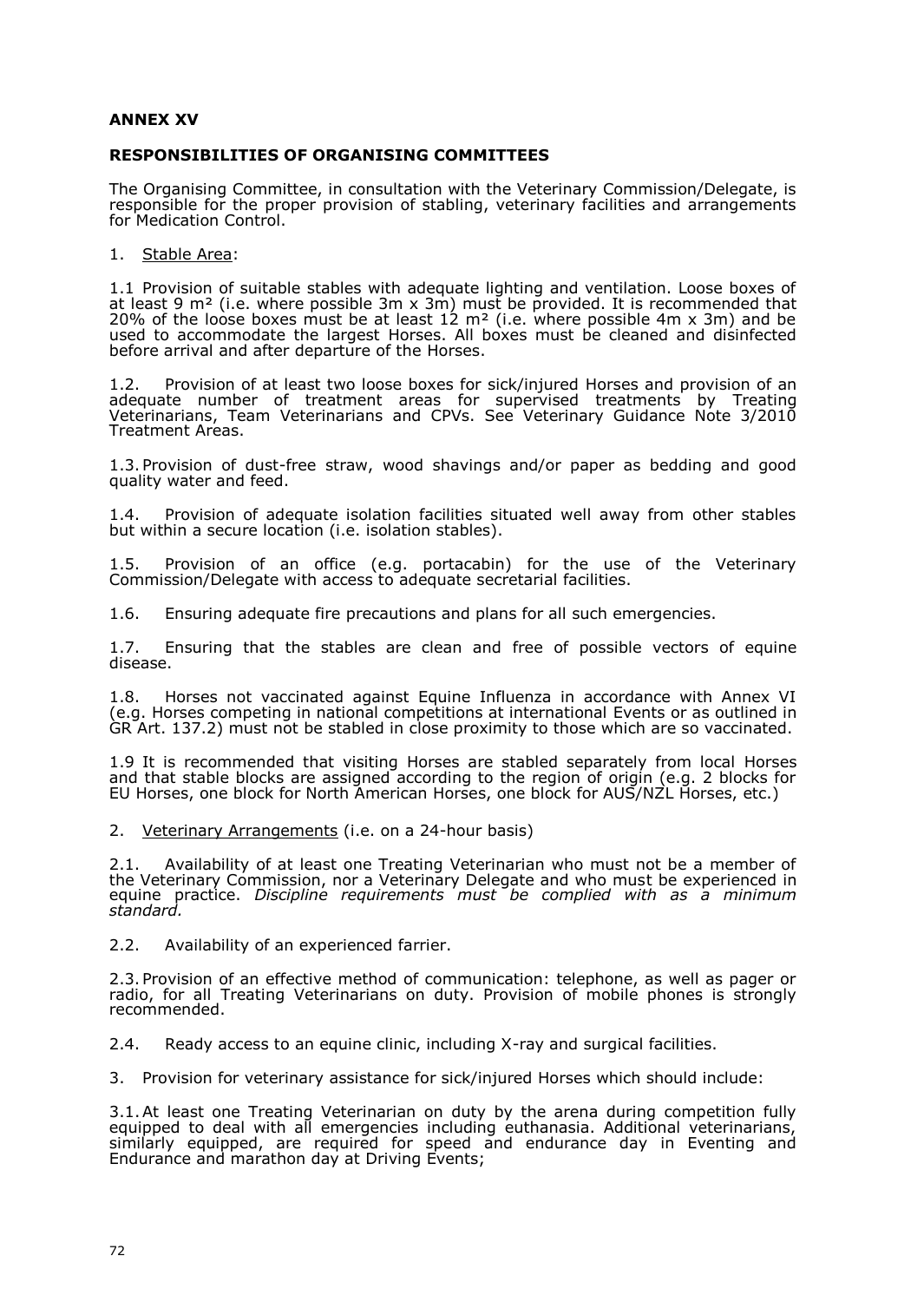**ANNEX XV**

**RESPONSIBILITIES OF ORGANISING COMMITTEES**

The Organising Committee, in consultation with the Veterinary Commission/Delegate, is responsible for the proper provision of stabling, veterinary facilities and arrangements for Medication Control.

1. Stable Area:

1.1 Provision of suitable stables with adequate lighting and ventilation. Loose boxes of at least 9 m² (i.e. where possible 3m x 3m) must be provided. It is recommended that 20% of the loose boxes must be at least 12 m² (i.e. where possible 4m x 3m) and be used to accommodate the largest Horses. All boxes must be cleaned and disinfected before arrival and after departure of the Horses.

1.2. Provision of at least two loose boxes for sick/injured Horses and provision of an adequate number of treatment areas for supervised treatments by Treating Veterinarians, Team Veterinarians and CPVs. See Veterinary Guidance Note 3/2010 Treatment Areas.

1.3. Provision of dust-free straw, wood shavings and/or paper as bedding and good quality water and feed.

1.4. Provision of adequate isolation facilities situated well away from other stables but within a secure location (i.e. isolation stables).

1.5. Provision of an office (e.g. portacabin) for the use of the Veterinary Commission/Delegate with access to adequate secretarial facilities.

1.6. Ensuring adequate fire precautions and plans for all such emergencies.

1.7. Ensuring that the stables are clean and free of possible vectors of equine disease.

1.8. Horses not vaccinated against Equine Influenza in accordance with Annex VI (e.g. Horses competing in national competitions at international Events or as outlined in GR Art. 137.2) must not be stabled in close proximity to those which are so vaccinated.

1.9 It is recommended that visiting Horses are stabled separately from local Horses and that stable blocks are assigned according to the region of origin (e.g. 2 blocks for EU Horses, one block for North American Horses, one block for AUS/NZL Horses, etc.)

2. Veterinary Arrangements (i.e. on a 24-hour basis)

2.1. Availability of at least one Treating Veterinarian who must not be a member of the Veterinary Commission, nor a Veterinary Delegate and who must be experienced in equine practice. *Discipline requirements must be complied with as a minimum standard.*

2.2. Availability of an experienced farrier.

2.3. Provision of an effective method of communication: telephone, as well as pager or radio, for all Treating Veterinarians on duty. Provision of mobile phones is strongly recommended.

2.4. Ready access to an equine clinic, including X-ray and surgical facilities.

3. Provision for veterinary assistance for sick/injured Horses which should include:

3.1. At least one Treating Veterinarian on duty by the arena during competition fully equipped to deal with all emergencies including euthanasia. Additional veterinarians, similarly equipped, are required for speed and endurance day in Eventing and Endurance and marathon day at Driving Events;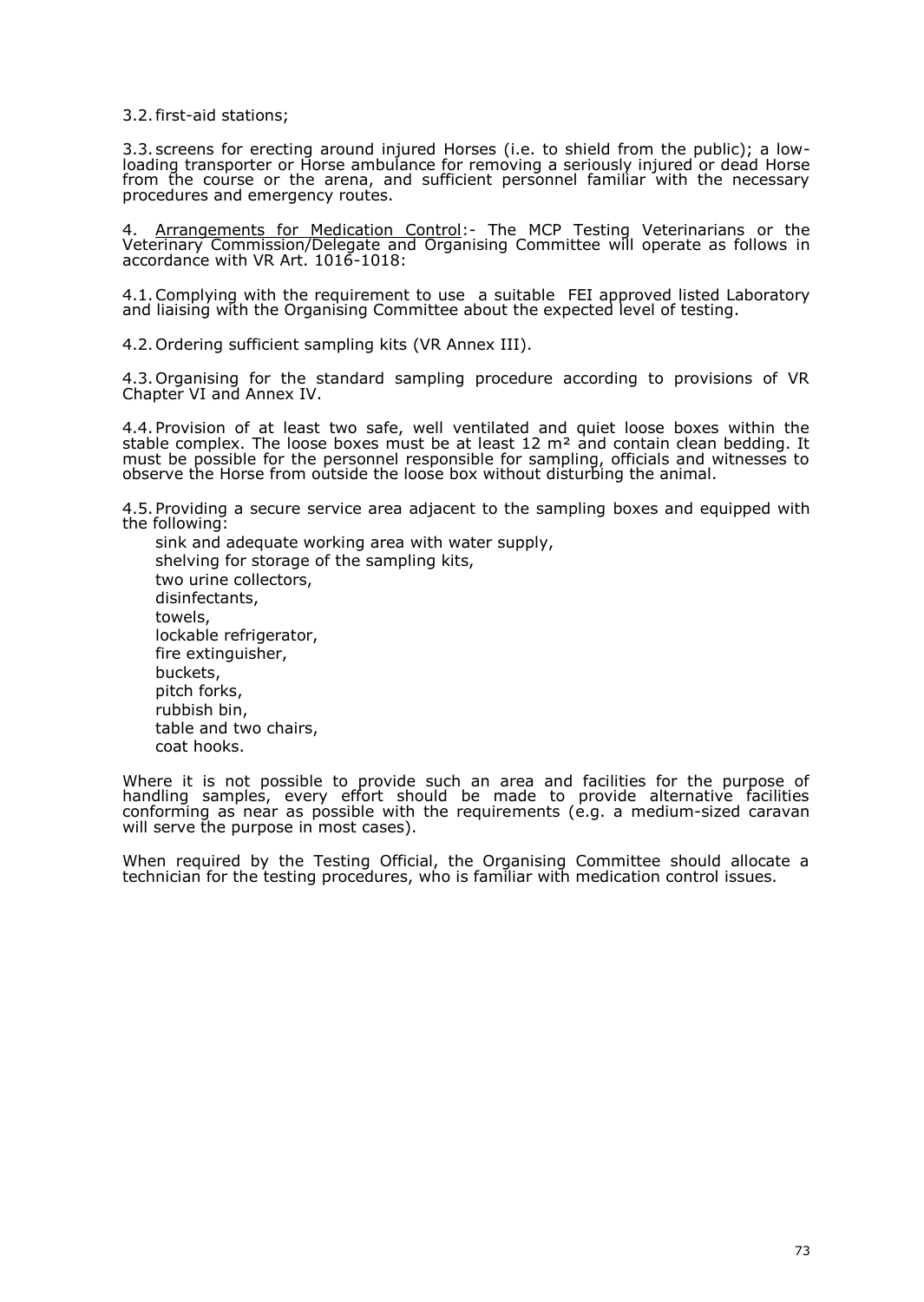3.2. first-aid stations;

3.3. screens for erecting around injured Horses (i.e. to shield from the public); a low-loading transporter or Horse ambulance for removing a seriously injured or dead Horse from the course or the arena, and sufficient personnel familiar with the necessary procedures and emergency routes.

4. <u>Arrangements for Medication Control</u>:- The MCP Testing Veterinarians or the Veterinary Commission/Delegate and Organising Committee will operate as follows in accordance with VR Art. 1016-1018:

4.1. Complying with the requirement to use a suitable FEI approved listed Laboratory and liaising with the Organising Committee about the expected level of testing.

4.2. Ordering sufficient sampling kits (VR Annex III).

4.3. Organising for the standard sampling procedure according to provisions of VR Chapter VI and Annex IV.

4.4. Provision of at least two safe, well ventilated and quiet loose boxes within the stable complex. The loose boxes must be at least 12 m² and contain clean bedding. It must be possible for the personnel responsible for sampling, officials and witnesses to observe the Horse from outside the loose box without disturbing the animal.

4.5. Providing a secure service area adjacent to the sampling boxes and equipped with the following:

- sink and adequate working area with water supply,
- shelving for storage of the sampling kits,
- two urine collectors,
- disinfectants,
- towels,
- lockable refrigerator,
- fire extinguisher,
- buckets,
- pitch forks,
- rubbish bin,
- table and two chairs,
- coat hooks.

Where it is not possible to provide such an area and facilities for the purpose of handling samples, every effort should be made to provide alternative facilities conforming as near as possible with the requirements (e.g. a medium-sized caravan will serve the purpose in most cases).

When required by the Testing Official, the Organising Committee should allocate a technician for the testing procedures, who is familiar with medication control issues.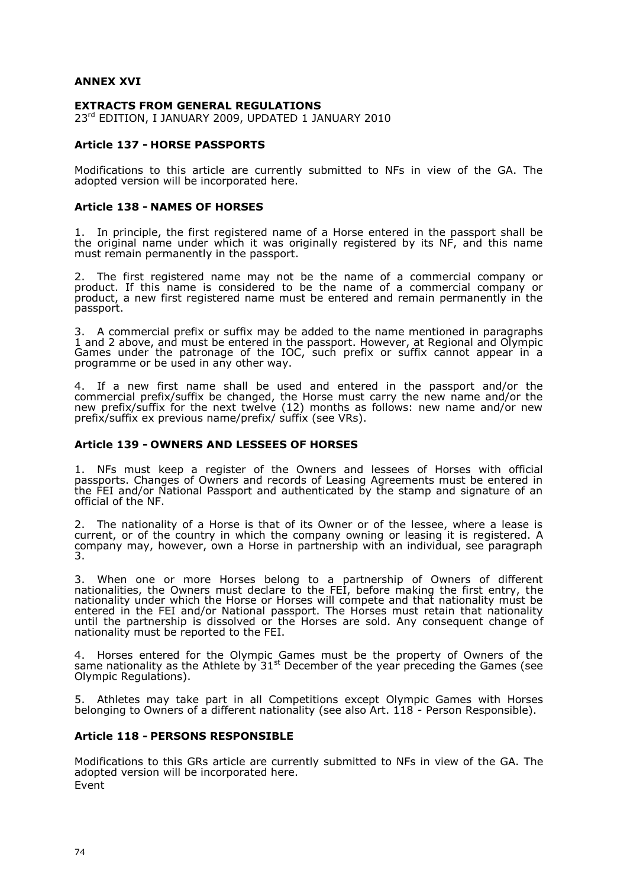**ANNEX XVI**

**EXTRACTS FROM GENERAL REGULATIONS**
23rd EDITION, I JANUARY 2009, UPDATED 1 JANUARY 2010

### Article 137 - HORSE PASSPORTS

Modifications to this article are currently submitted to NFs in view of the GA. The adopted version will be incorporated here.

### Article 138 - NAMES OF HORSES

1. In principle, the first registered name of a Horse entered in the passport shall be the original name under which it was originally registered by its NF, and this name must remain permanently in the passport.

2. The first registered name may not be the name of a commercial company or product. If this name is considered to be the name of a commercial company or product, a new first registered name must be entered and remain permanently in the passport.

3. A commercial prefix or suffix may be added to the name mentioned in paragraphs 1 and 2 above, and must be entered in the passport. However, at Regional and Olympic Games under the patronage of the IOC, such prefix or suffix cannot appear in a programme or be used in any other way.

4. If a new first name shall be used and entered in the passport and/or the commercial prefix/suffix be changed, the Horse must carry the new name and/or the new prefix/suffix for the next twelve (12) months as follows: new name and/or new prefix/suffix ex previous name/prefix/ suffix (see VRs).

### Article 139 - OWNERS AND LESSEES OF HORSES

1. NFs must keep a register of the Owners and lessees of Horses with official passports. Changes of Owners and records of Leasing Agreements must be entered in the FEI and/or National Passport and authenticated by the stamp and signature of an official of the NF.

2. The nationality of a Horse is that of its Owner or of the lessee, where a lease is current, or of the country in which the company owning or leasing it is registered. A company may, however, own a Horse in partnership with an individual, see paragraph 3.

3. When one or more Horses belong to a partnership of Owners of different nationalities, the Owners must declare to the FEI, before making the first entry, the nationality under which the Horse or Horses will compete and that nationality must be entered in the FEI and/or National passport. The Horses must retain that nationality until the partnership is dissolved or the Horses are sold. Any consequent change of nationality must be reported to the FEI.

4. Horses entered for the Olympic Games must be the property of Owners of the same nationality as the Athlete by 31st December of the year preceding the Games (see Olympic Regulations).

5. Athletes may take part in all Competitions except Olympic Games with Horses belonging to Owners of a different nationality (see also Art. 118 - Person Responsible).

### Article 118 - PERSONS RESPONSIBLE

Modifications to this GRs article are currently submitted to NFs in view of the GA. The adopted version will be incorporated here.
Event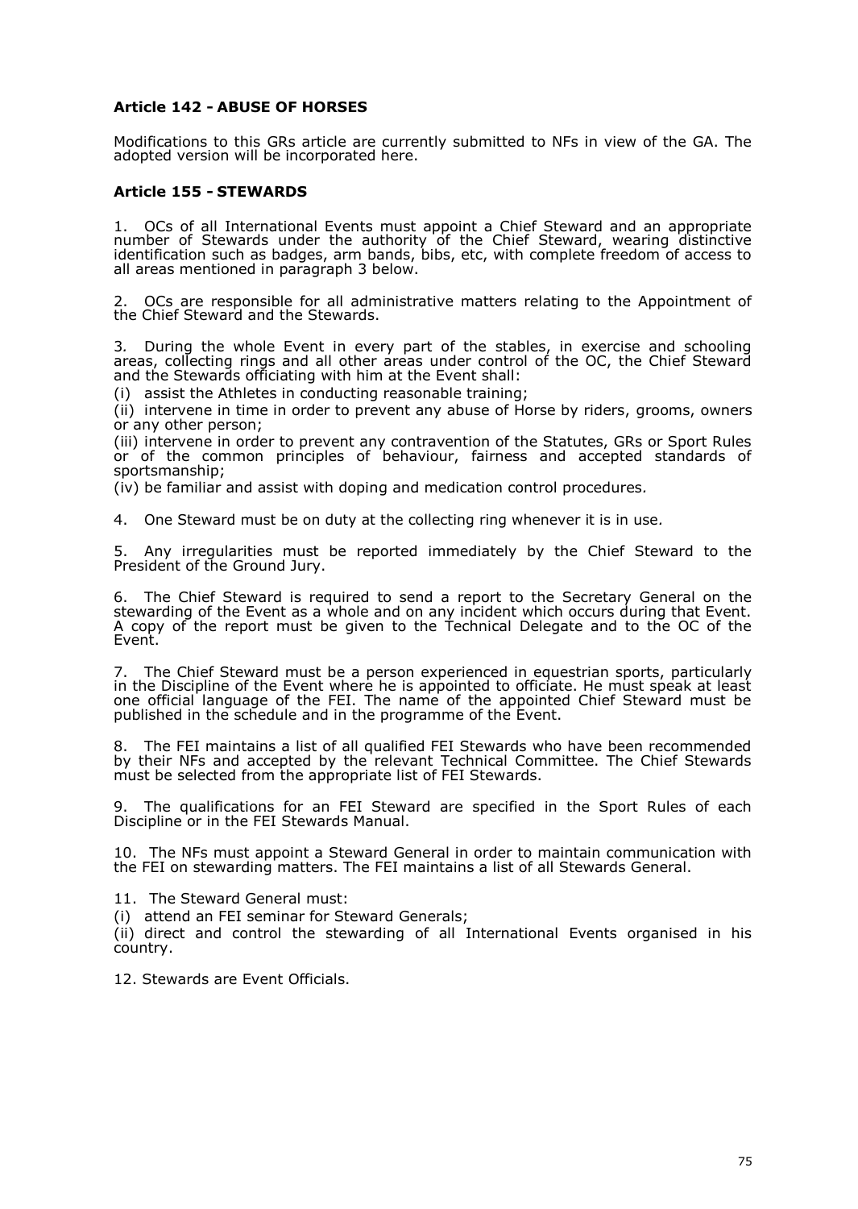### Article 142 - ABUSE OF HORSES

Modifications to this GRs article are currently submitted to NFs in view of the GA. The adopted version will be incorporated here.

### Article 155 - STEWARDS

1. OCs of all International Events must appoint a Chief Steward and an appropriate number of Stewards under the authority of the Chief Steward, wearing distinctive identification such as badges, arm bands, bibs, etc, with complete freedom of access to all areas mentioned in paragraph 3 below.

2. OCs are responsible for all administrative matters relating to the Appointment of the Chief Steward and the Stewards.

3. During the whole Event in every part of the stables, in exercise and schooling areas, collecting rings and all other areas under control of the OC, the Chief Steward and the Stewards officiating with him at the Event shall:

(i) assist the Athletes in conducting reasonable training;

(ii) intervene in time in order to prevent any abuse of Horse by riders, grooms, owners or any other person;

(iii) intervene in order to prevent any contravention of the Statutes, GRs or Sport Rules or of the common principles of behaviour, fairness and accepted standards of sportsmanship;

(iv) be familiar and assist with doping and medication control procedures.

4. One Steward must be on duty at the collecting ring whenever it is in use.

5. Any irregularities must be reported immediately by the Chief Steward to the President of the Ground Jury.

6. The Chief Steward is required to send a report to the Secretary General on the stewarding of the Event as a whole and on any incident which occurs during that Event. A copy of the report must be given to the Technical Delegate and to the OC of the Event.

7. The Chief Steward must be a person experienced in equestrian sports, particularly in the Discipline of the Event where he is appointed to officiate. He must speak at least one official language of the FEI. The name of the appointed Chief Steward must be published in the schedule and in the programme of the Event.

8. The FEI maintains a list of all qualified FEI Stewards who have been recommended by their NFs and accepted by the relevant Technical Committee. The Chief Stewards must be selected from the appropriate list of FEI Stewards.

9. The qualifications for an FEI Steward are specified in the Sport Rules of each Discipline or in the FEI Stewards Manual.

10. The NFs must appoint a Steward General in order to maintain communication with the FEI on stewarding matters. The FEI maintains a list of all Stewards General.

11. The Steward General must:

(i) attend an FEI seminar for Steward Generals;

(ii) direct and control the stewarding of all International Events organised in his country.

12. Stewards are Event Officials.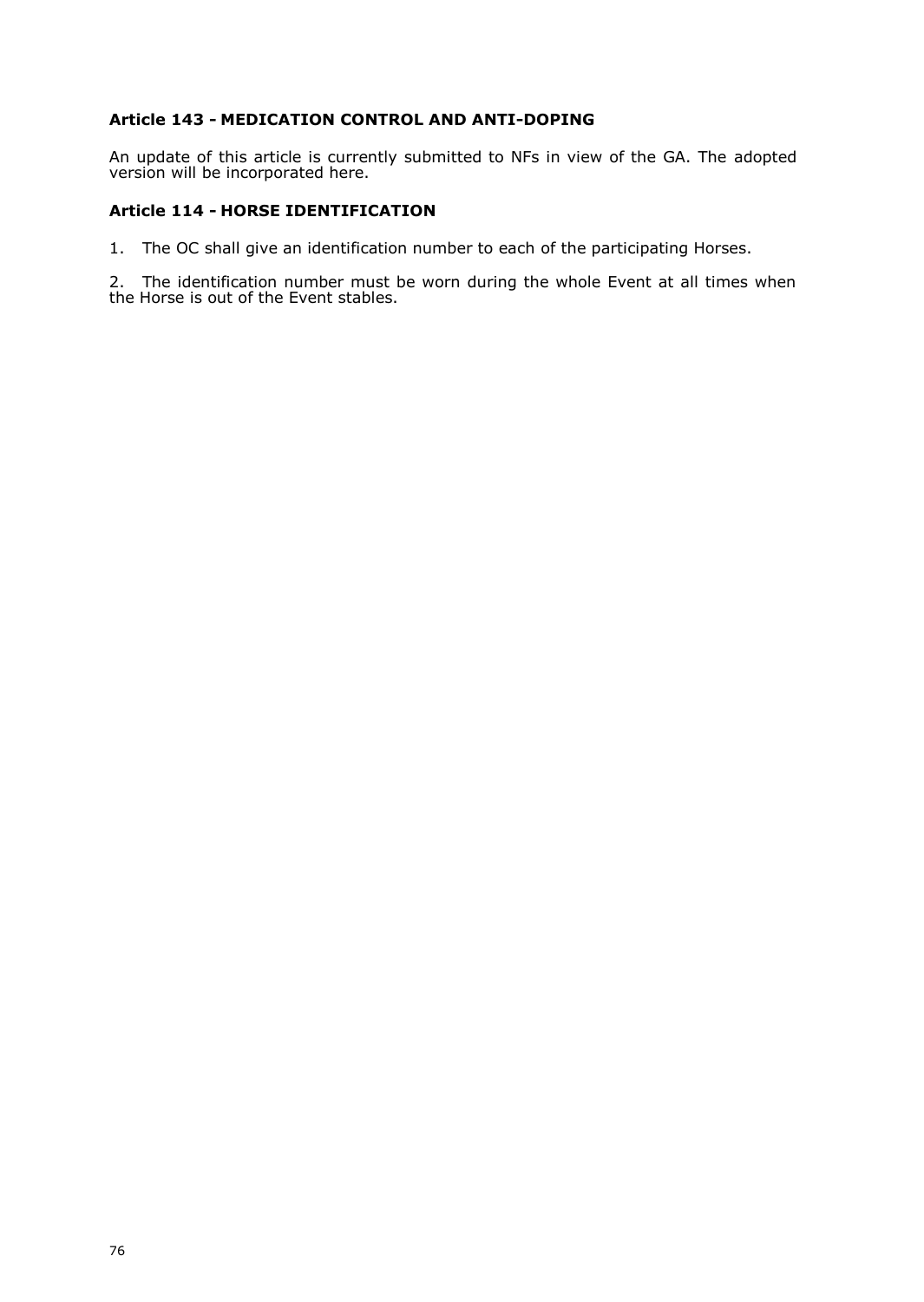**Article 143 - MEDICATION CONTROL AND ANTI-DOPING**

An update of this article is currently submitted to NFs in view of the GA. The adopted version will be incorporated here.

**Article 114 - HORSE IDENTIFICATION**

1. The OC shall give an identification number to each of the participating Horses.

2. The identification number must be worn during the whole Event at all times when the Horse is out of the Event stables.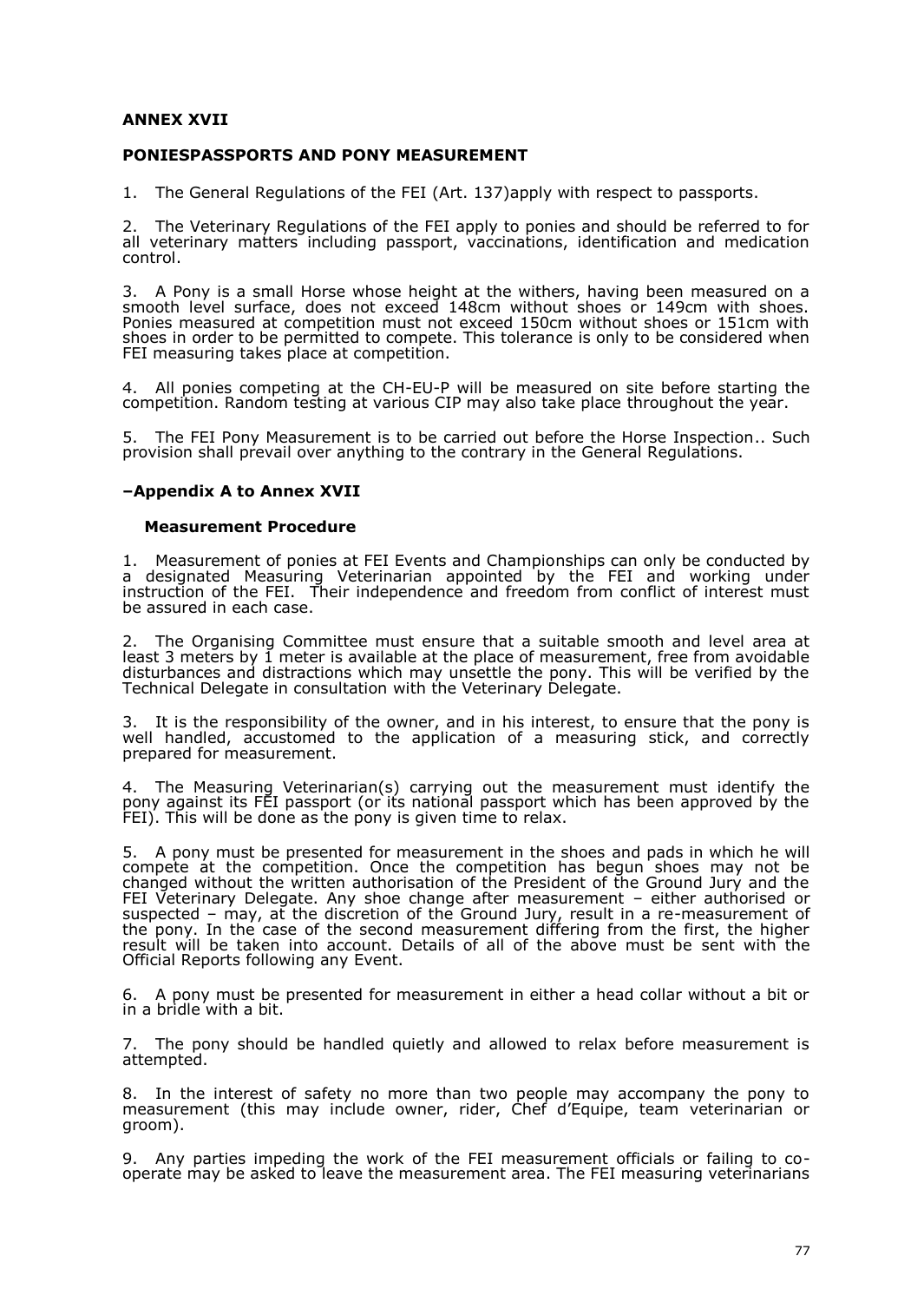## ANNEX XVII

### PONIESPASSPORTS AND PONY MEASUREMENT

1. The General Regulations of the FEI (Art. 137)apply with respect to passports.

2. The Veterinary Regulations of the FEI apply to ponies and should be referred to for all veterinary matters including passport, vaccinations, identification and medication control.

3. A Pony is a small Horse whose height at the withers, having been measured on a smooth level surface, does not exceed 148cm without shoes or 149cm with shoes. Ponies measured at competition must not exceed 150cm without shoes or 151cm with shoes in order to be permitted to compete. This tolerance is only to be considered when FEI measuring takes place at competition.

4. All ponies competing at the CH-EU-P will be measured on site before starting the competition. Random testing at various CIP may also take place throughout the year.

5. The FEI Pony Measurement is to be carried out before the Horse Inspection.. Such provision shall prevail over anything to the contrary in the General Regulations.

### –Appendix A to Annex XVII

#### Measurement Procedure

1. Measurement of ponies at FEI Events and Championships can only be conducted by a designated Measuring Veterinarian appointed by the FEI and working under instruction of the FEI. Their independence and freedom from conflict of interest must be assured in each case.

2. The Organising Committee must ensure that a suitable smooth and level area at least 3 meters by 1 meter is available at the place of measurement, free from avoidable disturbances and distractions which may unsettle the pony. This will be verified by the Technical Delegate in consultation with the Veterinary Delegate.

3. It is the responsibility of the owner, and in his interest, to ensure that the pony is well handled, accustomed to the application of a measuring stick, and correctly prepared for measurement.

4. The Measuring Veterinarian(s) carrying out the measurement must identify the pony against its FEI passport (or its national passport which has been approved by the FEI). This will be done as the pony is given time to relax.

5. A pony must be presented for measurement in the shoes and pads in which he will compete at the competition. Once the competition has begun shoes may not be changed without the written authorisation of the President of the Ground Jury and the FEI Veterinary Delegate. Any shoe change after measurement – either authorised or suspected – may, at the discretion of the Ground Jury, result in a re-measurement of the pony. In the case of the second measurement differing from the first, the higher result will be taken into account. Details of all of the above must be sent with the Official Reports following any Event.

6. A pony must be presented for measurement in either a head collar without a bit or in a bridle with a bit.

7. The pony should be handled quietly and allowed to relax before measurement is attempted.

8. In the interest of safety no more than two people may accompany the pony to measurement (this may include owner, rider, Chef d'Equipe, team veterinarian or groom).

9. Any parties impeding the work of the FEI measurement officials or failing to co-operate may be asked to leave the measurement area. The FEI measuring veterinarians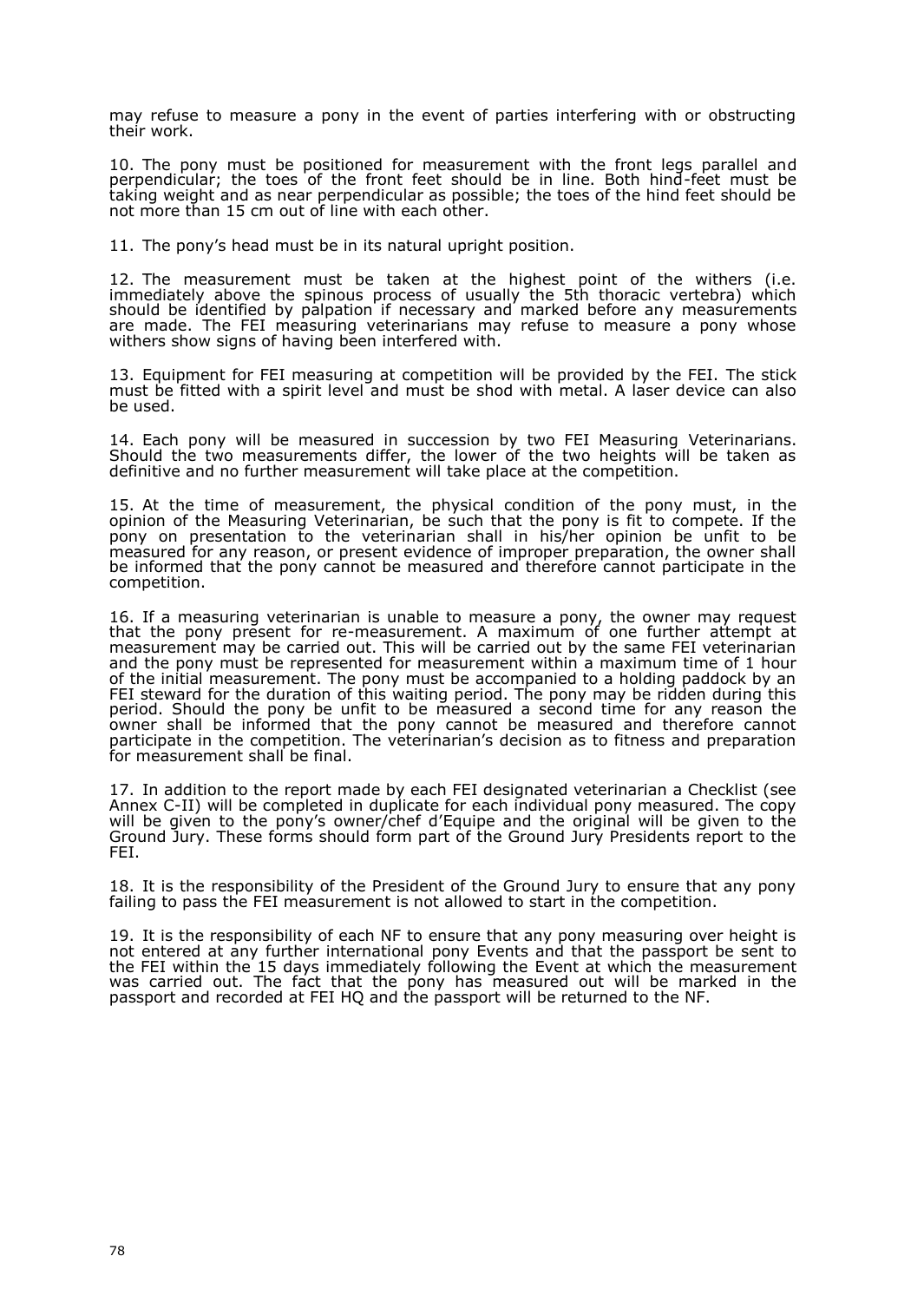may refuse to measure a pony in the event of parties interfering with or obstructing their work.

10. The pony must be positioned for measurement with the front legs parallel and perpendicular; the toes of the front feet should be in line. Both hind-feet must be taking weight and as near perpendicular as possible; the toes of the hind feet should be not more than 15 cm out of line with each other.

11. The pony's head must be in its natural upright position.

12. The measurement must be taken at the highest point of the withers (i.e. immediately above the spinous process of usually the 5th thoracic vertebra) which should be identified by palpation if necessary and marked before any measurements are made. The FEI measuring veterinarians may refuse to measure a pony whose withers show signs of having been interfered with.

13. Equipment for FEI measuring at competition will be provided by the FEI. The stick must be fitted with a spirit level and must be shod with metal. A laser device can also be used.

14. Each pony will be measured in succession by two FEI Measuring Veterinarians. Should the two measurements differ, the lower of the two heights will be taken as definitive and no further measurement will take place at the competition.

15. At the time of measurement, the physical condition of the pony must, in the opinion of the Measuring Veterinarian, be such that the pony is fit to compete. If the pony on presentation to the veterinarian shall in his/her opinion be unfit to be measured for any reason, or present evidence of improper preparation, the owner shall be informed that the pony cannot be measured and therefore cannot participate in the competition.

16. If a measuring veterinarian is unable to measure a pony, the owner may request that the pony present for re-measurement. A maximum of one further attempt at measurement may be carried out. This will be carried out by the same FEI veterinarian and the pony must be represented for measurement within a maximum time of 1 hour of the initial measurement. The pony must be accompanied to a holding paddock by an FEI steward for the duration of this waiting period. The pony may be ridden during this period. Should the pony be unfit to be measured a second time for any reason the owner shall be informed that the pony cannot be measured and therefore cannot participate in the competition. The veterinarian's decision as to fitness and preparation for measurement shall be final.

17. In addition to the report made by each FEI designated veterinarian a Checklist (see Annex C-II) will be completed in duplicate for each individual pony measured. The copy will be given to the pony's owner/chef d'Equipe and the original will be given to the Ground Jury. These forms should form part of the Ground Jury Presidents report to the FEI.

18. It is the responsibility of the President of the Ground Jury to ensure that any pony failing to pass the FEI measurement is not allowed to start in the competition.

19. It is the responsibility of each NF to ensure that any pony measuring over height is not entered at any further international pony Events and that the passport be sent to the FEI within the 15 days immediately following the Event at which the measurement was carried out. The fact that the pony has measured out will be marked in the passport and recorded at FEI HQ and the passport will be returned to the NF.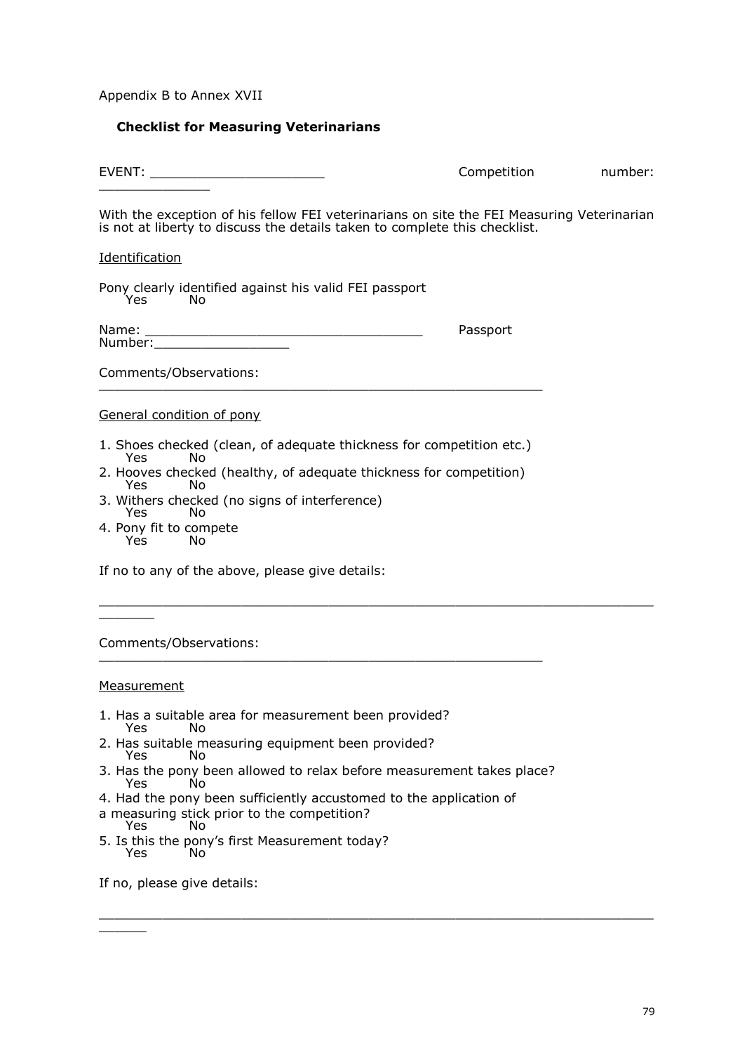Appendix B to Annex XVII

**Checklist for Measuring Veterinarians**

EVENT: ______________________ Competition number: ______________

With the exception of his fellow FEI veterinarians on site the FEI Measuring Veterinarian is not at liberty to discuss the details taken to complete this checklist.

Identification

Pony clearly identified against his valid FEI passport
Yes No

Name: ___________________________________ Passport Number:_________________

Comments/Observations: _________________________________________________________

General condition of pony

1. Shoes checked (clean, of adequate thickness for competition etc.)
   Yes No
2. Hooves checked (healthy, of adequate thickness for competition)
   Yes No
3. Withers checked (no signs of interference)
   Yes No
4. Pony fit to compete
   Yes No

If no to any of the above, please give details:

_____________________________________________________________________________

Comments/Observations: _________________________________________________________

Measurement

1. Has a suitable area for measurement been provided?
   Yes No
2. Has suitable measuring equipment been provided?
   Yes No
3. Has the pony been allowed to relax before measurement takes place?
   Yes No
4. Had the pony been sufficiently accustomed to the application of a measuring stick prior to the competition?
   Yes No
5. Is this the pony's first Measurement today?
   Yes No

If no, please give details:

_____________________________________________________________________________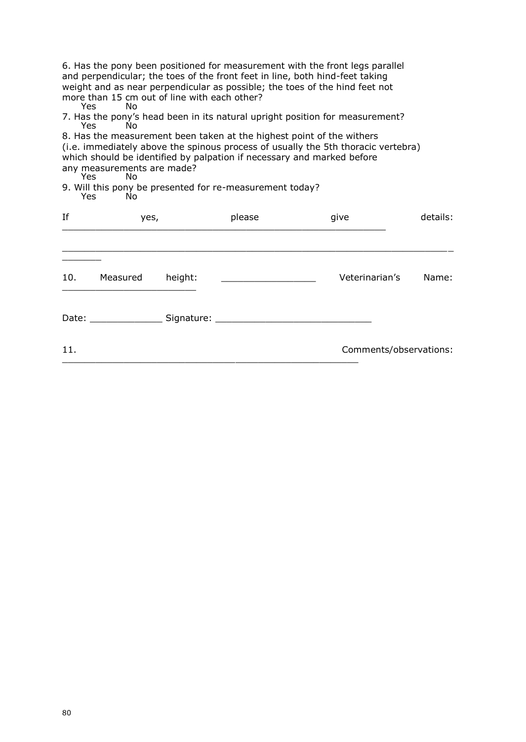6. Has the pony been positioned for measurement with the front legs parallel and perpendicular; the toes of the front feet in line, both hind-feet taking weight and as near perpendicular as possible; the toes of the hind feet not more than 15 cm out of line with each other?

Yes No

7. Has the pony's head been in its natural upright position for measurement?

Yes No

8. Has the measurement been taken at the highest point of the withers (i.e. immediately above the spinous process of usually the 5th thoracic vertebra) which should be identified by palpation if necessary and marked before any measurements are made?

Yes No

9. Will this pony be presented for re-measurement today?

Yes No

If yes, please give details: ____________________________________________________________

______________________________________________________________________________

10. Measured height: _________________ Veterinarian's Name: ________________________

Date: _____________ Signature: ____________________________

11. Comments/observations: ______________________________________________________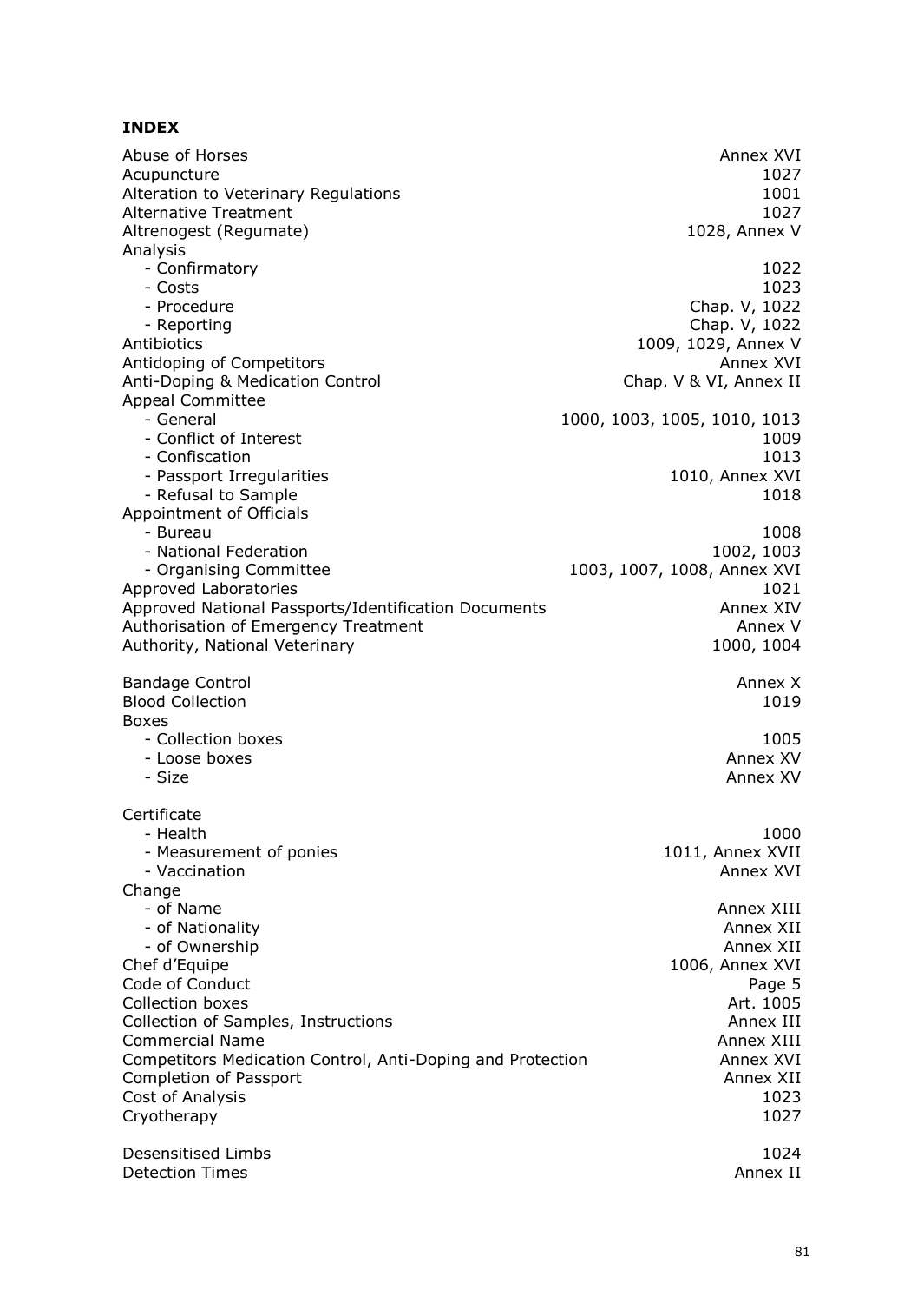**INDEX**

| | |
|---|---|
| Abuse of Horses | Annex XVI |
| Acupuncture | 1027 |
| Alteration to Veterinary Regulations | 1001 |
| Alternative Treatment | 1027 |
| Altrenogest (Regumate) | 1028, Annex V |
| Analysis | |
| - Confirmatory | 1022 |
| - Costs | 1023 |
| - Procedure | Chap. V, 1022 |
| - Reporting | Chap. V, 1022 |
| Antibiotics | 1009, 1029, Annex V |
| Antidoping of Competitors | Annex XVI |
| Anti-Doping & Medication Control | Chap. V & VI, Annex II |
| Appeal Committee | |
| - General | 1000, 1003, 1005, 1010, 1013 |
| - Conflict of Interest | 1009 |
| - Confiscation | 1013 |
| - Passport Irregularities | 1010, Annex XVI |
| - Refusal to Sample | 1018 |
| Appointment of Officials | |
| - Bureau | 1008 |
| - National Federation | 1002, 1003 |
| - Organising Committee | 1003, 1007, 1008, Annex XVI |
| Approved Laboratories | 1021 |
| Approved National Passports/Identification Documents | Annex XIV |
| Authorisation of Emergency Treatment | Annex V |
| Authority, National Veterinary | 1000, 1004 |
| | |
| Bandage Control | Annex X |
| Blood Collection | 1019 |
| Boxes | |
| - Collection boxes | 1005 |
| - Loose boxes | Annex XV |
| - Size | Annex XV |
| | |
| Certificate | |
| - Health | 1000 |
| - Measurement of ponies | 1011, Annex XVII |
| - Vaccination | Annex XVI |
| Change | |
| - of Name | Annex XIII |
| - of Nationality | Annex XII |
| - of Ownership | Annex XII |
| Chef d'Equipe | 1006, Annex XVI |
| Code of Conduct | Page 5 |
| Collection boxes | Art. 1005 |
| Collection of Samples, Instructions | Annex III |
| Commercial Name | Annex XIII |
| Competitors Medication Control, Anti-Doping and Protection | Annex XVI |
| Completion of Passport | Annex XII |
| Cost of Analysis | 1023 |
| Cryotherapy | 1027 |
| | |
| Desensitised Limbs | 1024 |
| Detection Times | Annex II |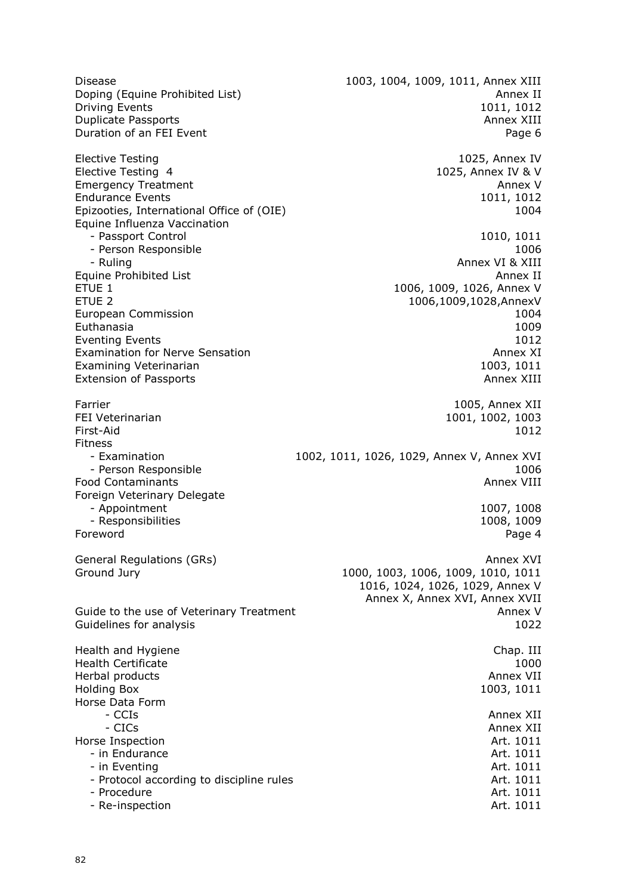| | |
|---|---|
| Disease | 1003, 1004, 1009, 1011, Annex XIII |
| Doping (Equine Prohibited List) | Annex II |
| Driving Events | 1011, 1012 |
| Duplicate Passports | Annex XIII |
| Duration of an FEI Event | Page 6 |
| | |
| Elective Testing | 1025, Annex IV |
| Elective Testing 4 | 1025, Annex IV & V |
| Emergency Treatment | Annex V |
| Endurance Events | 1011, 1012 |
| Epizooties, International Office of (OIE) | 1004 |
| Equine Influenza Vaccination | |
| - Passport Control | 1010, 1011 |
| - Person Responsible | 1006 |
| - Ruling | Annex VI & XIII |
| Equine Prohibited List | Annex II |
| ETUE 1 | 1006, 1009, 1026, Annex V |
| ETUE 2 | 1006,1009,1028,AnnexV |
| European Commission | 1004 |
| Euthanasia | 1009 |
| Eventing Events | 1012 |
| Examination for Nerve Sensation | Annex XI |
| Examining Veterinarian | 1003, 1011 |
| Extension of Passports | Annex XIII |
| | |
| Farrier | 1005, Annex XII |
| FEI Veterinarian | 1001, 1002, 1003 |
| First-Aid | 1012 |
| Fitness | |
| - Examination | 1002, 1011, 1026, 1029, Annex V, Annex XVI |
| - Person Responsible | 1006 |
| Food Contaminants | Annex VIII |
| Foreign Veterinary Delegate | |
| - Appointment | 1007, 1008 |
| - Responsibilities | 1008, 1009 |
| Foreword | Page 4 |
| | |
| General Regulations (GRs) | Annex XVI |
| Ground Jury | 1000, 1003, 1006, 1009, 1010, 1011, 1016, 1024, 1026, 1029, Annex V, Annex X, Annex XVI, Annex XVII |
| Guide to the use of Veterinary Treatment | Annex V |
| Guidelines for analysis | 1022 |
| | |
| Health and Hygiene | Chap. III |
| Health Certificate | 1000 |
| Herbal products | Annex VII |
| Holding Box | 1003, 1011 |
| Horse Data Form | |
| - CCIs | Annex XII |
| - CICs | Annex XII |
| Horse Inspection | Art. 1011 |
| - in Endurance | Art. 1011 |
| - in Eventing | Art. 1011 |
| - Protocol according to discipline rules | Art. 1011 |
| - Procedure | Art. 1011 |
| - Re-inspection | Art. 1011 |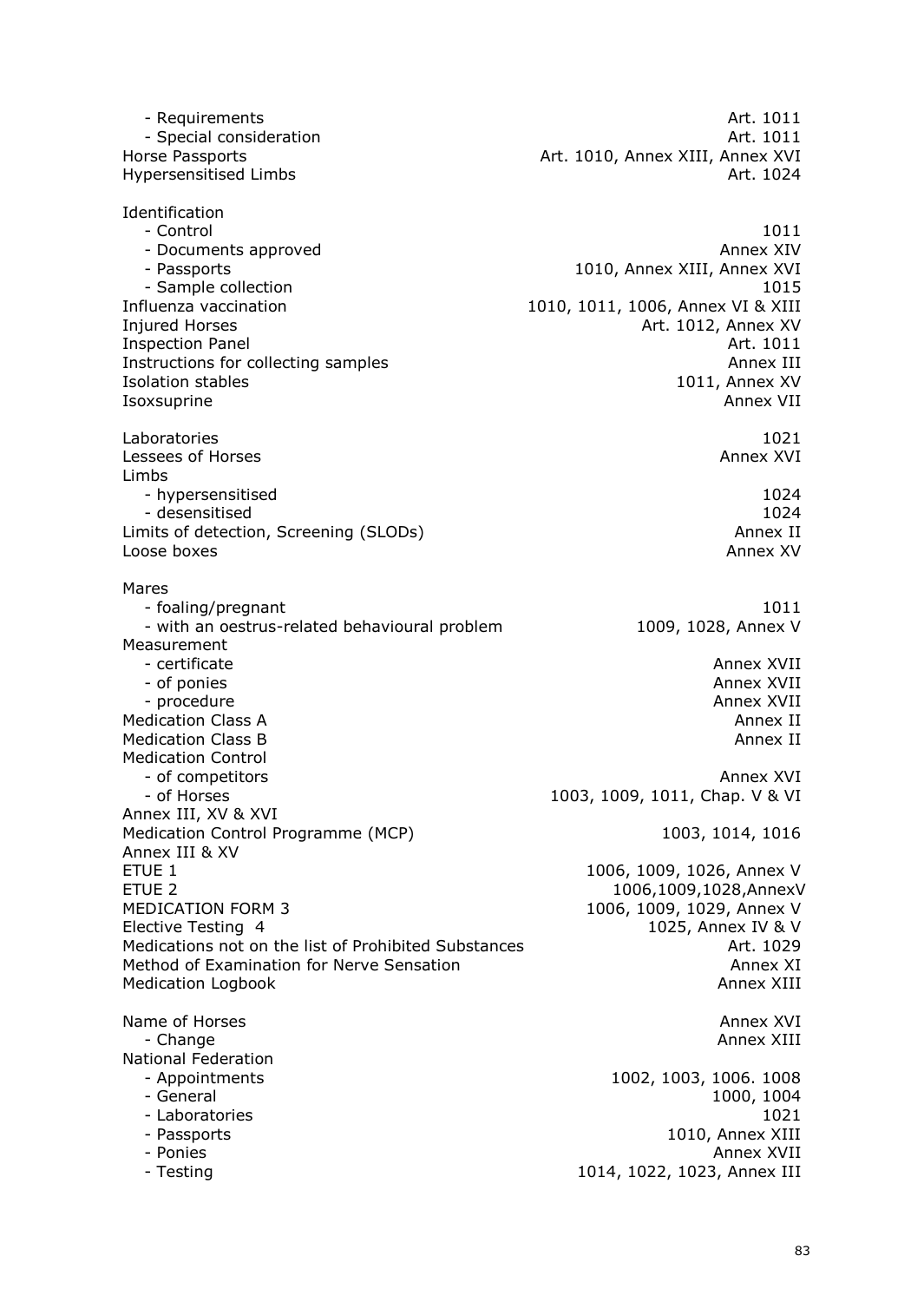- Requirements Art. 1011
- Special consideration Art. 1011

Horse Passports Art. 1010, Annex XIII, Annex XVI

Hypersensitised Limbs Art. 1024

Identification
- Control 1011
- Documents approved Annex XIV
- Passports 1010, Annex XIII, Annex XVI
- Sample collection 1015

Influenza vaccination 1010, 1011, 1006, Annex VI & XIII

Injured Horses Art. 1012, Annex XV

Inspection Panel Art. 1011

Instructions for collecting samples Annex III

Isolation stables 1011, Annex XV

Isoxsuprine Annex VII

Laboratories 1021

Lessees of Horses Annex XVI

Limbs
- hypersensitised 1024
- desensitised 1024

Limits of detection, Screening (SLODs) Annex II

Loose boxes Annex XV

Mares
- foaling/pregnant 1011
- with an oestrus-related behavioural problem 1009, 1028, Annex V

Measurement
- certificate Annex XVII
- of ponies Annex XVII
- procedure Annex XVII

Medication Class A Annex II

Medication Class B Annex II

Medication Control
- of competitors Annex XVI
- of Horses 1003, 1009, 1011, Chap. V & VI

Annex III, XV & XVI

Medication Control Programme (MCP) 1003, 1014, 1016

Annex III & XV

ETUE 1 1006, 1009, 1026, Annex V

ETUE 2 1006,1009,1028,AnnexV

MEDICATION FORM 3 1006, 1009, 1029, Annex V

Elective Testing 4 1025, Annex IV & V

Medications not on the list of Prohibited Substances Art. 1029

Method of Examination for Nerve Sensation Annex XI

Medication Logbook Annex XIII

Name of Horses Annex XVI
- Change Annex XIII

National Federation
- Appointments 1002, 1003, 1006. 1008
- General 1000, 1004
- Laboratories 1021
- Passports 1010, Annex XIII
- Ponies Annex XVII
- Testing 1014, 1022, 1023, Annex III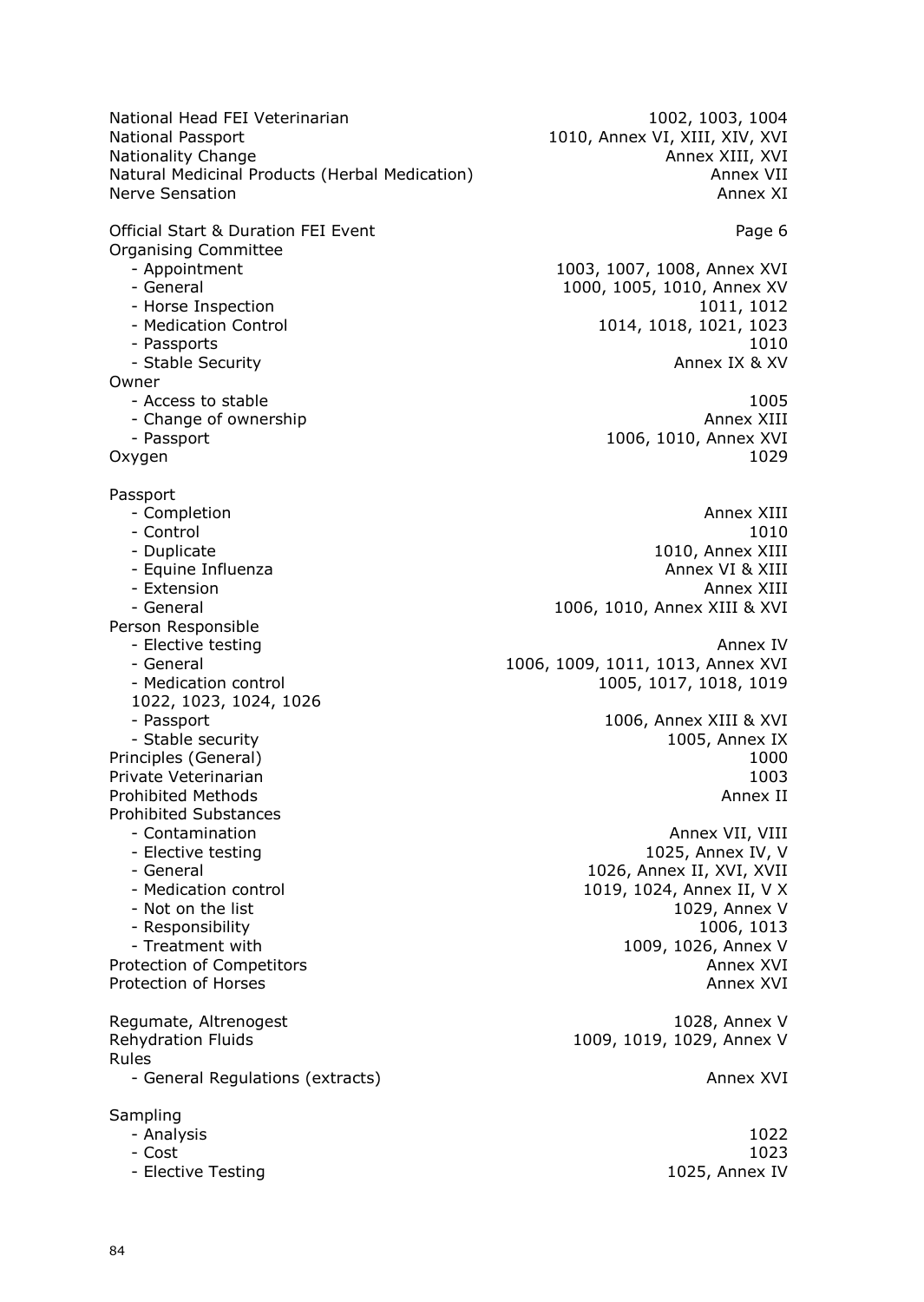National Head FEI Veterinarian 1002, 1003, 1004
National Passport 1010, Annex VI, XIII, XIV, XVI
Nationality Change Annex XIII, XVI
Natural Medicinal Products (Herbal Medication) Annex VII
Nerve Sensation Annex XI

Official Start & Duration FEI Event Page 6
Organising Committee
- Appointment 1003, 1007, 1008, Annex XVI
- General 1000, 1005, 1010, Annex XV
- Horse Inspection 1011, 1012
- Medication Control 1014, 1018, 1021, 1023
- Passports 1010
- Stable Security Annex IX & XV

Owner
- Access to stable 1005
- Change of ownership Annex XIII
- Passport 1006, 1010, Annex XVI

Oxygen 1029

Passport
- Completion Annex XIII
- Control 1010
- Duplicate 1010, Annex XIII
- Equine Influenza Annex VI & XIII
- Extension Annex XIII
- General 1006, 1010, Annex XIII & XVI

Person Responsible
- Elective testing Annex IV
- General 1006, 1009, 1011, 1013, Annex XVI
- Medication control 1005, 1017, 1018, 1019 1022, 1023, 1024, 1026
- Passport 1006, Annex XIII & XVI
- Stable security 1005, Annex IX

Principles (General) 1000
Private Veterinarian 1003
Prohibited Methods Annex II
Prohibited Substances
- Contamination Annex VII, VIII
- Elective testing 1025, Annex IV, V
- General 1026, Annex II, XVI, XVII
- Medication control 1019, 1024, Annex II, V X
- Not on the list 1029, Annex V
- Responsibility 1006, 1013
- Treatment with 1009, 1026, Annex V

Protection of Competitors Annex XVI
Protection of Horses Annex XVI

Regumate, Altrenogest 1028, Annex V
Rehydration Fluids 1009, 1019, 1029, Annex V
Rules
- General Regulations (extracts) Annex XVI

Sampling
- Analysis 1022
- Cost 1023
- Elective Testing 1025, Annex IV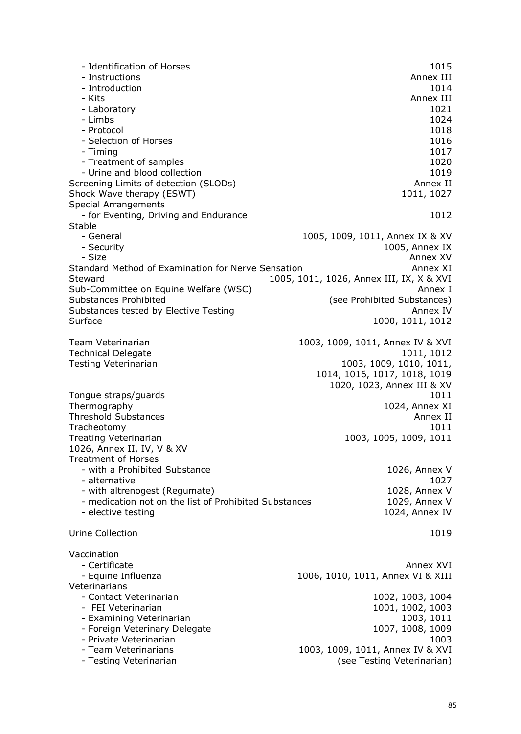| | |
|---|---|
| - Identification of Horses | 1015 |
| - Instructions | Annex III |
| - Introduction | 1014 |
| - Kits | Annex III |
| - Laboratory | 1021 |
| - Limbs | 1024 |
| - Protocol | 1018 |
| - Selection of Horses | 1016 |
| - Timing | 1017 |
| - Treatment of samples | 1020 |
| - Urine and blood collection | 1019 |
| Screening Limits of detection (SLODs) | Annex II |
| Shock Wave therapy (ESWT) | 1011, 1027 |
| Special Arrangements | |
| - for Eventing, Driving and Endurance | 1012 |
| Stable | |
| - General | 1005, 1009, 1011, Annex IX & XV |
| - Security | 1005, Annex IX |
| - Size | Annex XV |
| Standard Method of Examination for Nerve Sensation | Annex XI |
| Steward | 1005, 1011, 1026, Annex III, IX, X & XVI |
| Sub-Committee on Equine Welfare (WSC) | Annex I |
| Substances Prohibited | (see Prohibited Substances) |
| Substances tested by Elective Testing | Annex IV |
| Surface | 1000, 1011, 1012 |
| | |
| Team Veterinarian | 1003, 1009, 1011, Annex IV & XVI |
| Technical Delegate | 1011, 1012 |
| Testing Veterinarian | 1003, 1009, 1010, 1011, 1014, 1016, 1017, 1018, 1019 1020, 1023, Annex III & XV |
| Tongue straps/guards | 1011 |
| Thermography | 1024, Annex XI |
| Threshold Substances | Annex II |
| Tracheotomy | 1011 |
| Treating Veterinarian | 1003, 1005, 1009, 1011 |
| 1026, Annex II, IV, V & XV | |
| Treatment of Horses | |
| - with a Prohibited Substance | 1026, Annex V |
| - alternative | 1027 |
| - with altrenogest (Regumate) | 1028, Annex V |
| - medication not on the list of Prohibited Substances | 1029, Annex V |
| - elective testing | 1024, Annex IV |
| | |
| Urine Collection | 1019 |
| | |
| Vaccination | |
| - Certificate | Annex XVI |
| - Equine Influenza | 1006, 1010, 1011, Annex VI & XIII |
| Veterinarians | |
| - Contact Veterinarian | 1002, 1003, 1004 |
| - FEI Veterinarian | 1001, 1002, 1003 |
| - Examining Veterinarian | 1003, 1011 |
| - Foreign Veterinary Delegate | 1007, 1008, 1009 |
| - Private Veterinarian | 1003 |
| - Team Veterinarians | 1003, 1009, 1011, Annex IV & XVI |
| - Testing Veterinarian | (see Testing Veterinarian) |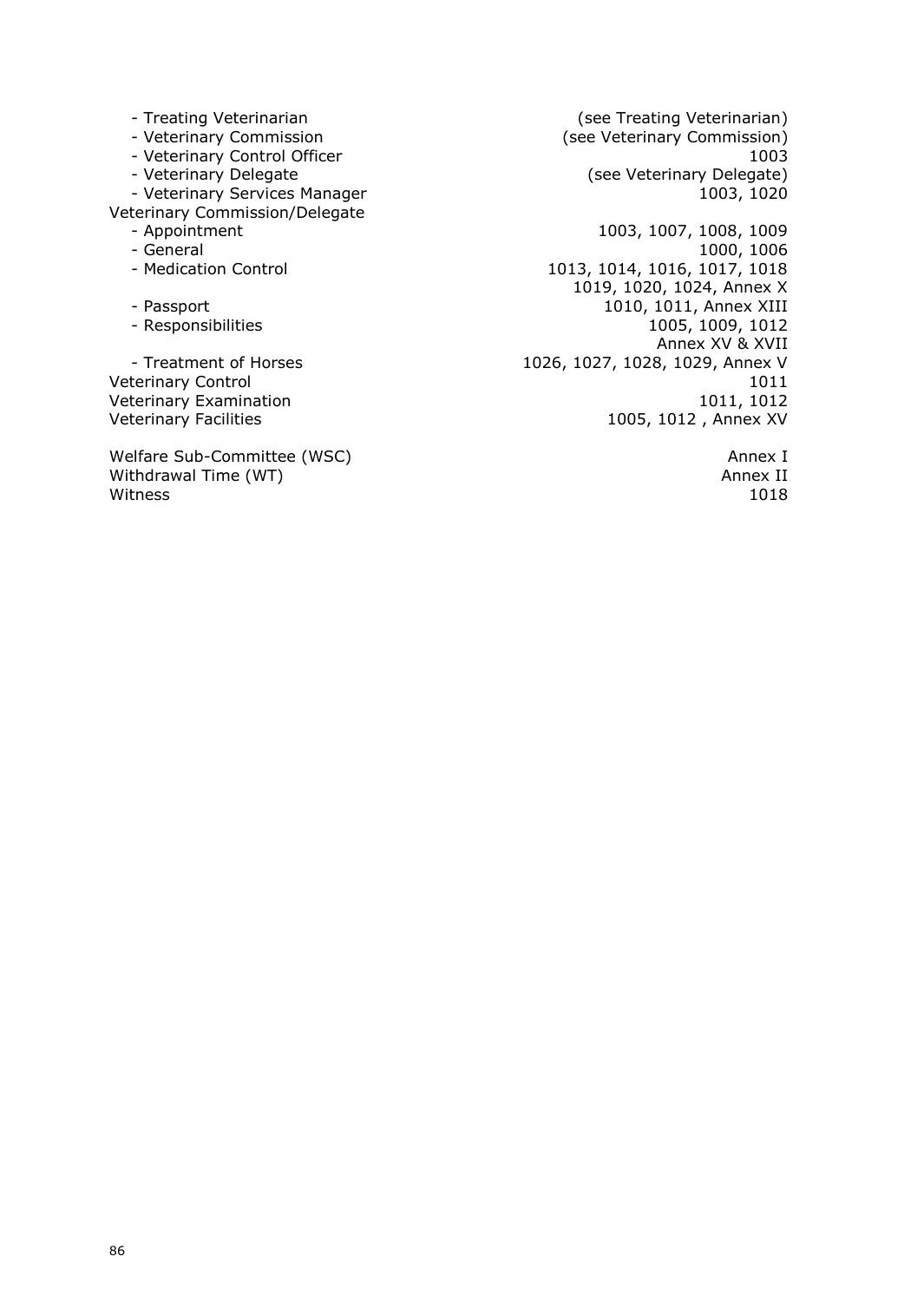| | |
|---|---|
| - Treating Veterinarian | (see Treating Veterinarian) |
| - Veterinary Commission | (see Veterinary Commission) |
| - Veterinary Control Officer | 1003 |
| - Veterinary Delegate | (see Veterinary Delegate) |
| - Veterinary Services Manager | 1003, 1020 |
| Veterinary Commission/Delegate | |
| - Appointment | 1003, 1007, 1008, 1009 |
| - General | 1000, 1006 |
| - Medication Control | 1013, 1014, 1016, 1017, 1018 1019, 1020, 1024, Annex X |
| - Passport | 1010, 1011, Annex XIII |
| - Responsibilities | 1005, 1009, 1012 Annex XV & XVII |
| - Treatment of Horses | 1026, 1027, 1028, 1029, Annex V |
| Veterinary Control | 1011 |
| Veterinary Examination | 1011, 1012 |
| Veterinary Facilities | 1005, 1012 , Annex XV |
| | |
| Welfare Sub-Committee (WSC) | Annex I |
| Withdrawal Time (WT) | Annex II |
| Witness | 1018 |